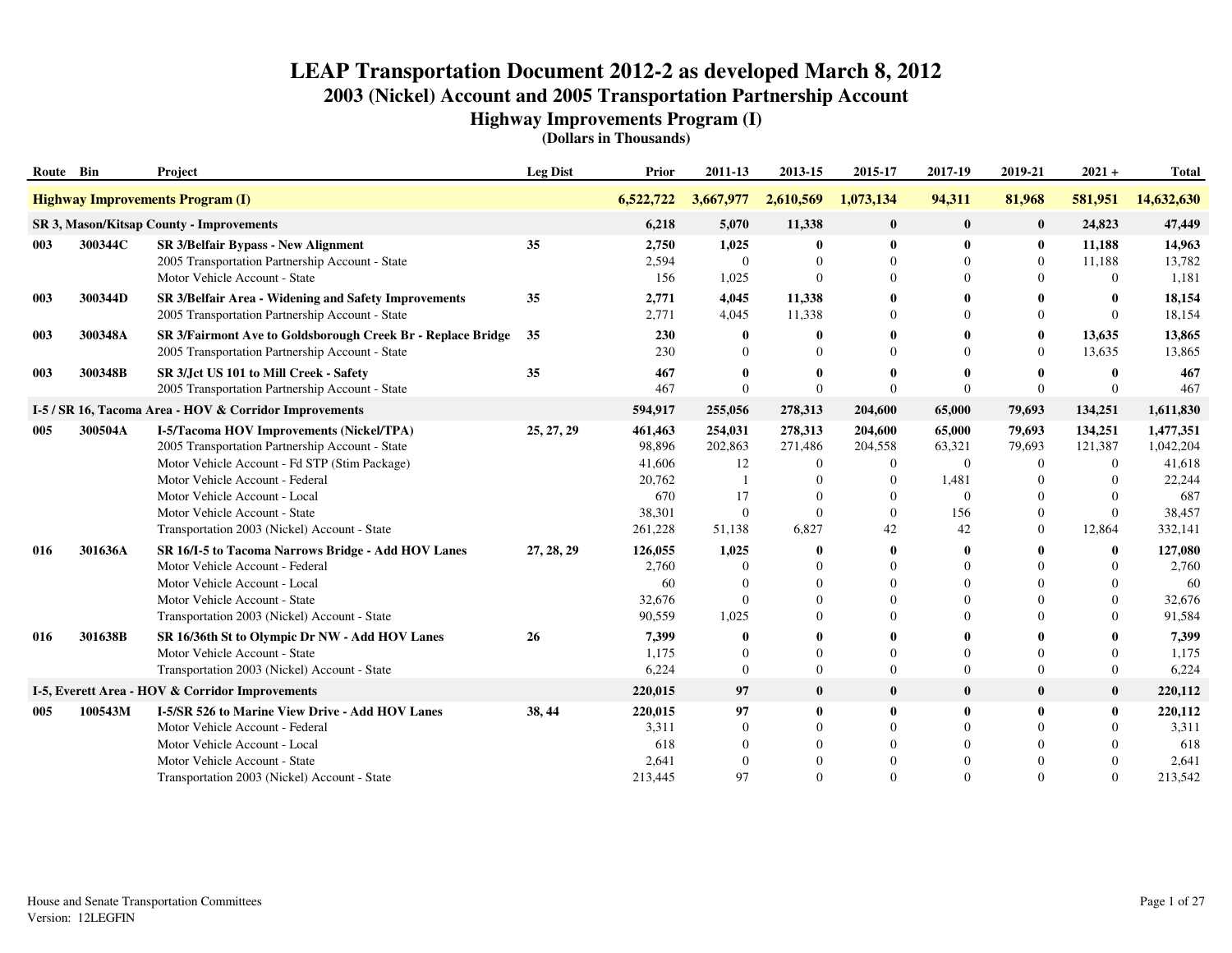# LEAP Transportation Document 2012-2 as developed March 8, 2012

## 2003 (Nickel) Account and 2005 Transportation Partnership Account

### Highway Improvements Program (I)

**(Dollars in Thousands)**

| Route | Bin | Project | Leg Dist | Prior | 2011-13 | 2013-15 | 2015-17 | 2017-19 | 2019-21 | 2021 + | Total |
|---|---|---|---|---|---|---|---|---|---|---|---|
| **Highway Improvements Program (I)** | | | | **6,522,722** | **3,667,977** | **2,610,569** | **1,073,134** | **94,311** | **81,968** | **581,951** | **14,632,630** |
| **SR 3, Mason/Kitsap County - Improvements** | | | | **6,218** | **5,070** | **11,338** | **0** | **0** | **0** | **24,823** | **47,449** |
| **003** | **300344C** | **SR 3/Belfair Bypass - New Alignment** | **35** | **2,750** | **1,025** | **0** | **0** | **0** | **0** | **11,188** | **14,963** |
| | | 2005 Transportation Partnership Account - State | | 2,594 | 0 | 0 | 0 | 0 | 0 | 11,188 | 13,782 |
| | | Motor Vehicle Account - State | | 156 | 1,025 | 0 | 0 | 0 | 0 | 0 | 1,181 |
| **003** | **300344D** | **SR 3/Belfair Area - Widening and Safety Improvements** | **35** | **2,771** | **4,045** | **11,338** | **0** | **0** | **0** | **0** | **18,154** |
| | | 2005 Transportation Partnership Account - State | | 2,771 | 4,045 | 11,338 | 0 | 0 | 0 | 0 | 18,154 |
| **003** | **300348A** | **SR 3/Fairmont Ave to Goldsborough Creek Br - Replace Bridge** | **35** | **230** | **0** | **0** | **0** | **0** | **0** | **13,635** | **13,865** |
| | | 2005 Transportation Partnership Account - State | | 230 | 0 | 0 | 0 | 0 | 0 | 13,635 | 13,865 |
| **003** | **300348B** | **SR 3/Jct US 101 to Mill Creek - Safety** | **35** | **467** | **0** | **0** | **0** | **0** | **0** | **0** | **467** |
| | | 2005 Transportation Partnership Account - State | | 467 | 0 | 0 | 0 | 0 | 0 | 0 | 467 |
| **I-5 / SR 16, Tacoma Area - HOV & Corridor Improvements** | | | | **594,917** | **255,056** | **278,313** | **204,600** | **65,000** | **79,693** | **134,251** | **1,611,830** |
| **005** | **300504A** | **I-5/Tacoma HOV Improvements (Nickel/TPA)** | **25, 27, 29** | **461,463** | **254,031** | **278,313** | **204,600** | **65,000** | **79,693** | **134,251** | **1,477,351** |
| | | 2005 Transportation Partnership Account - State | | 98,896 | 202,863 | 271,486 | 204,558 | 63,321 | 79,693 | 121,387 | 1,042,204 |
| | | Motor Vehicle Account - Fd STP (Stim Package) | | 41,606 | 12 | 0 | 0 | 0 | 0 | 0 | 41,618 |
| | | Motor Vehicle Account - Federal | | 20,762 | 1 | 0 | 0 | 1,481 | 0 | 0 | 22,244 |
| | | Motor Vehicle Account - Local | | 670 | 17 | 0 | 0 | 0 | 0 | 0 | 687 |
| | | Motor Vehicle Account - State | | 38,301 | 0 | 0 | 0 | 156 | 0 | 0 | 38,457 |
| | | Transportation 2003 (Nickel) Account - State | | 261,228 | 51,138 | 6,827 | 42 | 42 | 0 | 12,864 | 332,141 |
| **016** | **301636A** | **SR 16/I-5 to Tacoma Narrows Bridge - Add HOV Lanes** | **27, 28, 29** | **126,055** | **1,025** | **0** | **0** | **0** | **0** | **0** | **127,080** |
| | | Motor Vehicle Account - Federal | | 2,760 | 0 | 0 | 0 | 0 | 0 | 0 | 2,760 |
| | | Motor Vehicle Account - Local | | 60 | 0 | 0 | 0 | 0 | 0 | 0 | 60 |
| | | Motor Vehicle Account - State | | 32,676 | 0 | 0 | 0 | 0 | 0 | 0 | 32,676 |
| | | Transportation 2003 (Nickel) Account - State | | 90,559 | 1,025 | 0 | 0 | 0 | 0 | 0 | 91,584 |
| **016** | **301638B** | **SR 16/36th St to Olympic Dr NW - Add HOV Lanes** | **26** | **7,399** | **0** | **0** | **0** | **0** | **0** | **0** | **7,399** |
| | | Motor Vehicle Account - State | | 1,175 | 0 | 0 | 0 | 0 | 0 | 0 | 1,175 |
| | | Transportation 2003 (Nickel) Account - State | | 6,224 | 0 | 0 | 0 | 0 | 0 | 0 | 6,224 |
| **I-5, Everett Area - HOV & Corridor Improvements** | | | | **220,015** | **97** | **0** | **0** | **0** | **0** | **0** | **220,112** |
| **005** | **100543M** | **I-5/SR 526 to Marine View Drive - Add HOV Lanes** | **38, 44** | **220,015** | **97** | **0** | **0** | **0** | **0** | **0** | **220,112** |
| | | Motor Vehicle Account - Federal | | 3,311 | 0 | 0 | 0 | 0 | 0 | 0 | 3,311 |
| | | Motor Vehicle Account - Local | | 618 | 0 | 0 | 0 | 0 | 0 | 0 | 618 |
| | | Motor Vehicle Account - State | | 2,641 | 0 | 0 | 0 | 0 | 0 | 0 | 2,641 |
| | | Transportation 2003 (Nickel) Account - State | | 213,445 | 97 | 0 | 0 | 0 | 0 | 0 | 213,542 |

House and Senate Transportation Committees
Version: 12LEGFIN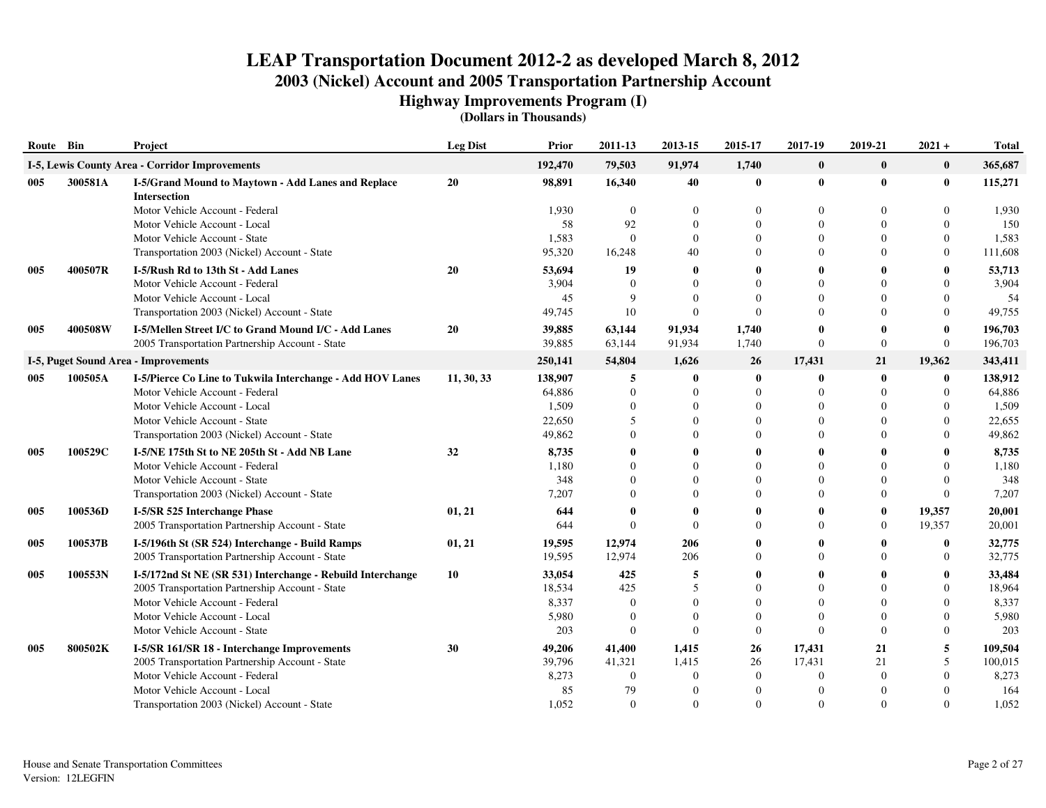# LEAP Transportation Document 2012-2 as developed March 8, 2012

## 2003 (Nickel) Account and 2005 Transportation Partnership Account

### Highway Improvements Program (I)

**(Dollars in Thousands)**

| Route | Bin | Project | Leg Dist | Prior | 2011-13 | 2013-15 | 2015-17 | 2017-19 | 2019-21 | 2021 + | Total |
|---|---|---|---|---|---|---|---|---|---|---|---|
| **I-5, Lewis County Area - Corridor Improvements** | | | | **192,470** | **79,503** | **91,974** | **1,740** | **0** | **0** | **0** | **365,687** |
| **005** | **300581A** | **I-5/Grand Mound to Maytown - Add Lanes and Replace Intersection** | **20** | **98,891** | **16,340** | **40** | **0** | **0** | **0** | **0** | **115,271** |
| | | Motor Vehicle Account - Federal | | 1,930 | 0 | 0 | 0 | 0 | 0 | 0 | 1,930 |
| | | Motor Vehicle Account - Local | | 58 | 92 | 0 | 0 | 0 | 0 | 0 | 150 |
| | | Motor Vehicle Account - State | | 1,583 | 0 | 0 | 0 | 0 | 0 | 0 | 1,583 |
| | | Transportation 2003 (Nickel) Account - State | | 95,320 | 16,248 | 40 | 0 | 0 | 0 | 0 | 111,608 |
| **005** | **400507R** | **I-5/Rush Rd to 13th St - Add Lanes** | **20** | **53,694** | **19** | **0** | **0** | **0** | **0** | **0** | **53,713** |
| | | Motor Vehicle Account - Federal | | 3,904 | 0 | 0 | 0 | 0 | 0 | 0 | 3,904 |
| | | Motor Vehicle Account - Local | | 45 | 9 | 0 | 0 | 0 | 0 | 0 | 54 |
| | | Transportation 2003 (Nickel) Account - State | | 49,745 | 10 | 0 | 0 | 0 | 0 | 0 | 49,755 |
| **005** | **400508W** | **I-5/Mellen Street I/C to Grand Mound I/C - Add Lanes** | **20** | **39,885** | **63,144** | **91,934** | **1,740** | **0** | **0** | **0** | **196,703** |
| | | 2005 Transportation Partnership Account - State | | 39,885 | 63,144 | 91,934 | 1,740 | 0 | 0 | 0 | 196,703 |
| **I-5, Puget Sound Area - Improvements** | | | | **250,141** | **54,804** | **1,626** | **26** | **17,431** | **21** | **19,362** | **343,411** |
| **005** | **100505A** | **I-5/Pierce Co Line to Tukwila Interchange - Add HOV Lanes** | **11, 30, 33** | **138,907** | **5** | **0** | **0** | **0** | **0** | **0** | **138,912** |
| | | Motor Vehicle Account - Federal | | 64,886 | 0 | 0 | 0 | 0 | 0 | 0 | 64,886 |
| | | Motor Vehicle Account - Local | | 1,509 | 0 | 0 | 0 | 0 | 0 | 0 | 1,509 |
| | | Motor Vehicle Account - State | | 22,650 | 5 | 0 | 0 | 0 | 0 | 0 | 22,655 |
| | | Transportation 2003 (Nickel) Account - State | | 49,862 | 0 | 0 | 0 | 0 | 0 | 0 | 49,862 |
| **005** | **100529C** | **I-5/NE 175th St to NE 205th St - Add NB Lane** | **32** | **8,735** | **0** | **0** | **0** | **0** | **0** | **0** | **8,735** |
| | | Motor Vehicle Account - Federal | | 1,180 | 0 | 0 | 0 | 0 | 0 | 0 | 1,180 |
| | | Motor Vehicle Account - State | | 348 | 0 | 0 | 0 | 0 | 0 | 0 | 348 |
| | | Transportation 2003 (Nickel) Account - State | | 7,207 | 0 | 0 | 0 | 0 | 0 | 0 | 7,207 |
| **005** | **100536D** | **I-5/SR 525 Interchange Phase** | **01, 21** | **644** | **0** | **0** | **0** | **0** | **0** | **19,357** | **20,001** |
| | | 2005 Transportation Partnership Account - State | | 644 | 0 | 0 | 0 | 0 | 0 | 19,357 | 20,001 |
| **005** | **100537B** | **I-5/196th St (SR 524) Interchange - Build Ramps** | **01, 21** | **19,595** | **12,974** | **206** | **0** | **0** | **0** | **0** | **32,775** |
| | | 2005 Transportation Partnership Account - State | | 19,595 | 12,974 | 206 | 0 | 0 | 0 | 0 | 32,775 |
| **005** | **100553N** | **I-5/172nd St NE (SR 531) Interchange - Rebuild Interchange** | **10** | **33,054** | **425** | **5** | **0** | **0** | **0** | **0** | **33,484** |
| | | 2005 Transportation Partnership Account - State | | 18,534 | 425 | 5 | 0 | 0 | 0 | 0 | 18,964 |
| | | Motor Vehicle Account - Federal | | 8,337 | 0 | 0 | 0 | 0 | 0 | 0 | 8,337 |
| | | Motor Vehicle Account - Local | | 5,980 | 0 | 0 | 0 | 0 | 0 | 0 | 5,980 |
| | | Motor Vehicle Account - State | | 203 | 0 | 0 | 0 | 0 | 0 | 0 | 203 |
| **005** | **800502K** | **I-5/SR 161/SR 18 - Interchange Improvements** | **30** | **49,206** | **41,400** | **1,415** | **26** | **17,431** | **21** | **5** | **109,504** |
| | | 2005 Transportation Partnership Account - State | | 39,796 | 41,321 | 1,415 | 26 | 17,431 | 21 | 5 | 100,015 |
| | | Motor Vehicle Account - Federal | | 8,273 | 0 | 0 | 0 | 0 | 0 | 0 | 8,273 |
| | | Motor Vehicle Account - Local | | 85 | 79 | 0 | 0 | 0 | 0 | 0 | 164 |
| | | Transportation 2003 (Nickel) Account - State | | 1,052 | 0 | 0 | 0 | 0 | 0 | 0 | 1,052 |

House and Senate Transportation Committees
Version: 12LEGFIN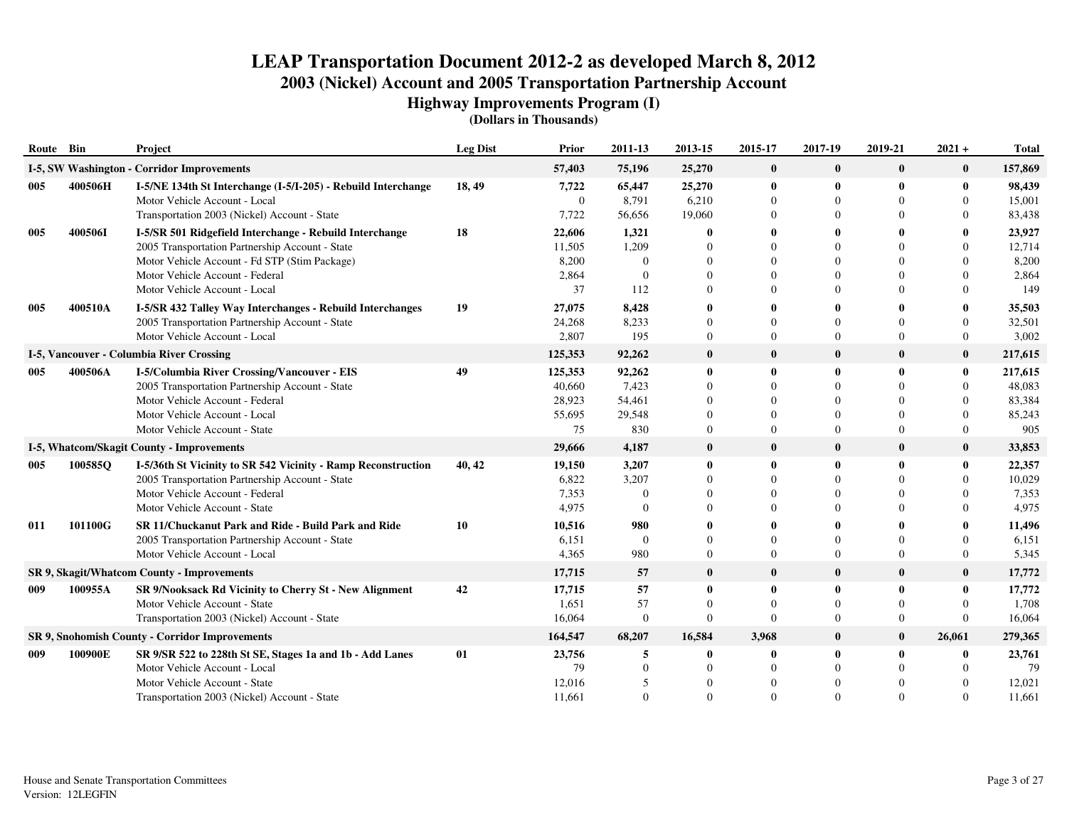# LEAP Transportation Document 2012-2 as developed March 8, 2012

## 2003 (Nickel) Account and 2005 Transportation Partnership Account

### Highway Improvements Program (I)

**(Dollars in Thousands)**

| Route | Bin | Project | Leg Dist | Prior | 2011-13 | 2013-15 | 2015-17 | 2017-19 | 2019-21 | 2021 + | Total |
|---|---|---|---|---|---|---|---|---|---|---|---|
| **I-5, SW Washington - Corridor Improvements** | | | | **57,403** | **75,196** | **25,270** | **0** | **0** | **0** | **0** | **157,869** |
| **005** | **400506H** | **I-5/NE 134th St Interchange (I-5/I-205) - Rebuild Interchange** | **18, 49** | **7,722** | **65,447** | **25,270** | **0** | **0** | **0** | **0** | **98,439** |
| | | Motor Vehicle Account - Local | | 0 | 8,791 | 6,210 | 0 | 0 | 0 | 0 | 15,001 |
| | | Transportation 2003 (Nickel) Account - State | | 7,722 | 56,656 | 19,060 | 0 | 0 | 0 | 0 | 83,438 |
| **005** | **400506I** | **I-5/SR 501 Ridgefield Interchange - Rebuild Interchange** | **18** | **22,606** | **1,321** | **0** | **0** | **0** | **0** | **0** | **23,927** |
| | | 2005 Transportation Partnership Account - State | | 11,505 | 1,209 | 0 | 0 | 0 | 0 | 0 | 12,714 |
| | | Motor Vehicle Account - Fd STP (Stim Package) | | 8,200 | 0 | 0 | 0 | 0 | 0 | 0 | 8,200 |
| | | Motor Vehicle Account - Federal | | 2,864 | 0 | 0 | 0 | 0 | 0 | 0 | 2,864 |
| | | Motor Vehicle Account - Local | | 37 | 112 | 0 | 0 | 0 | 0 | 0 | 149 |
| **005** | **400510A** | **I-5/SR 432 Talley Way Interchanges - Rebuild Interchanges** | **19** | **27,075** | **8,428** | **0** | **0** | **0** | **0** | **0** | **35,503** |
| | | 2005 Transportation Partnership Account - State | | 24,268 | 8,233 | 0 | 0 | 0 | 0 | 0 | 32,501 |
| | | Motor Vehicle Account - Local | | 2,807 | 195 | 0 | 0 | 0 | 0 | 0 | 3,002 |
| **I-5, Vancouver - Columbia River Crossing** | | | | **125,353** | **92,262** | **0** | **0** | **0** | **0** | **0** | **217,615** |
| **005** | **400506A** | **I-5/Columbia River Crossing/Vancouver - EIS** | **49** | **125,353** | **92,262** | **0** | **0** | **0** | **0** | **0** | **217,615** |
| | | 2005 Transportation Partnership Account - State | | 40,660 | 7,423 | 0 | 0 | 0 | 0 | 0 | 48,083 |
| | | Motor Vehicle Account - Federal | | 28,923 | 54,461 | 0 | 0 | 0 | 0 | 0 | 83,384 |
| | | Motor Vehicle Account - Local | | 55,695 | 29,548 | 0 | 0 | 0 | 0 | 0 | 85,243 |
| | | Motor Vehicle Account - State | | 75 | 830 | 0 | 0 | 0 | 0 | 0 | 905 |
| **I-5, Whatcom/Skagit County - Improvements** | | | | **29,666** | **4,187** | **0** | **0** | **0** | **0** | **0** | **33,853** |
| **005** | **100585Q** | **I-5/36th St Vicinity to SR 542 Vicinity - Ramp Reconstruction** | **40, 42** | **19,150** | **3,207** | **0** | **0** | **0** | **0** | **0** | **22,357** |
| | | 2005 Transportation Partnership Account - State | | 6,822 | 3,207 | 0 | 0 | 0 | 0 | 0 | 10,029 |
| | | Motor Vehicle Account - Federal | | 7,353 | 0 | 0 | 0 | 0 | 0 | 0 | 7,353 |
| | | Motor Vehicle Account - State | | 4,975 | 0 | 0 | 0 | 0 | 0 | 0 | 4,975 |
| **011** | **101100G** | **SR 11/Chuckanut Park and Ride - Build Park and Ride** | **10** | **10,516** | **980** | **0** | **0** | **0** | **0** | **0** | **11,496** |
| | | 2005 Transportation Partnership Account - State | | 6,151 | 0 | 0 | 0 | 0 | 0 | 0 | 6,151 |
| | | Motor Vehicle Account - Local | | 4,365 | 980 | 0 | 0 | 0 | 0 | 0 | 5,345 |
| **SR 9, Skagit/Whatcom County - Improvements** | | | | **17,715** | **57** | **0** | **0** | **0** | **0** | **0** | **17,772** |
| **009** | **100955A** | **SR 9/Nooksack Rd Vicinity to Cherry St - New Alignment** | **42** | **17,715** | **57** | **0** | **0** | **0** | **0** | **0** | **17,772** |
| | | Motor Vehicle Account - State | | 1,651 | 57 | 0 | 0 | 0 | 0 | 0 | 1,708 |
| | | Transportation 2003 (Nickel) Account - State | | 16,064 | 0 | 0 | 0 | 0 | 0 | 0 | 16,064 |
| **SR 9, Snohomish County - Corridor Improvements** | | | | **164,547** | **68,207** | **16,584** | **3,968** | **0** | **0** | **26,061** | **279,365** |
| **009** | **100900E** | **SR 9/SR 522 to 228th St SE, Stages 1a and 1b - Add Lanes** | **01** | **23,756** | **5** | **0** | **0** | **0** | **0** | **0** | **23,761** |
| | | Motor Vehicle Account - Local | | 79 | 0 | 0 | 0 | 0 | 0 | 0 | 79 |
| | | Motor Vehicle Account - State | | 12,016 | 5 | 0 | 0 | 0 | 0 | 0 | 12,021 |
| | | Transportation 2003 (Nickel) Account - State | | 11,661 | 0 | 0 | 0 | 0 | 0 | 0 | 11,661 |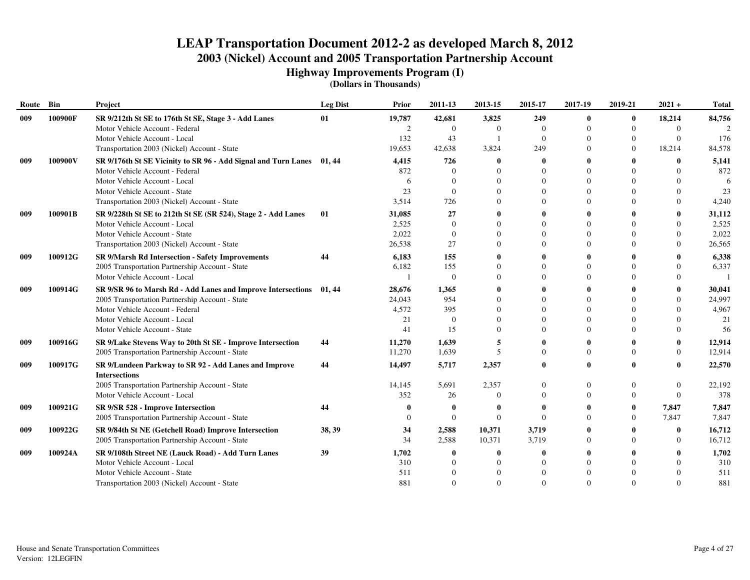# LEAP Transportation Document 2012-2 as developed March 8, 2012

## 2003 (Nickel) Account and 2005 Transportation Partnership Account

### Highway Improvements Program (I)

**(Dollars in Thousands)**

| Route | Bin | Project | Leg Dist | Prior | 2011-13 | 2013-15 | 2015-17 | 2017-19 | 2019-21 | 2021 + | Total |
|---|---|---|---|---|---|---|---|---|---|---|---|
| **009** | **100900F** | **SR 9/212th St SE to 176th St SE, Stage 3 - Add Lanes** | **01** | **19,787** | **42,681** | **3,825** | **249** | **0** | **0** | **18,214** | **84,756** |
| | | Motor Vehicle Account - Federal | | 2 | 0 | 0 | 0 | 0 | 0 | 0 | 2 |
| | | Motor Vehicle Account - Local | | 132 | 43 | 1 | 0 | 0 | 0 | 0 | 176 |
| | | Transportation 2003 (Nickel) Account - State | | 19,653 | 42,638 | 3,824 | 249 | 0 | 0 | 18,214 | 84,578 |
| **009** | **100900V** | **SR 9/176th St SE Vicinity to SR 96 - Add Signal and Turn Lanes** | **01, 44** | **4,415** | **726** | **0** | **0** | **0** | **0** | **0** | **5,141** |
| | | Motor Vehicle Account - Federal | | 872 | 0 | 0 | 0 | 0 | 0 | 0 | 872 |
| | | Motor Vehicle Account - Local | | 6 | 0 | 0 | 0 | 0 | 0 | 0 | 6 |
| | | Motor Vehicle Account - State | | 23 | 0 | 0 | 0 | 0 | 0 | 0 | 23 |
| | | Transportation 2003 (Nickel) Account - State | | 3,514 | 726 | 0 | 0 | 0 | 0 | 0 | 4,240 |
| **009** | **100901B** | **SR 9/228th St SE to 212th St SE (SR 524), Stage 2 - Add Lanes** | **01** | **31,085** | **27** | **0** | **0** | **0** | **0** | **0** | **31,112** |
| | | Motor Vehicle Account - Local | | 2,525 | 0 | 0 | 0 | 0 | 0 | 0 | 2,525 |
| | | Motor Vehicle Account - State | | 2,022 | 0 | 0 | 0 | 0 | 0 | 0 | 2,022 |
| | | Transportation 2003 (Nickel) Account - State | | 26,538 | 27 | 0 | 0 | 0 | 0 | 0 | 26,565 |
| **009** | **100912G** | **SR 9/Marsh Rd Intersection - Safety Improvements** | **44** | **6,183** | **155** | **0** | **0** | **0** | **0** | **0** | **6,338** |
| | | 2005 Transportation Partnership Account - State | | 6,182 | 155 | 0 | 0 | 0 | 0 | 0 | 6,337 |
| | | Motor Vehicle Account - Local | | 1 | 0 | 0 | 0 | 0 | 0 | 0 | 1 |
| **009** | **100914G** | **SR 9/SR 96 to Marsh Rd - Add Lanes and Improve Intersections** | **01, 44** | **28,676** | **1,365** | **0** | **0** | **0** | **0** | **0** | **30,041** |
| | | 2005 Transportation Partnership Account - State | | 24,043 | 954 | 0 | 0 | 0 | 0 | 0 | 24,997 |
| | | Motor Vehicle Account - Federal | | 4,572 | 395 | 0 | 0 | 0 | 0 | 0 | 4,967 |
| | | Motor Vehicle Account - Local | | 21 | 0 | 0 | 0 | 0 | 0 | 0 | 21 |
| | | Motor Vehicle Account - State | | 41 | 15 | 0 | 0 | 0 | 0 | 0 | 56 |
| **009** | **100916G** | **SR 9/Lake Stevens Way to 20th St SE - Improve Intersection** | **44** | **11,270** | **1,639** | **5** | **0** | **0** | **0** | **0** | **12,914** |
| | | 2005 Transportation Partnership Account - State | | 11,270 | 1,639 | 5 | 0 | 0 | 0 | 0 | 12,914 |
| **009** | **100917G** | **SR 9/Lundeen Parkway to SR 92 - Add Lanes and Improve Intersections** | **44** | **14,497** | **5,717** | **2,357** | **0** | **0** | **0** | **0** | **22,570** |
| | | 2005 Transportation Partnership Account - State | | 14,145 | 5,691 | 2,357 | 0 | 0 | 0 | 0 | 22,192 |
| | | Motor Vehicle Account - Local | | 352 | 26 | 0 | 0 | 0 | 0 | 0 | 378 |
| **009** | **100921G** | **SR 9/SR 528 - Improve Intersection** | **44** | **0** | **0** | **0** | **0** | **0** | **0** | **7,847** | **7,847** |
| | | 2005 Transportation Partnership Account - State | | 0 | 0 | 0 | 0 | 0 | 0 | 7,847 | 7,847 |
| **009** | **100922G** | **SR 9/84th St NE (Getchell Road) Improve Intersection** | **38, 39** | **34** | **2,588** | **10,371** | **3,719** | **0** | **0** | **0** | **16,712** |
| | | 2005 Transportation Partnership Account - State | | 34 | 2,588 | 10,371 | 3,719 | 0 | 0 | 0 | 16,712 |
| **009** | **100924A** | **SR 9/108th Street NE (Lauck Road) - Add Turn Lanes** | **39** | **1,702** | **0** | **0** | **0** | **0** | **0** | **0** | **1,702** |
| | | Motor Vehicle Account - Local | | 310 | 0 | 0 | 0 | 0 | 0 | 0 | 310 |
| | | Motor Vehicle Account - State | | 511 | 0 | 0 | 0 | 0 | 0 | 0 | 511 |
| | | Transportation 2003 (Nickel) Account - State | | 881 | 0 | 0 | 0 | 0 | 0 | 0 | 881 |

House and Senate Transportation Committees
Version: 12LEGFIN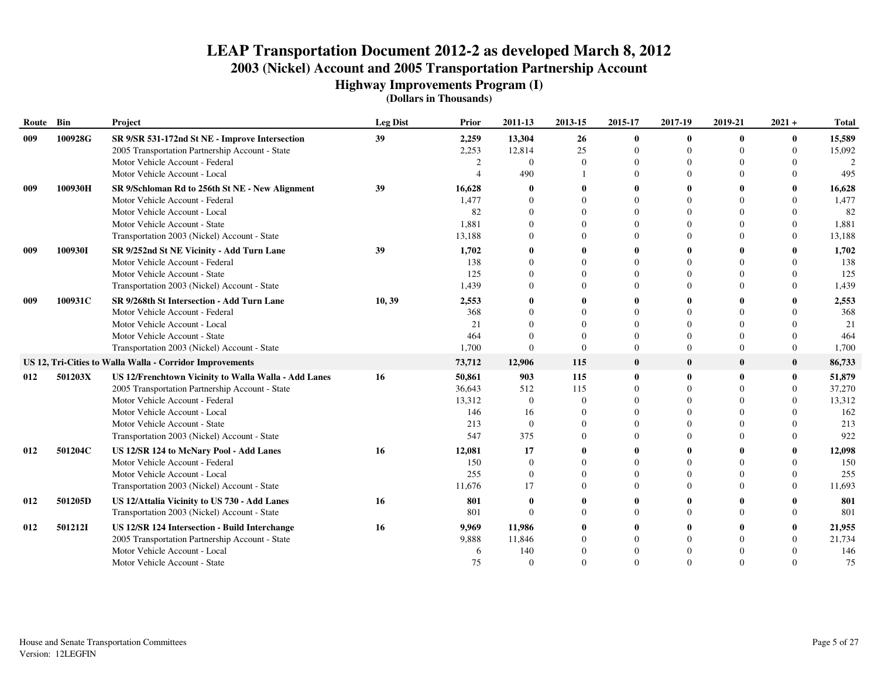# LEAP Transportation Document 2012-2 as developed March 8, 2012

## 2003 (Nickel) Account and 2005 Transportation Partnership Account

### Highway Improvements Program (I)

**(Dollars in Thousands)**

| Route | Bin | Project | Leg Dist | Prior | 2011-13 | 2013-15 | 2015-17 | 2017-19 | 2019-21 | 2021 + | Total |
|---|---|---|---|---|---|---|---|---|---|---|---|
| **009** | **100928G** | **SR 9/SR 531-172nd St NE - Improve Intersection** | **39** | **2,259** | **13,304** | **26** | **0** | **0** | **0** | **0** | **15,589** |
| | | 2005 Transportation Partnership Account - State | | 2,253 | 12,814 | 25 | 0 | 0 | 0 | 0 | 15,092 |
| | | Motor Vehicle Account - Federal | | 2 | 0 | 0 | 0 | 0 | 0 | 0 | 2 |
| | | Motor Vehicle Account - Local | | 4 | 490 | 1 | 0 | 0 | 0 | 0 | 495 |
| **009** | **100930H** | **SR 9/Schloman Rd to 256th St NE - New Alignment** | **39** | **16,628** | **0** | **0** | **0** | **0** | **0** | **0** | **16,628** |
| | | Motor Vehicle Account - Federal | | 1,477 | 0 | 0 | 0 | 0 | 0 | 0 | 1,477 |
| | | Motor Vehicle Account - Local | | 82 | 0 | 0 | 0 | 0 | 0 | 0 | 82 |
| | | Motor Vehicle Account - State | | 1,881 | 0 | 0 | 0 | 0 | 0 | 0 | 1,881 |
| | | Transportation 2003 (Nickel) Account - State | | 13,188 | 0 | 0 | 0 | 0 | 0 | 0 | 13,188 |
| **009** | **100930I** | **SR 9/252nd St NE Vicinity - Add Turn Lane** | **39** | **1,702** | **0** | **0** | **0** | **0** | **0** | **0** | **1,702** |
| | | Motor Vehicle Account - Federal | | 138 | 0 | 0 | 0 | 0 | 0 | 0 | 138 |
| | | Motor Vehicle Account - State | | 125 | 0 | 0 | 0 | 0 | 0 | 0 | 125 |
| | | Transportation 2003 (Nickel) Account - State | | 1,439 | 0 | 0 | 0 | 0 | 0 | 0 | 1,439 |
| **009** | **100931C** | **SR 9/268th St Intersection - Add Turn Lane** | **10, 39** | **2,553** | **0** | **0** | **0** | **0** | **0** | **0** | **2,553** |
| | | Motor Vehicle Account - Federal | | 368 | 0 | 0 | 0 | 0 | 0 | 0 | 368 |
| | | Motor Vehicle Account - Local | | 21 | 0 | 0 | 0 | 0 | 0 | 0 | 21 |
| | | Motor Vehicle Account - State | | 464 | 0 | 0 | 0 | 0 | 0 | 0 | 464 |
| | | Transportation 2003 (Nickel) Account - State | | 1,700 | 0 | 0 | 0 | 0 | 0 | 0 | 1,700 |
| **US 12, Tri-Cities to Walla Walla - Corridor Improvements** | | | | **73,712** | **12,906** | **115** | **0** | **0** | **0** | **0** | **86,733** |
| **012** | **501203X** | **US 12/Frenchtown Vicinity to Walla Walla - Add Lanes** | **16** | **50,861** | **903** | **115** | **0** | **0** | **0** | **0** | **51,879** |
| | | 2005 Transportation Partnership Account - State | | 36,643 | 512 | 115 | 0 | 0 | 0 | 0 | 37,270 |
| | | Motor Vehicle Account - Federal | | 13,312 | 0 | 0 | 0 | 0 | 0 | 0 | 13,312 |
| | | Motor Vehicle Account - Local | | 146 | 16 | 0 | 0 | 0 | 0 | 0 | 162 |
| | | Motor Vehicle Account - State | | 213 | 0 | 0 | 0 | 0 | 0 | 0 | 213 |
| | | Transportation 2003 (Nickel) Account - State | | 547 | 375 | 0 | 0 | 0 | 0 | 0 | 922 |
| **012** | **501204C** | **US 12/SR 124 to McNary Pool - Add Lanes** | **16** | **12,081** | **17** | **0** | **0** | **0** | **0** | **0** | **12,098** |
| | | Motor Vehicle Account - Federal | | 150 | 0 | 0 | 0 | 0 | 0 | 0 | 150 |
| | | Motor Vehicle Account - Local | | 255 | 0 | 0 | 0 | 0 | 0 | 0 | 255 |
| | | Transportation 2003 (Nickel) Account - State | | 11,676 | 17 | 0 | 0 | 0 | 0 | 0 | 11,693 |
| **012** | **501205D** | **US 12/Attalia Vicinity to US 730 - Add Lanes** | **16** | **801** | **0** | **0** | **0** | **0** | **0** | **0** | **801** |
| | | Transportation 2003 (Nickel) Account - State | | 801 | 0 | 0 | 0 | 0 | 0 | 0 | 801 |
| **012** | **501212I** | **US 12/SR 124 Intersection - Build Interchange** | **16** | **9,969** | **11,986** | **0** | **0** | **0** | **0** | **0** | **21,955** |
| | | 2005 Transportation Partnership Account - State | | 9,888 | 11,846 | 0 | 0 | 0 | 0 | 0 | 21,734 |
| | | Motor Vehicle Account - Local | | 6 | 140 | 0 | 0 | 0 | 0 | 0 | 146 |
| | | Motor Vehicle Account - State | | 75 | 0 | 0 | 0 | 0 | 0 | 0 | 75 |

House and Senate Transportation Committees
Version: 12LEGFIN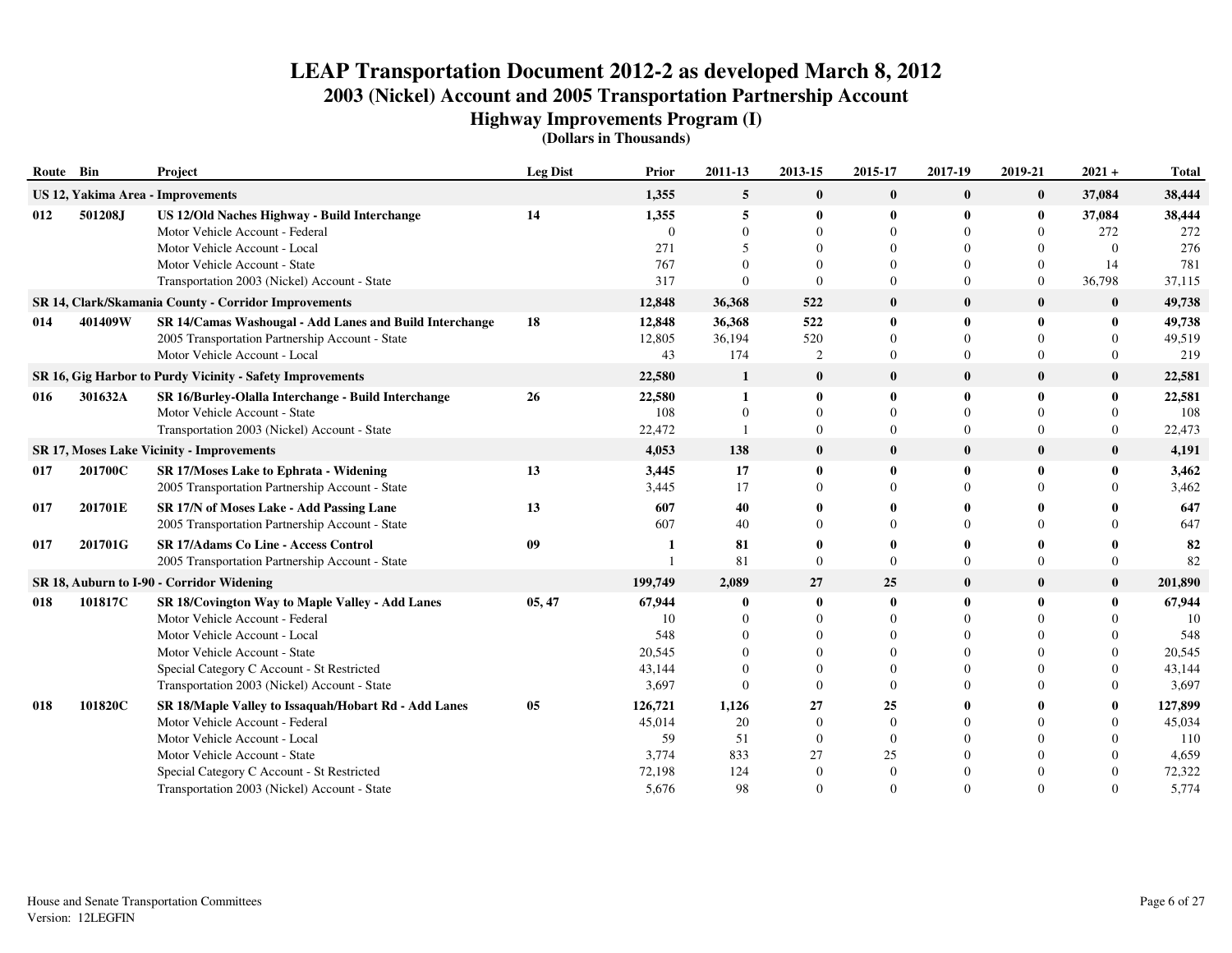# LEAP Transportation Document 2012-2 as developed March 8, 2012

## 2003 (Nickel) Account and 2005 Transportation Partnership Account

### Highway Improvements Program (I)

**(Dollars in Thousands)**

| Route | Bin | Project | Leg Dist | Prior | 2011-13 | 2013-15 | 2015-17 | 2017-19 | 2019-21 | 2021 + | Total |
|---|---|---|---|---|---|---|---|---|---|---|---|
| **US 12, Yakima Area - Improvements** | | | | **1,355** | **5** | **0** | **0** | **0** | **0** | **37,084** | **38,444** |
| **012** | **501208J** | **US 12/Old Naches Highway - Build Interchange** | **14** | **1,355** | **5** | **0** | **0** | **0** | **0** | **37,084** | **38,444** |
| | | Motor Vehicle Account - Federal | | 0 | 0 | 0 | 0 | 0 | 0 | 272 | 272 |
| | | Motor Vehicle Account - Local | | 271 | 5 | 0 | 0 | 0 | 0 | 0 | 276 |
| | | Motor Vehicle Account - State | | 767 | 0 | 0 | 0 | 0 | 0 | 14 | 781 |
| | | Transportation 2003 (Nickel) Account - State | | 317 | 0 | 0 | 0 | 0 | 0 | 36,798 | 37,115 |
| **SR 14, Clark/Skamania County - Corridor Improvements** | | | | **12,848** | **36,368** | **522** | **0** | **0** | **0** | **0** | **49,738** |
| **014** | **401409W** | **SR 14/Camas Washougal - Add Lanes and Build Interchange** | **18** | **12,848** | **36,368** | **522** | **0** | **0** | **0** | **0** | **49,738** |
| | | 2005 Transportation Partnership Account - State | | 12,805 | 36,194 | 520 | 0 | 0 | 0 | 0 | 49,519 |
| | | Motor Vehicle Account - Local | | 43 | 174 | 2 | 0 | 0 | 0 | 0 | 219 |
| **SR 16, Gig Harbor to Purdy Vicinity - Safety Improvements** | | | | **22,580** | **1** | **0** | **0** | **0** | **0** | **0** | **22,581** |
| **016** | **301632A** | **SR 16/Burley-Olalla Interchange - Build Interchange** | **26** | **22,580** | **1** | **0** | **0** | **0** | **0** | **0** | **22,581** |
| | | Motor Vehicle Account - State | | 108 | 0 | 0 | 0 | 0 | 0 | 0 | 108 |
| | | Transportation 2003 (Nickel) Account - State | | 22,472 | 1 | 0 | 0 | 0 | 0 | 0 | 22,473 |
| **SR 17, Moses Lake Vicinity - Improvements** | | | | **4,053** | **138** | **0** | **0** | **0** | **0** | **0** | **4,191** |
| **017** | **201700C** | **SR 17/Moses Lake to Ephrata - Widening** | **13** | **3,445** | **17** | **0** | **0** | **0** | **0** | **0** | **3,462** |
| | | 2005 Transportation Partnership Account - State | | 3,445 | 17 | 0 | 0 | 0 | 0 | 0 | 3,462 |
| **017** | **201701E** | **SR 17/N of Moses Lake - Add Passing Lane** | **13** | **607** | **40** | **0** | **0** | **0** | **0** | **0** | **647** |
| | | 2005 Transportation Partnership Account - State | | 607 | 40 | 0 | 0 | 0 | 0 | 0 | 647 |
| **017** | **201701G** | **SR 17/Adams Co Line - Access Control** | **09** | **1** | **81** | **0** | **0** | **0** | **0** | **0** | **82** |
| | | 2005 Transportation Partnership Account - State | | 1 | 81 | 0 | 0 | 0 | 0 | 0 | 82 |
| **SR 18, Auburn to I-90 - Corridor Widening** | | | | **199,749** | **2,089** | **27** | **25** | **0** | **0** | **0** | **201,890** |
| **018** | **101817C** | **SR 18/Covington Way to Maple Valley - Add Lanes** | **05, 47** | **67,944** | **0** | **0** | **0** | **0** | **0** | **0** | **67,944** |
| | | Motor Vehicle Account - Federal | | 10 | 0 | 0 | 0 | 0 | 0 | 0 | 10 |
| | | Motor Vehicle Account - Local | | 548 | 0 | 0 | 0 | 0 | 0 | 0 | 548 |
| | | Motor Vehicle Account - State | | 20,545 | 0 | 0 | 0 | 0 | 0 | 0 | 20,545 |
| | | Special Category C Account - St Restricted | | 43,144 | 0 | 0 | 0 | 0 | 0 | 0 | 43,144 |
| | | Transportation 2003 (Nickel) Account - State | | 3,697 | 0 | 0 | 0 | 0 | 0 | 0 | 3,697 |
| **018** | **101820C** | **SR 18/Maple Valley to Issaquah/Hobart Rd - Add Lanes** | **05** | **126,721** | **1,126** | **27** | **25** | **0** | **0** | **0** | **127,899** |
| | | Motor Vehicle Account - Federal | | 45,014 | 20 | 0 | 0 | 0 | 0 | 0 | 45,034 |
| | | Motor Vehicle Account - Local | | 59 | 51 | 0 | 0 | 0 | 0 | 0 | 110 |
| | | Motor Vehicle Account - State | | 3,774 | 833 | 27 | 25 | 0 | 0 | 0 | 4,659 |
| | | Special Category C Account - St Restricted | | 72,198 | 124 | 0 | 0 | 0 | 0 | 0 | 72,322 |
| | | Transportation 2003 (Nickel) Account - State | | 5,676 | 98 | 0 | 0 | 0 | 0 | 0 | 5,774 |

House and Senate Transportation Committees
Version: 12LEGFIN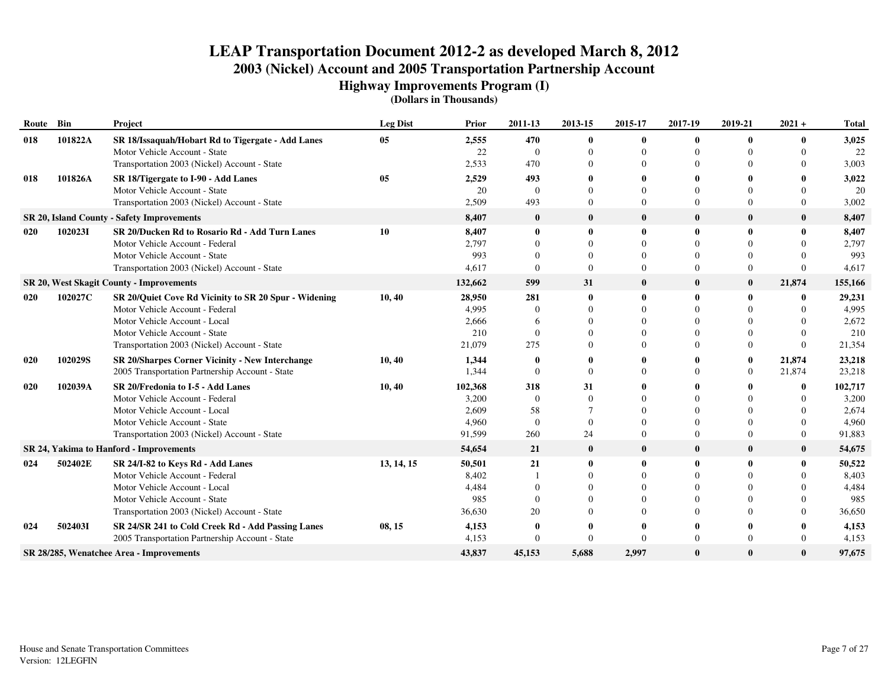# LEAP Transportation Document 2012-2 as developed March 8, 2012
## 2003 (Nickel) Account and 2005 Transportation Partnership Account
### Highway Improvements Program (I)
**(Dollars in Thousands)**

| Route | Bin | Project | Leg Dist | Prior | 2011-13 | 2013-15 | 2015-17 | 2017-19 | 2019-21 | 2021 + | Total |
|---|---|---|---|---|---|---|---|---|---|---|---|
| **018** | **101822A** | **SR 18/Issaquah/Hobart Rd to Tigergate - Add Lanes** | **05** | **2,555** | **470** | **0** | **0** | **0** | **0** | **0** | **3,025** |
| | | Motor Vehicle Account - State | | 22 | 0 | 0 | 0 | 0 | 0 | 0 | 22 |
| | | Transportation 2003 (Nickel) Account - State | | 2,533 | 470 | 0 | 0 | 0 | 0 | 0 | 3,003 |
| **018** | **101826A** | **SR 18/Tigergate to I-90 - Add Lanes** | **05** | **2,529** | **493** | **0** | **0** | **0** | **0** | **0** | **3,022** |
| | | Motor Vehicle Account - State | | 20 | 0 | 0 | 0 | 0 | 0 | 0 | 20 |
| | | Transportation 2003 (Nickel) Account - State | | 2,509 | 493 | 0 | 0 | 0 | 0 | 0 | 3,002 |
| **SR 20, Island County - Safety Improvements** | | | | **8,407** | **0** | **0** | **0** | **0** | **0** | **0** | **8,407** |
| **020** | **102023I** | **SR 20/Ducken Rd to Rosario Rd - Add Turn Lanes** | **10** | **8,407** | **0** | **0** | **0** | **0** | **0** | **0** | **8,407** |
| | | Motor Vehicle Account - Federal | | 2,797 | 0 | 0 | 0 | 0 | 0 | 0 | 2,797 |
| | | Motor Vehicle Account - State | | 993 | 0 | 0 | 0 | 0 | 0 | 0 | 993 |
| | | Transportation 2003 (Nickel) Account - State | | 4,617 | 0 | 0 | 0 | 0 | 0 | 0 | 4,617 |
| **SR 20, West Skagit County - Improvements** | | | | **132,662** | **599** | **31** | **0** | **0** | **0** | **21,874** | **155,166** |
| **020** | **102027C** | **SR 20/Quiet Cove Rd Vicinity to SR 20 Spur - Widening** | **10, 40** | **28,950** | **281** | **0** | **0** | **0** | **0** | **0** | **29,231** |
| | | Motor Vehicle Account - Federal | | 4,995 | 0 | 0 | 0 | 0 | 0 | 0 | 4,995 |
| | | Motor Vehicle Account - Local | | 2,666 | 6 | 0 | 0 | 0 | 0 | 0 | 2,672 |
| | | Motor Vehicle Account - State | | 210 | 0 | 0 | 0 | 0 | 0 | 0 | 210 |
| | | Transportation 2003 (Nickel) Account - State | | 21,079 | 275 | 0 | 0 | 0 | 0 | 0 | 21,354 |
| **020** | **102029S** | **SR 20/Sharpes Corner Vicinity - New Interchange** | **10, 40** | **1,344** | **0** | **0** | **0** | **0** | **0** | **21,874** | **23,218** |
| | | 2005 Transportation Partnership Account - State | | 1,344 | 0 | 0 | 0 | 0 | 0 | 21,874 | 23,218 |
| **020** | **102039A** | **SR 20/Fredonia to I-5 - Add Lanes** | **10, 40** | **102,368** | **318** | **31** | **0** | **0** | **0** | **0** | **102,717** |
| | | Motor Vehicle Account - Federal | | 3,200 | 0 | 0 | 0 | 0 | 0 | 0 | 3,200 |
| | | Motor Vehicle Account - Local | | 2,609 | 58 | 7 | 0 | 0 | 0 | 0 | 2,674 |
| | | Motor Vehicle Account - State | | 4,960 | 0 | 0 | 0 | 0 | 0 | 0 | 4,960 |
| | | Transportation 2003 (Nickel) Account - State | | 91,599 | 260 | 24 | 0 | 0 | 0 | 0 | 91,883 |
| **SR 24, Yakima to Hanford - Improvements** | | | | **54,654** | **21** | **0** | **0** | **0** | **0** | **0** | **54,675** |
| **024** | **502402E** | **SR 24/I-82 to Keys Rd - Add Lanes** | **13, 14, 15** | **50,501** | **21** | **0** | **0** | **0** | **0** | **0** | **50,522** |
| | | Motor Vehicle Account - Federal | | 8,402 | 1 | 0 | 0 | 0 | 0 | 0 | 8,403 |
| | | Motor Vehicle Account - Local | | 4,484 | 0 | 0 | 0 | 0 | 0 | 0 | 4,484 |
| | | Motor Vehicle Account - State | | 985 | 0 | 0 | 0 | 0 | 0 | 0 | 985 |
| | | Transportation 2003 (Nickel) Account - State | | 36,630 | 20 | 0 | 0 | 0 | 0 | 0 | 36,650 |
| **024** | **502403I** | **SR 24/SR 241 to Cold Creek Rd - Add Passing Lanes** | **08, 15** | **4,153** | **0** | **0** | **0** | **0** | **0** | **0** | **4,153** |
| | | 2005 Transportation Partnership Account - State | | 4,153 | 0 | 0 | 0 | 0 | 0 | 0 | 4,153 |
| **SR 28/285, Wenatchee Area - Improvements** | | | | **43,837** | **45,153** | **5,688** | **2,997** | **0** | **0** | **0** | **97,675** |

House and Senate Transportation Committees
Version: 12LEGFIN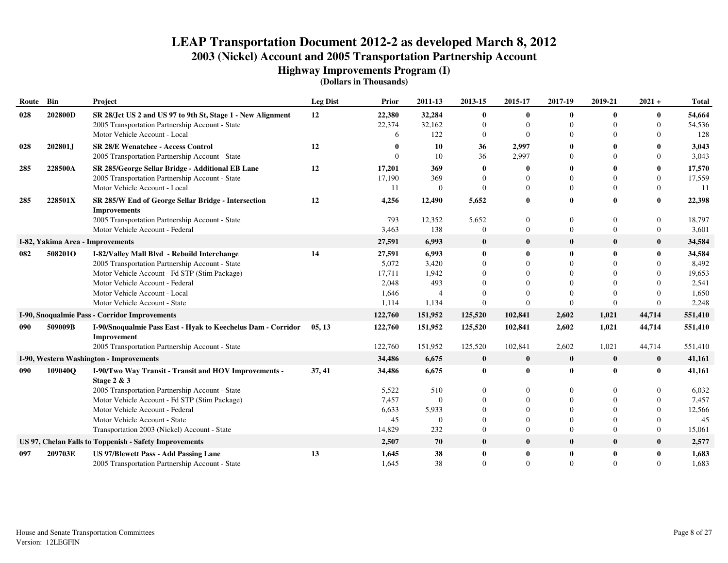# LEAP Transportation Document 2012-2 as developed March 8, 2012

## 2003 (Nickel) Account and 2005 Transportation Partnership Account

### Highway Improvements Program (I)

**(Dollars in Thousands)**

| Route | Bin | Project | Leg Dist | Prior | 2011-13 | 2013-15 | 2015-17 | 2017-19 | 2019-21 | 2021 + | Total |
|---|---|---|---|---|---|---|---|---|---|---|---|
| **028** | **202800D** | **SR 28/Jct US 2 and US 97 to 9th St, Stage 1 - New Alignment** | **12** | **22,380** | **32,284** | **0** | **0** | **0** | **0** | **0** | **54,664** |
| | | 2005 Transportation Partnership Account - State | | 22,374 | 32,162 | 0 | 0 | 0 | 0 | 0 | 54,536 |
| | | Motor Vehicle Account - Local | | 6 | 122 | 0 | 0 | 0 | 0 | 0 | 128 |
| **028** | **202801J** | **SR 28/E Wenatchee - Access Control** | **12** | **0** | **10** | **36** | **2,997** | **0** | **0** | **0** | **3,043** |
| | | 2005 Transportation Partnership Account - State | | 0 | 10 | 36 | 2,997 | 0 | 0 | 0 | 3,043 |
| **285** | **228500A** | **SR 285/George Sellar Bridge - Additional EB Lane** | **12** | **17,201** | **369** | **0** | **0** | **0** | **0** | **0** | **17,570** |
| | | 2005 Transportation Partnership Account - State | | 17,190 | 369 | 0 | 0 | 0 | 0 | 0 | 17,559 |
| | | Motor Vehicle Account - Local | | 11 | 0 | 0 | 0 | 0 | 0 | 0 | 11 |
| **285** | **228501X** | **SR 285/W End of George Sellar Bridge - Intersection Improvements** | **12** | **4,256** | **12,490** | **5,652** | **0** | **0** | **0** | **0** | **22,398** |
| | | 2005 Transportation Partnership Account - State | | 793 | 12,352 | 5,652 | 0 | 0 | 0 | 0 | 18,797 |
| | | Motor Vehicle Account - Federal | | 3,463 | 138 | 0 | 0 | 0 | 0 | 0 | 3,601 |
| **I-82, Yakima Area - Improvements** | | | | **27,591** | **6,993** | **0** | **0** | **0** | **0** | **0** | **34,584** |
| **082** | **508201O** | **I-82/Valley Mall Blvd - Rebuild Interchange** | **14** | **27,591** | **6,993** | **0** | **0** | **0** | **0** | **0** | **34,584** |
| | | 2005 Transportation Partnership Account - State | | 5,072 | 3,420 | 0 | 0 | 0 | 0 | 0 | 8,492 |
| | | Motor Vehicle Account - Fd STP (Stim Package) | | 17,711 | 1,942 | 0 | 0 | 0 | 0 | 0 | 19,653 |
| | | Motor Vehicle Account - Federal | | 2,048 | 493 | 0 | 0 | 0 | 0 | 0 | 2,541 |
| | | Motor Vehicle Account - Local | | 1,646 | 4 | 0 | 0 | 0 | 0 | 0 | 1,650 |
| | | Motor Vehicle Account - State | | 1,114 | 1,134 | 0 | 0 | 0 | 0 | 0 | 2,248 |
| **I-90, Snoqualmie Pass - Corridor Improvements** | | | | **122,760** | **151,952** | **125,520** | **102,841** | **2,602** | **1,021** | **44,714** | **551,410** |
| **090** | **509009B** | **I-90/Snoqualmie Pass East - Hyak to Keechelus Dam - Corridor Improvement** | **05, 13** | **122,760** | **151,952** | **125,520** | **102,841** | **2,602** | **1,021** | **44,714** | **551,410** |
| | | 2005 Transportation Partnership Account - State | | 122,760 | 151,952 | 125,520 | 102,841 | 2,602 | 1,021 | 44,714 | 551,410 |
| **I-90, Western Washington - Improvements** | | | | **34,486** | **6,675** | **0** | **0** | **0** | **0** | **0** | **41,161** |
| **090** | **109040Q** | **I-90/Two Way Transit - Transit and HOV Improvements - Stage 2 & 3** | **37, 41** | **34,486** | **6,675** | **0** | **0** | **0** | **0** | **0** | **41,161** |
| | | 2005 Transportation Partnership Account - State | | 5,522 | 510 | 0 | 0 | 0 | 0 | 0 | 6,032 |
| | | Motor Vehicle Account - Fd STP (Stim Package) | | 7,457 | 0 | 0 | 0 | 0 | 0 | 0 | 7,457 |
| | | Motor Vehicle Account - Federal | | 6,633 | 5,933 | 0 | 0 | 0 | 0 | 0 | 12,566 |
| | | Motor Vehicle Account - State | | 45 | 0 | 0 | 0 | 0 | 0 | 0 | 45 |
| | | Transportation 2003 (Nickel) Account - State | | 14,829 | 232 | 0 | 0 | 0 | 0 | 0 | 15,061 |
| **US 97, Chelan Falls to Toppenish - Safety Improvements** | | | | **2,507** | **70** | **0** | **0** | **0** | **0** | **0** | **2,577** |
| **097** | **209703E** | **US 97/Blewett Pass - Add Passing Lane** | **13** | **1,645** | **38** | **0** | **0** | **0** | **0** | **0** | **1,683** |
| | | 2005 Transportation Partnership Account - State | | 1,645 | 38 | 0 | 0 | 0 | 0 | 0 | 1,683 |

House and Senate Transportation Committees
Version: 12LEGFIN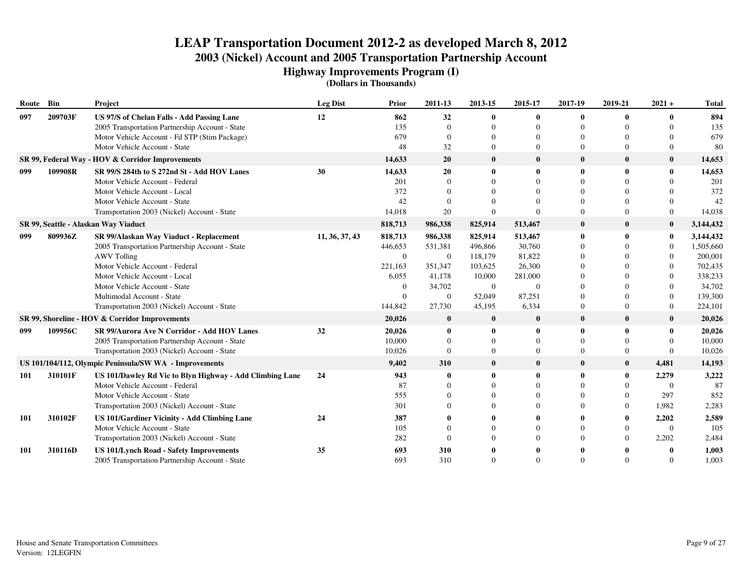# LEAP Transportation Document 2012-2 as developed March 8, 2012
## 2003 (Nickel) Account and 2005 Transportation Partnership Account
### Highway Improvements Program (I)
**(Dollars in Thousands)**

| Route | Bin | Project | Leg Dist | Prior | 2011-13 | 2013-15 | 2015-17 | 2017-19 | 2019-21 | 2021 + | Total |
|---|---|---|---|---|---|---|---|---|---|---|---|
| **097** | **209703F** | **US 97/S of Chelan Falls - Add Passing Lane** | **12** | **862** | **32** | **0** | **0** | **0** | **0** | **0** | **894** |
| | | 2005 Transportation Partnership Account - State | | 135 | 0 | 0 | 0 | 0 | 0 | 0 | 135 |
| | | Motor Vehicle Account - Fd STP (Stim Package) | | 679 | 0 | 0 | 0 | 0 | 0 | 0 | 679 |
| | | Motor Vehicle Account - State | | 48 | 32 | 0 | 0 | 0 | 0 | 0 | 80 |
| **SR 99, Federal Way - HOV & Corridor Improvements** | | | | **14,633** | **20** | **0** | **0** | **0** | **0** | **0** | **14,653** |
| **099** | **109908R** | **SR 99/S 284th to S 272nd St - Add HOV Lanes** | **30** | **14,633** | **20** | **0** | **0** | **0** | **0** | **0** | **14,653** |
| | | Motor Vehicle Account - Federal | | 201 | 0 | 0 | 0 | 0 | 0 | 0 | 201 |
| | | Motor Vehicle Account - Local | | 372 | 0 | 0 | 0 | 0 | 0 | 0 | 372 |
| | | Motor Vehicle Account - State | | 42 | 0 | 0 | 0 | 0 | 0 | 0 | 42 |
| | | Transportation 2003 (Nickel) Account - State | | 14,018 | 20 | 0 | 0 | 0 | 0 | 0 | 14,038 |
| **SR 99, Seattle - Alaskan Way Viaduct** | | | | **818,713** | **986,338** | **825,914** | **513,467** | **0** | **0** | **0** | **3,144,432** |
| **099** | **809936Z** | **SR 99/Alaskan Way Viaduct - Replacement** | **11, 36, 37, 43** | **818,713** | **986,338** | **825,914** | **513,467** | **0** | **0** | **0** | **3,144,432** |
| | | 2005 Transportation Partnership Account - State | | 446,653 | 531,381 | 496,866 | 30,760 | 0 | 0 | 0 | 1,505,660 |
| | | AWV Tolling | | 0 | 0 | 118,179 | 81,822 | 0 | 0 | 0 | 200,001 |
| | | Motor Vehicle Account - Federal | | 221,163 | 351,347 | 103,625 | 26,300 | 0 | 0 | 0 | 702,435 |
| | | Motor Vehicle Account - Local | | 6,055 | 41,178 | 10,000 | 281,000 | 0 | 0 | 0 | 338,233 |
| | | Motor Vehicle Account - State | | 0 | 34,702 | 0 | 0 | 0 | 0 | 0 | 34,702 |
| | | Multimodal Account - State | | 0 | 0 | 52,049 | 87,251 | 0 | 0 | 0 | 139,300 |
| | | Transportation 2003 (Nickel) Account - State | | 144,842 | 27,730 | 45,195 | 6,334 | 0 | 0 | 0 | 224,101 |
| **SR 99, Shoreline - HOV & Corridor Improvements** | | | | **20,026** | **0** | **0** | **0** | **0** | **0** | **0** | **20,026** |
| **099** | **109956C** | **SR 99/Aurora Ave N Corridor - Add HOV Lanes** | **32** | **20,026** | **0** | **0** | **0** | **0** | **0** | **0** | **20,026** |
| | | 2005 Transportation Partnership Account - State | | 10,000 | 0 | 0 | 0 | 0 | 0 | 0 | 10,000 |
| | | Transportation 2003 (Nickel) Account - State | | 10,026 | 0 | 0 | 0 | 0 | 0 | 0 | 10,026 |
| **US 101/104/112, Olympic Peninsula/SW WA - Improvements** | | | | **9,402** | **310** | **0** | **0** | **0** | **0** | **4,481** | **14,193** |
| **101** | **310101F** | **US 101/Dawley Rd Vic to Blyn Highway - Add Climbing Lane** | **24** | **943** | **0** | **0** | **0** | **0** | **0** | **2,279** | **3,222** |
| | | Motor Vehicle Account - Federal | | 87 | 0 | 0 | 0 | 0 | 0 | 0 | 87 |
| | | Motor Vehicle Account - State | | 555 | 0 | 0 | 0 | 0 | 0 | 297 | 852 |
| | | Transportation 2003 (Nickel) Account - State | | 301 | 0 | 0 | 0 | 0 | 0 | 1,982 | 2,283 |
| **101** | **310102F** | **US 101/Gardiner Vicinity - Add Climbing Lane** | **24** | **387** | **0** | **0** | **0** | **0** | **0** | **2,202** | **2,589** |
| | | Motor Vehicle Account - State | | 105 | 0 | 0 | 0 | 0 | 0 | 0 | 105 |
| | | Transportation 2003 (Nickel) Account - State | | 282 | 0 | 0 | 0 | 0 | 0 | 2,202 | 2,484 |
| **101** | **310116D** | **US 101/Lynch Road - Safety Improvements** | **35** | **693** | **310** | **0** | **0** | **0** | **0** | **0** | **1,003** |
| | | 2005 Transportation Partnership Account - State | | 693 | 310 | 0 | 0 | 0 | 0 | 0 | 1,003 |

House and Senate Transportation Committees
Version: 12LEGFIN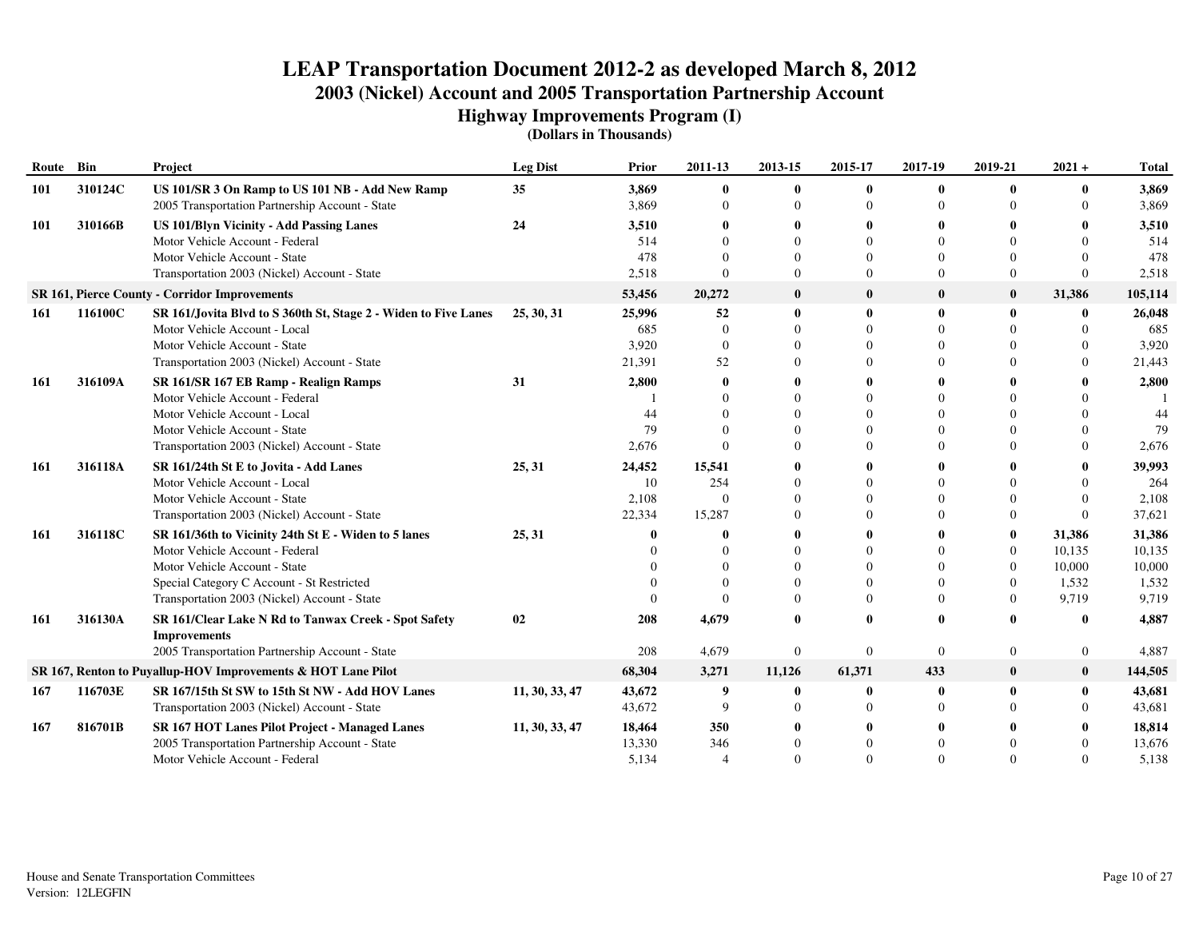# LEAP Transportation Document 2012-2 as developed March 8, 2012

## 2003 (Nickel) Account and 2005 Transportation Partnership Account

### Highway Improvements Program (I)

**(Dollars in Thousands)**

| Route | Bin | Project | Leg Dist | Prior | 2011-13 | 2013-15 | 2015-17 | 2017-19 | 2019-21 | 2021 + | Total |
|---|---|---|---|---|---|---|---|---|---|---|---|
| **101** | **310124C** | **US 101/SR 3 On Ramp to US 101 NB - Add New Ramp** | **35** | **3,869** | **0** | **0** | **0** | **0** | **0** | **0** | **3,869** |
| | | 2005 Transportation Partnership Account - State | | 3,869 | 0 | 0 | 0 | 0 | 0 | 0 | 3,869 |
| **101** | **310166B** | **US 101/Blyn Vicinity - Add Passing Lanes** | **24** | **3,510** | **0** | **0** | **0** | **0** | **0** | **0** | **3,510** |
| | | Motor Vehicle Account - Federal | | 514 | 0 | 0 | 0 | 0 | 0 | 0 | 514 |
| | | Motor Vehicle Account - State | | 478 | 0 | 0 | 0 | 0 | 0 | 0 | 478 |
| | | Transportation 2003 (Nickel) Account - State | | 2,518 | 0 | 0 | 0 | 0 | 0 | 0 | 2,518 |
| **SR 161, Pierce County - Corridor Improvements** | | | | **53,456** | **20,272** | **0** | **0** | **0** | **0** | **31,386** | **105,114** |
| **161** | **116100C** | **SR 161/Jovita Blvd to S 360th St, Stage 2 - Widen to Five Lanes** | **25, 30, 31** | **25,996** | **52** | **0** | **0** | **0** | **0** | **0** | **26,048** |
| | | Motor Vehicle Account - Local | | 685 | 0 | 0 | 0 | 0 | 0 | 0 | 685 |
| | | Motor Vehicle Account - State | | 3,920 | 0 | 0 | 0 | 0 | 0 | 0 | 3,920 |
| | | Transportation 2003 (Nickel) Account - State | | 21,391 | 52 | 0 | 0 | 0 | 0 | 0 | 21,443 |
| **161** | **316109A** | **SR 161/SR 167 EB Ramp - Realign Ramps** | **31** | **2,800** | **0** | **0** | **0** | **0** | **0** | **0** | **2,800** |
| | | Motor Vehicle Account - Federal | | 1 | 0 | 0 | 0 | 0 | 0 | 0 | 1 |
| | | Motor Vehicle Account - Local | | 44 | 0 | 0 | 0 | 0 | 0 | 0 | 44 |
| | | Motor Vehicle Account - State | | 79 | 0 | 0 | 0 | 0 | 0 | 0 | 79 |
| | | Transportation 2003 (Nickel) Account - State | | 2,676 | 0 | 0 | 0 | 0 | 0 | 0 | 2,676 |
| **161** | **316118A** | **SR 161/24th St E to Jovita - Add Lanes** | **25, 31** | **24,452** | **15,541** | **0** | **0** | **0** | **0** | **0** | **39,993** |
| | | Motor Vehicle Account - Local | | 10 | 254 | 0 | 0 | 0 | 0 | 0 | 264 |
| | | Motor Vehicle Account - State | | 2,108 | 0 | 0 | 0 | 0 | 0 | 0 | 2,108 |
| | | Transportation 2003 (Nickel) Account - State | | 22,334 | 15,287 | 0 | 0 | 0 | 0 | 0 | 37,621 |
| **161** | **316118C** | **SR 161/36th to Vicinity 24th St E - Widen to 5 lanes** | **25, 31** | **0** | **0** | **0** | **0** | **0** | **0** | **31,386** | **31,386** |
| | | Motor Vehicle Account - Federal | | 0 | 0 | 0 | 0 | 0 | 0 | 10,135 | 10,135 |
| | | Motor Vehicle Account - State | | 0 | 0 | 0 | 0 | 0 | 0 | 10,000 | 10,000 |
| | | Special Category C Account - St Restricted | | 0 | 0 | 0 | 0 | 0 | 0 | 1,532 | 1,532 |
| | | Transportation 2003 (Nickel) Account - State | | 0 | 0 | 0 | 0 | 0 | 0 | 9,719 | 9,719 |
| **161** | **316130A** | **SR 161/Clear Lake N Rd to Tanwax Creek - Spot Safety Improvements** | **02** | **208** | **4,679** | **0** | **0** | **0** | **0** | **0** | **4,887** |
| | | 2005 Transportation Partnership Account - State | | 208 | 4,679 | 0 | 0 | 0 | 0 | 0 | 4,887 |
| **SR 167, Renton to Puyallup-HOV Improvements & HOT Lane Pilot** | | | | **68,304** | **3,271** | **11,126** | **61,371** | **433** | **0** | **0** | **144,505** |
| **167** | **116703E** | **SR 167/15th St SW to 15th St NW - Add HOV Lanes** | **11, 30, 33, 47** | **43,672** | **9** | **0** | **0** | **0** | **0** | **0** | **43,681** |
| | | Transportation 2003 (Nickel) Account - State | | 43,672 | 9 | 0 | 0 | 0 | 0 | 0 | 43,681 |
| **167** | **816701B** | **SR 167 HOT Lanes Pilot Project - Managed Lanes** | **11, 30, 33, 47** | **18,464** | **350** | **0** | **0** | **0** | **0** | **0** | **18,814** |
| | | 2005 Transportation Partnership Account - State | | 13,330 | 346 | 0 | 0 | 0 | 0 | 0 | 13,676 |
| | | Motor Vehicle Account - Federal | | 5,134 | 4 | 0 | 0 | 0 | 0 | 0 | 5,138 |

House and Senate Transportation Committees
Version: 12LEGFIN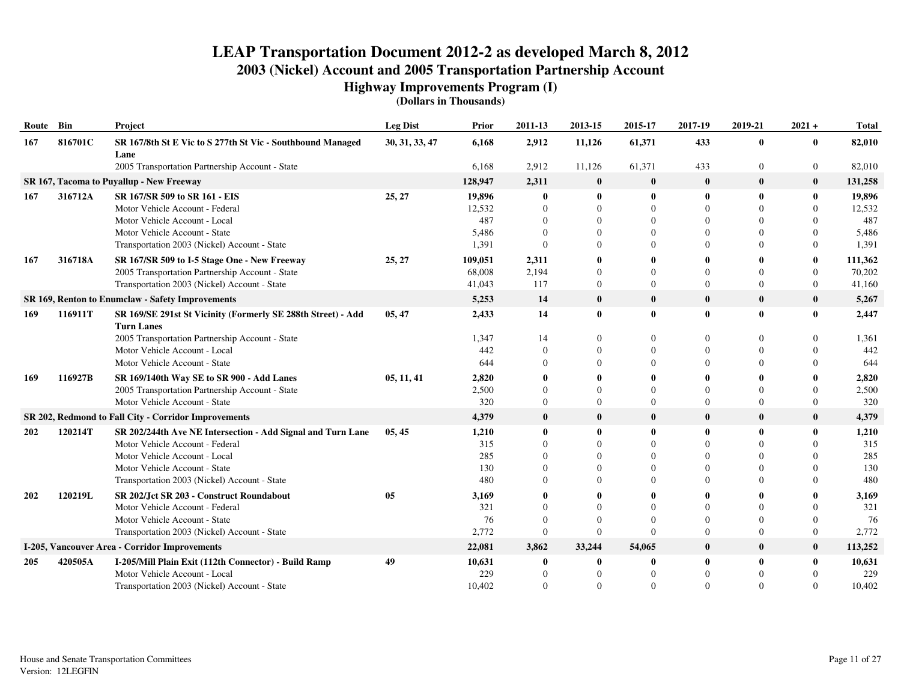# LEAP Transportation Document 2012-2 as developed March 8, 2012

## 2003 (Nickel) Account and 2005 Transportation Partnership Account

### Highway Improvements Program (I)

**(Dollars in Thousands)**

| Route | Bin | Project | Leg Dist | Prior | 2011-13 | 2013-15 | 2015-17 | 2017-19 | 2019-21 | 2021 + | Total |
|---|---|---|---|---|---|---|---|---|---|---|---|
| **167** | **816701C** | **SR 167/8th St E Vic to S 277th St Vic - Southbound Managed Lane** | **30, 31, 33, 47** | **6,168** | **2,912** | **11,126** | **61,371** | **433** | **0** | **0** | **82,010** |
| | | 2005 Transportation Partnership Account - State | | 6,168 | 2,912 | 11,126 | 61,371 | 433 | 0 | 0 | 82,010 |
| **SR 167, Tacoma to Puyallup - New Freeway** | | | | **128,947** | **2,311** | **0** | **0** | **0** | **0** | **0** | **131,258** |
| **167** | **316712A** | **SR 167/SR 509 to SR 161 - EIS** | **25, 27** | **19,896** | **0** | **0** | **0** | **0** | **0** | **0** | **19,896** |
| | | Motor Vehicle Account - Federal | | 12,532 | 0 | 0 | 0 | 0 | 0 | 0 | 12,532 |
| | | Motor Vehicle Account - Local | | 487 | 0 | 0 | 0 | 0 | 0 | 0 | 487 |
| | | Motor Vehicle Account - State | | 5,486 | 0 | 0 | 0 | 0 | 0 | 0 | 5,486 |
| | | Transportation 2003 (Nickel) Account - State | | 1,391 | 0 | 0 | 0 | 0 | 0 | 0 | 1,391 |
| **167** | **316718A** | **SR 167/SR 509 to I-5 Stage One - New Freeway** | **25, 27** | **109,051** | **2,311** | **0** | **0** | **0** | **0** | **0** | **111,362** |
| | | 2005 Transportation Partnership Account - State | | 68,008 | 2,194 | 0 | 0 | 0 | 0 | 0 | 70,202 |
| | | Transportation 2003 (Nickel) Account - State | | 41,043 | 117 | 0 | 0 | 0 | 0 | 0 | 41,160 |
| **SR 169, Renton to Enumclaw - Safety Improvements** | | | | **5,253** | **14** | **0** | **0** | **0** | **0** | **0** | **5,267** |
| **169** | **116911T** | **SR 169/SE 291st St Vicinity (Formerly SE 288th Street) - Add Turn Lanes** | **05, 47** | **2,433** | **14** | **0** | **0** | **0** | **0** | **0** | **2,447** |
| | | 2005 Transportation Partnership Account - State | | 1,347 | 14 | 0 | 0 | 0 | 0 | 0 | 1,361 |
| | | Motor Vehicle Account - Local | | 442 | 0 | 0 | 0 | 0 | 0 | 0 | 442 |
| | | Motor Vehicle Account - State | | 644 | 0 | 0 | 0 | 0 | 0 | 0 | 644 |
| **169** | **116927B** | **SR 169/140th Way SE to SR 900 - Add Lanes** | **05, 11, 41** | **2,820** | **0** | **0** | **0** | **0** | **0** | **0** | **2,820** |
| | | 2005 Transportation Partnership Account - State | | 2,500 | 0 | 0 | 0 | 0 | 0 | 0 | 2,500 |
| | | Motor Vehicle Account - State | | 320 | 0 | 0 | 0 | 0 | 0 | 0 | 320 |
| **SR 202, Redmond to Fall City - Corridor Improvements** | | | | **4,379** | **0** | **0** | **0** | **0** | **0** | **0** | **4,379** |
| **202** | **120214T** | **SR 202/244th Ave NE Intersection - Add Signal and Turn Lane** | **05, 45** | **1,210** | **0** | **0** | **0** | **0** | **0** | **0** | **1,210** |
| | | Motor Vehicle Account - Federal | | 315 | 0 | 0 | 0 | 0 | 0 | 0 | 315 |
| | | Motor Vehicle Account - Local | | 285 | 0 | 0 | 0 | 0 | 0 | 0 | 285 |
| | | Motor Vehicle Account - State | | 130 | 0 | 0 | 0 | 0 | 0 | 0 | 130 |
| | | Transportation 2003 (Nickel) Account - State | | 480 | 0 | 0 | 0 | 0 | 0 | 0 | 480 |
| **202** | **120219L** | **SR 202/Jct SR 203 - Construct Roundabout** | **05** | **3,169** | **0** | **0** | **0** | **0** | **0** | **0** | **3,169** |
| | | Motor Vehicle Account - Federal | | 321 | 0 | 0 | 0 | 0 | 0 | 0 | 321 |
| | | Motor Vehicle Account - State | | 76 | 0 | 0 | 0 | 0 | 0 | 0 | 76 |
| | | Transportation 2003 (Nickel) Account - State | | 2,772 | 0 | 0 | 0 | 0 | 0 | 0 | 2,772 |
| **I-205, Vancouver Area - Corridor Improvements** | | | | **22,081** | **3,862** | **33,244** | **54,065** | **0** | **0** | **0** | **113,252** |
| **205** | **420505A** | **I-205/Mill Plain Exit (112th Connector) - Build Ramp** | **49** | **10,631** | **0** | **0** | **0** | **0** | **0** | **0** | **10,631** |
| | | Motor Vehicle Account - Local | | 229 | 0 | 0 | 0 | 0 | 0 | 0 | 229 |
| | | Transportation 2003 (Nickel) Account - State | | 10,402 | 0 | 0 | 0 | 0 | 0 | 0 | 10,402 |

House and Senate Transportation Committees
Version: 12LEGFIN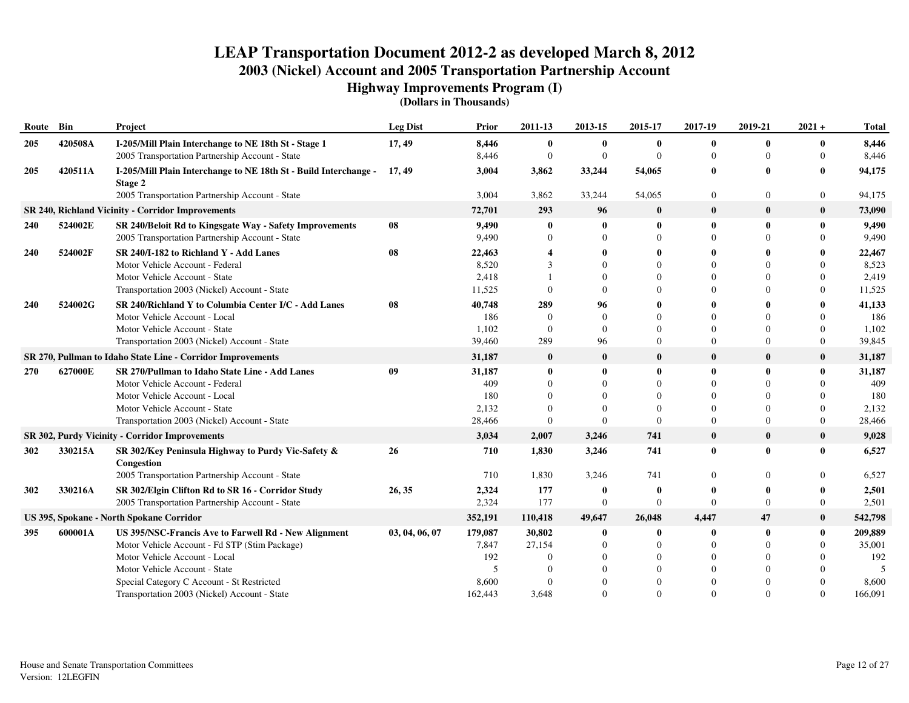# LEAP Transportation Document 2012-2 as developed March 8, 2012
## 2003 (Nickel) Account and 2005 Transportation Partnership Account
### Highway Improvements Program (I)
**(Dollars in Thousands)**

| Route | Bin | Project | Leg Dist | Prior | 2011-13 | 2013-15 | 2015-17 | 2017-19 | 2019-21 | 2021 + | Total |
|---|---|---|---|---|---|---|---|---|---|---|---|
| **205** | **420508A** | **I-205/Mill Plain Interchange to NE 18th St - Stage 1** | **17, 49** | **8,446** | **0** | **0** | **0** | **0** | **0** | **0** | **8,446** |
| | | 2005 Transportation Partnership Account - State | | 8,446 | 0 | 0 | 0 | 0 | 0 | 0 | 8,446 |
| **205** | **420511A** | **I-205/Mill Plain Interchange to NE 18th St - Build Interchange - Stage 2** | **17, 49** | **3,004** | **3,862** | **33,244** | **54,065** | **0** | **0** | **0** | **94,175** |
| | | 2005 Transportation Partnership Account - State | | 3,004 | 3,862 | 33,244 | 54,065 | 0 | 0 | 0 | 94,175 |
| **SR 240, Richland Vicinity - Corridor Improvements** | | | | **72,701** | **293** | **96** | **0** | **0** | **0** | **0** | **73,090** |
| **240** | **524002E** | **SR 240/Beloit Rd to Kingsgate Way - Safety Improvements** | **08** | **9,490** | **0** | **0** | **0** | **0** | **0** | **0** | **9,490** |
| | | 2005 Transportation Partnership Account - State | | 9,490 | 0 | 0 | 0 | 0 | 0 | 0 | 9,490 |
| **240** | **524002F** | **SR 240/I-182 to Richland Y - Add Lanes** | **08** | **22,463** | **4** | **0** | **0** | **0** | **0** | **0** | **22,467** |
| | | Motor Vehicle Account - Federal | | 8,520 | 3 | 0 | 0 | 0 | 0 | 0 | 8,523 |
| | | Motor Vehicle Account - State | | 2,418 | 1 | 0 | 0 | 0 | 0 | 0 | 2,419 |
| | | Transportation 2003 (Nickel) Account - State | | 11,525 | 0 | 0 | 0 | 0 | 0 | 0 | 11,525 |
| **240** | **524002G** | **SR 240/Richland Y to Columbia Center I/C - Add Lanes** | **08** | **40,748** | **289** | **96** | **0** | **0** | **0** | **0** | **41,133** |
| | | Motor Vehicle Account - Local | | 186 | 0 | 0 | 0 | 0 | 0 | 0 | 186 |
| | | Motor Vehicle Account - State | | 1,102 | 0 | 0 | 0 | 0 | 0 | 0 | 1,102 |
| | | Transportation 2003 (Nickel) Account - State | | 39,460 | 289 | 96 | 0 | 0 | 0 | 0 | 39,845 |
| **SR 270, Pullman to Idaho State Line - Corridor Improvements** | | | | **31,187** | **0** | **0** | **0** | **0** | **0** | **0** | **31,187** |
| **270** | **627000E** | **SR 270/Pullman to Idaho State Line - Add Lanes** | **09** | **31,187** | **0** | **0** | **0** | **0** | **0** | **0** | **31,187** |
| | | Motor Vehicle Account - Federal | | 409 | 0 | 0 | 0 | 0 | 0 | 0 | 409 |
| | | Motor Vehicle Account - Local | | 180 | 0 | 0 | 0 | 0 | 0 | 0 | 180 |
| | | Motor Vehicle Account - State | | 2,132 | 0 | 0 | 0 | 0 | 0 | 0 | 2,132 |
| | | Transportation 2003 (Nickel) Account - State | | 28,466 | 0 | 0 | 0 | 0 | 0 | 0 | 28,466 |
| **SR 302, Purdy Vicinity - Corridor Improvements** | | | | **3,034** | **2,007** | **3,246** | **741** | **0** | **0** | **0** | **9,028** |
| **302** | **330215A** | **SR 302/Key Peninsula Highway to Purdy Vic-Safety & Congestion** | **26** | **710** | **1,830** | **3,246** | **741** | **0** | **0** | **0** | **6,527** |
| | | 2005 Transportation Partnership Account - State | | 710 | 1,830 | 3,246 | 741 | 0 | 0 | 0 | 6,527 |
| **302** | **330216A** | **SR 302/Elgin Clifton Rd to SR 16 - Corridor Study** | **26, 35** | **2,324** | **177** | **0** | **0** | **0** | **0** | **0** | **2,501** |
| | | 2005 Transportation Partnership Account - State | | 2,324 | 177 | 0 | 0 | 0 | 0 | 0 | 2,501 |
| **US 395, Spokane - North Spokane Corridor** | | | | **352,191** | **110,418** | **49,647** | **26,048** | **4,447** | **47** | **0** | **542,798** |
| **395** | **600001A** | **US 395/NSC-Francis Ave to Farwell Rd - New Alignment** | **03, 04, 06, 07** | **179,087** | **30,802** | **0** | **0** | **0** | **0** | **0** | **209,889** |
| | | Motor Vehicle Account - Fd STP (Stim Package) | | 7,847 | 27,154 | 0 | 0 | 0 | 0 | 0 | 35,001 |
| | | Motor Vehicle Account - Local | | 192 | 0 | 0 | 0 | 0 | 0 | 0 | 192 |
| | | Motor Vehicle Account - State | | 5 | 0 | 0 | 0 | 0 | 0 | 0 | 5 |
| | | Special Category C Account - St Restricted | | 8,600 | 0 | 0 | 0 | 0 | 0 | 0 | 8,600 |
| | | Transportation 2003 (Nickel) Account - State | | 162,443 | 3,648 | 0 | 0 | 0 | 0 | 0 | 166,091 |

House and Senate Transportation Committees
Version: 12LEGFIN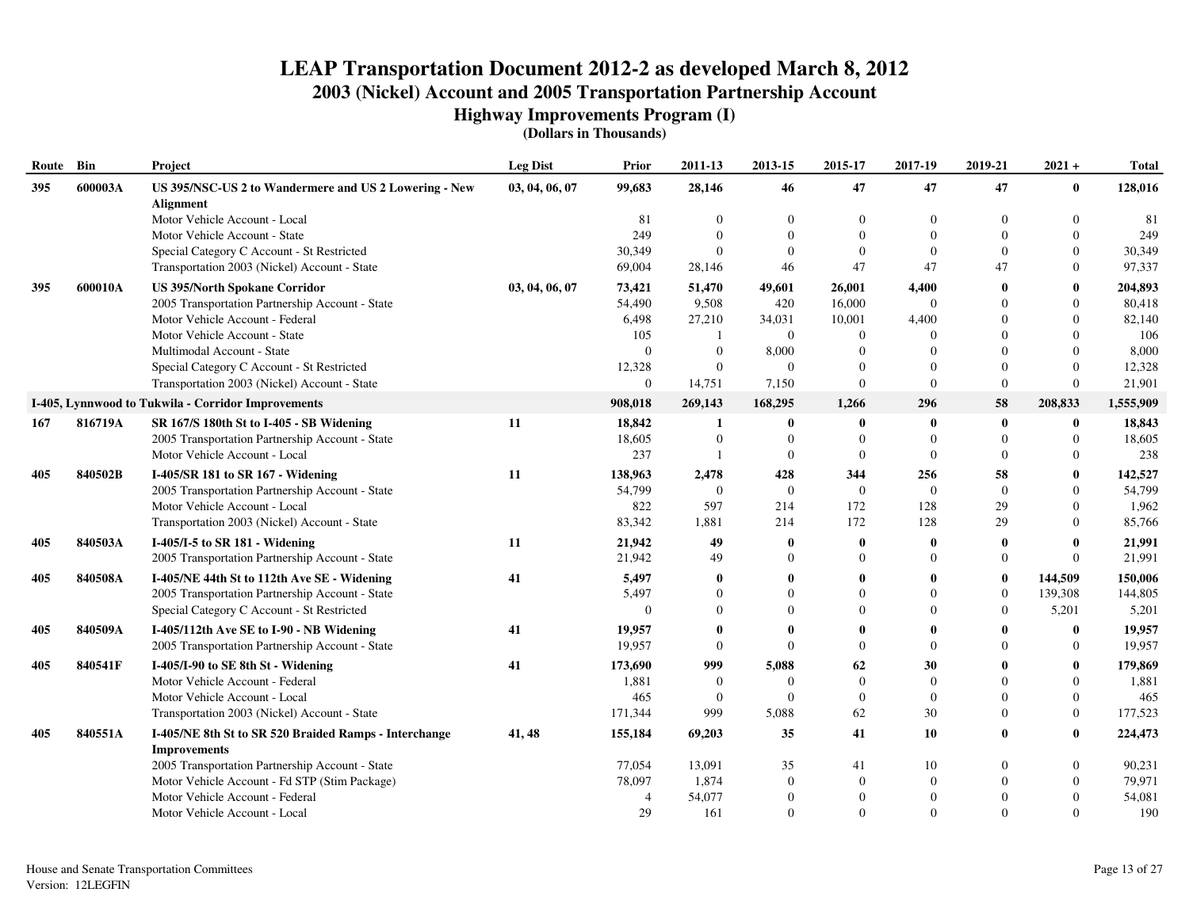# LEAP Transportation Document 2012-2 as developed March 8, 2012

## 2003 (Nickel) Account and 2005 Transportation Partnership Account

### Highway Improvements Program (I)

**(Dollars in Thousands)**

| Route | Bin | Project | Leg Dist | Prior | 2011-13 | 2013-15 | 2015-17 | 2017-19 | 2019-21 | 2021 + | Total |
|---|---|---|---|---|---|---|---|---|---|---|---|
| **395** | **600003A** | **US 395/NSC-US 2 to Wandermere and US 2 Lowering - New Alignment** | **03, 04, 06, 07** | **99,683** | **28,146** | **46** | **47** | **47** | **47** | **0** | **128,016** |
| | | Motor Vehicle Account - Local | | 81 | 0 | 0 | 0 | 0 | 0 | 0 | 81 |
| | | Motor Vehicle Account - State | | 249 | 0 | 0 | 0 | 0 | 0 | 0 | 249 |
| | | Special Category C Account - St Restricted | | 30,349 | 0 | 0 | 0 | 0 | 0 | 0 | 30,349 |
| | | Transportation 2003 (Nickel) Account - State | | 69,004 | 28,146 | 46 | 47 | 47 | 47 | 0 | 97,337 |
| **395** | **600010A** | **US 395/North Spokane Corridor** | **03, 04, 06, 07** | **73,421** | **51,470** | **49,601** | **26,001** | **4,400** | **0** | **0** | **204,893** |
| | | 2005 Transportation Partnership Account - State | | 54,490 | 9,508 | 420 | 16,000 | 0 | 0 | 0 | 80,418 |
| | | Motor Vehicle Account - Federal | | 6,498 | 27,210 | 34,031 | 10,001 | 4,400 | 0 | 0 | 82,140 |
| | | Motor Vehicle Account - State | | 105 | 1 | 0 | 0 | 0 | 0 | 0 | 106 |
| | | Multimodal Account - State | | 0 | 0 | 8,000 | 0 | 0 | 0 | 0 | 8,000 |
| | | Special Category C Account - St Restricted | | 12,328 | 0 | 0 | 0 | 0 | 0 | 0 | 12,328 |
| | | Transportation 2003 (Nickel) Account - State | | 0 | 14,751 | 7,150 | 0 | 0 | 0 | 0 | 21,901 |
| **I-405, Lynnwood to Tukwila - Corridor Improvements** | | | | **908,018** | **269,143** | **168,295** | **1,266** | **296** | **58** | **208,833** | **1,555,909** |
| **167** | **816719A** | **SR 167/S 180th St to I-405 - SB Widening** | **11** | **18,842** | **1** | **0** | **0** | **0** | **0** | **0** | **18,843** |
| | | 2005 Transportation Partnership Account - State | | 18,605 | 0 | 0 | 0 | 0 | 0 | 0 | 18,605 |
| | | Motor Vehicle Account - Local | | 237 | 1 | 0 | 0 | 0 | 0 | 0 | 238 |
| **405** | **840502B** | **I-405/SR 181 to SR 167 - Widening** | **11** | **138,963** | **2,478** | **428** | **344** | **256** | **58** | **0** | **142,527** |
| | | 2005 Transportation Partnership Account - State | | 54,799 | 0 | 0 | 0 | 0 | 0 | 0 | 54,799 |
| | | Motor Vehicle Account - Local | | 822 | 597 | 214 | 172 | 128 | 29 | 0 | 1,962 |
| | | Transportation 2003 (Nickel) Account - State | | 83,342 | 1,881 | 214 | 172 | 128 | 29 | 0 | 85,766 |
| **405** | **840503A** | **I-405/I-5 to SR 181 - Widening** | **11** | **21,942** | **49** | **0** | **0** | **0** | **0** | **0** | **21,991** |
| | | 2005 Transportation Partnership Account - State | | 21,942 | 49 | 0 | 0 | 0 | 0 | 0 | 21,991 |
| **405** | **840508A** | **I-405/NE 44th St to 112th Ave SE - Widening** | **41** | **5,497** | **0** | **0** | **0** | **0** | **0** | **144,509** | **150,006** |
| | | 2005 Transportation Partnership Account - State | | 5,497 | 0 | 0 | 0 | 0 | 0 | 139,308 | 144,805 |
| | | Special Category C Account - St Restricted | | 0 | 0 | 0 | 0 | 0 | 0 | 5,201 | 5,201 |
| **405** | **840509A** | **I-405/112th Ave SE to I-90 - NB Widening** | **41** | **19,957** | **0** | **0** | **0** | **0** | **0** | **0** | **19,957** |
| | | 2005 Transportation Partnership Account - State | | 19,957 | 0 | 0 | 0 | 0 | 0 | 0 | 19,957 |
| **405** | **840541F** | **I-405/I-90 to SE 8th St - Widening** | **41** | **173,690** | **999** | **5,088** | **62** | **30** | **0** | **0** | **179,869** |
| | | Motor Vehicle Account - Federal | | 1,881 | 0 | 0 | 0 | 0 | 0 | 0 | 1,881 |
| | | Motor Vehicle Account - Local | | 465 | 0 | 0 | 0 | 0 | 0 | 0 | 465 |
| | | Transportation 2003 (Nickel) Account - State | | 171,344 | 999 | 5,088 | 62 | 30 | 0 | 0 | 177,523 |
| **405** | **840551A** | **I-405/NE 8th St to SR 520 Braided Ramps - Interchange Improvements** | **41, 48** | **155,184** | **69,203** | **35** | **41** | **10** | **0** | **0** | **224,473** |
| | | 2005 Transportation Partnership Account - State | | 77,054 | 13,091 | 35 | 41 | 10 | 0 | 0 | 90,231 |
| | | Motor Vehicle Account - Fd STP (Stim Package) | | 78,097 | 1,874 | 0 | 0 | 0 | 0 | 0 | 79,971 |
| | | Motor Vehicle Account - Federal | | 4 | 54,077 | 0 | 0 | 0 | 0 | 0 | 54,081 |
| | | Motor Vehicle Account - Local | | 29 | 161 | 0 | 0 | 0 | 0 | 0 | 190 |

House and Senate Transportation Committees
Version: 12LEGFIN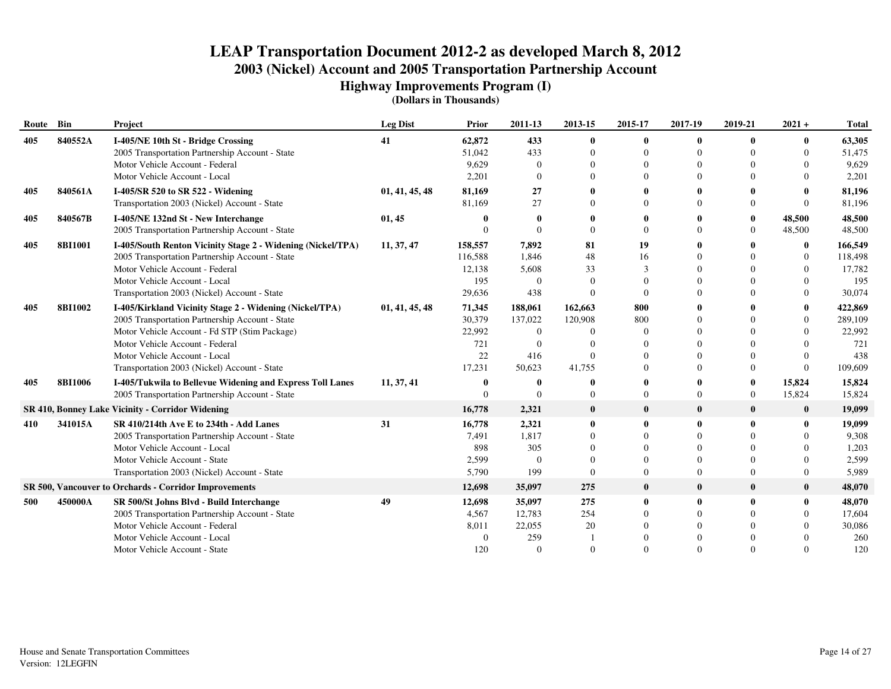# LEAP Transportation Document 2012-2 as developed March 8, 2012

## 2003 (Nickel) Account and 2005 Transportation Partnership Account

### Highway Improvements Program (I)

**(Dollars in Thousands)**

| Route | Bin | Project | Leg Dist | Prior | 2011-13 | 2013-15 | 2015-17 | 2017-19 | 2019-21 | 2021 + | Total |
|---|---|---|---|---|---|---|---|---|---|---|---|
| **405** | **840552A** | **I-405/NE 10th St - Bridge Crossing** | **41** | **62,872** | **433** | **0** | **0** | **0** | **0** | **0** | **63,305** |
| | | 2005 Transportation Partnership Account - State | | 51,042 | 433 | 0 | 0 | 0 | 0 | 0 | 51,475 |
| | | Motor Vehicle Account - Federal | | 9,629 | 0 | 0 | 0 | 0 | 0 | 0 | 9,629 |
| | | Motor Vehicle Account - Local | | 2,201 | 0 | 0 | 0 | 0 | 0 | 0 | 2,201 |
| **405** | **840561A** | **I-405/SR 520 to SR 522 - Widening** | **01, 41, 45, 48** | **81,169** | **27** | **0** | **0** | **0** | **0** | **0** | **81,196** |
| | | Transportation 2003 (Nickel) Account - State | | 81,169 | 27 | 0 | 0 | 0 | 0 | 0 | 81,196 |
| **405** | **840567B** | **I-405/NE 132nd St - New Interchange** | **01, 45** | **0** | **0** | **0** | **0** | **0** | **0** | **48,500** | **48,500** |
| | | 2005 Transportation Partnership Account - State | | 0 | 0 | 0 | 0 | 0 | 0 | 48,500 | 48,500 |
| **405** | **8BI1001** | **I-405/South Renton Vicinity Stage 2 - Widening (Nickel/TPA)** | **11, 37, 47** | **158,557** | **7,892** | **81** | **19** | **0** | **0** | **0** | **166,549** |
| | | 2005 Transportation Partnership Account - State | | 116,588 | 1,846 | 48 | 16 | 0 | 0 | 0 | 118,498 |
| | | Motor Vehicle Account - Federal | | 12,138 | 5,608 | 33 | 3 | 0 | 0 | 0 | 17,782 |
| | | Motor Vehicle Account - Local | | 195 | 0 | 0 | 0 | 0 | 0 | 0 | 195 |
| | | Transportation 2003 (Nickel) Account - State | | 29,636 | 438 | 0 | 0 | 0 | 0 | 0 | 30,074 |
| **405** | **8BI1002** | **I-405/Kirkland Vicinity Stage 2 - Widening (Nickel/TPA)** | **01, 41, 45, 48** | **71,345** | **188,061** | **162,663** | **800** | **0** | **0** | **0** | **422,869** |
| | | 2005 Transportation Partnership Account - State | | 30,379 | 137,022 | 120,908 | 800 | 0 | 0 | 0 | 289,109 |
| | | Motor Vehicle Account - Fd STP (Stim Package) | | 22,992 | 0 | 0 | 0 | 0 | 0 | 0 | 22,992 |
| | | Motor Vehicle Account - Federal | | 721 | 0 | 0 | 0 | 0 | 0 | 0 | 721 |
| | | Motor Vehicle Account - Local | | 22 | 416 | 0 | 0 | 0 | 0 | 0 | 438 |
| | | Transportation 2003 (Nickel) Account - State | | 17,231 | 50,623 | 41,755 | 0 | 0 | 0 | 0 | 109,609 |
| **405** | **8BI1006** | **I-405/Tukwila to Bellevue Widening and Express Toll Lanes** | **11, 37, 41** | **0** | **0** | **0** | **0** | **0** | **0** | **15,824** | **15,824** |
| | | 2005 Transportation Partnership Account - State | | 0 | 0 | 0 | 0 | 0 | 0 | 15,824 | 15,824 |
| **SR 410, Bonney Lake Vicinity - Corridor Widening** | | | | **16,778** | **2,321** | **0** | **0** | **0** | **0** | **0** | **19,099** |
| **410** | **341015A** | **SR 410/214th Ave E to 234th - Add Lanes** | **31** | **16,778** | **2,321** | **0** | **0** | **0** | **0** | **0** | **19,099** |
| | | 2005 Transportation Partnership Account - State | | 7,491 | 1,817 | 0 | 0 | 0 | 0 | 0 | 9,308 |
| | | Motor Vehicle Account - Local | | 898 | 305 | 0 | 0 | 0 | 0 | 0 | 1,203 |
| | | Motor Vehicle Account - State | | 2,599 | 0 | 0 | 0 | 0 | 0 | 0 | 2,599 |
| | | Transportation 2003 (Nickel) Account - State | | 5,790 | 199 | 0 | 0 | 0 | 0 | 0 | 5,989 |
| **SR 500, Vancouver to Orchards - Corridor Improvements** | | | | **12,698** | **35,097** | **275** | **0** | **0** | **0** | **0** | **48,070** |
| **500** | **450000A** | **SR 500/St Johns Blvd - Build Interchange** | **49** | **12,698** | **35,097** | **275** | **0** | **0** | **0** | **0** | **48,070** |
| | | 2005 Transportation Partnership Account - State | | 4,567 | 12,783 | 254 | 0 | 0 | 0 | 0 | 17,604 |
| | | Motor Vehicle Account - Federal | | 8,011 | 22,055 | 20 | 0 | 0 | 0 | 0 | 30,086 |
| | | Motor Vehicle Account - Local | | 0 | 259 | 1 | 0 | 0 | 0 | 0 | 260 |
| | | Motor Vehicle Account - State | | 120 | 0 | 0 | 0 | 0 | 0 | 0 | 120 |

House and Senate Transportation Committees
Version: 12LEGFIN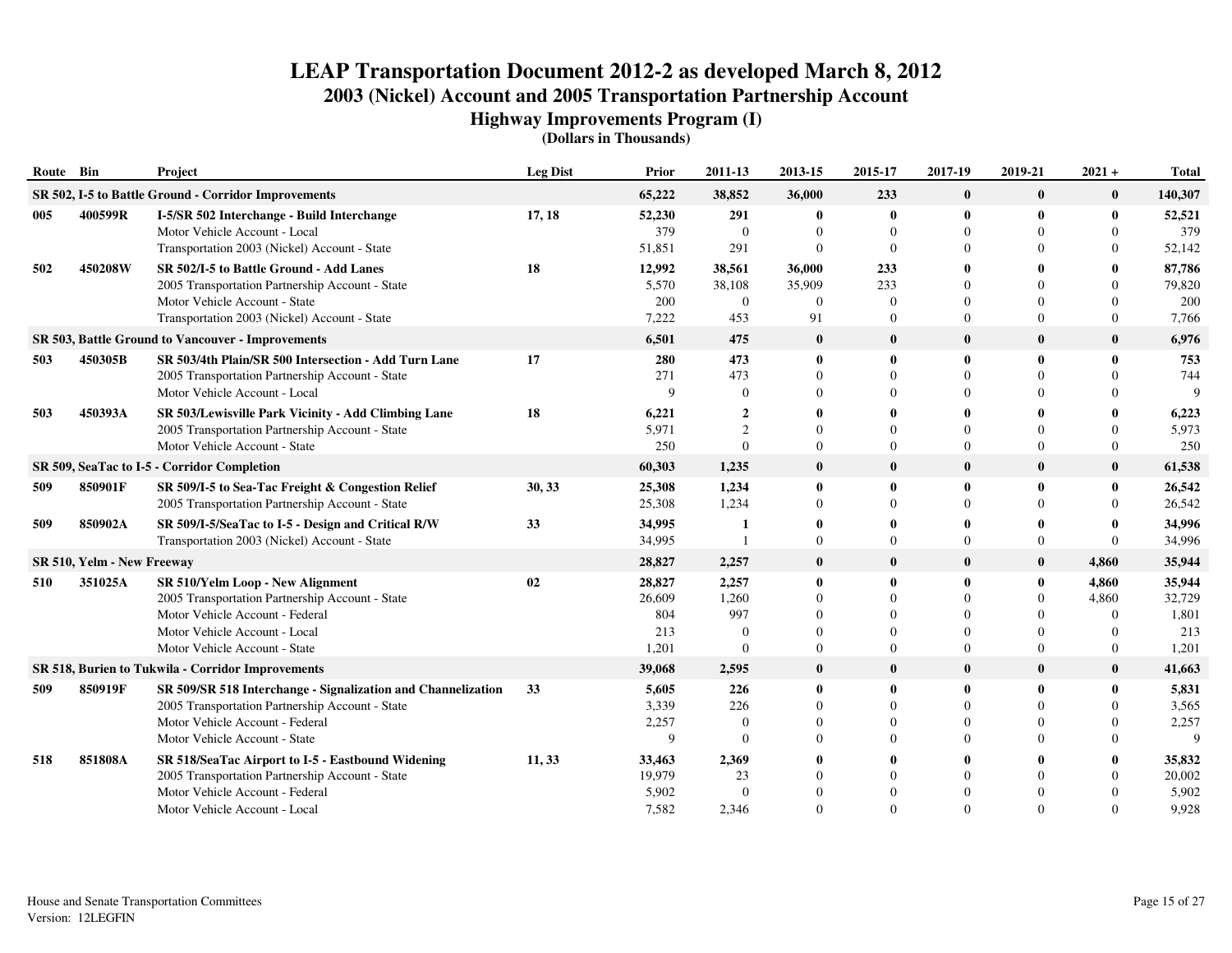# LEAP Transportation Document 2012-2 as developed March 8, 2012

## 2003 (Nickel) Account and 2005 Transportation Partnership Account

### Highway Improvements Program (I)

**(Dollars in Thousands)**

| Route | Bin | Project | Leg Dist | Prior | 2011-13 | 2013-15 | 2015-17 | 2017-19 | 2019-21 | 2021 + | Total |
|---|---|---|---|---|---|---|---|---|---|---|---|
| **SR 502, I-5 to Battle Ground - Corridor Improvements** | | | | **65,222** | **38,852** | **36,000** | **233** | **0** | **0** | **0** | **140,307** |
| **005** | **400599R** | **I-5/SR 502 Interchange - Build Interchange** | **17, 18** | **52,230** | **291** | **0** | **0** | **0** | **0** | **0** | **52,521** |
| | | Motor Vehicle Account - Local | | 379 | 0 | 0 | 0 | 0 | 0 | 0 | 379 |
| | | Transportation 2003 (Nickel) Account - State | | 51,851 | 291 | 0 | 0 | 0 | 0 | 0 | 52,142 |
| **502** | **450208W** | **SR 502/I-5 to Battle Ground - Add Lanes** | **18** | **12,992** | **38,561** | **36,000** | **233** | **0** | **0** | **0** | **87,786** |
| | | 2005 Transportation Partnership Account - State | | 5,570 | 38,108 | 35,909 | 233 | 0 | 0 | 0 | 79,820 |
| | | Motor Vehicle Account - State | | 200 | 0 | 0 | 0 | 0 | 0 | 0 | 200 |
| | | Transportation 2003 (Nickel) Account - State | | 7,222 | 453 | 91 | 0 | 0 | 0 | 0 | 7,766 |
| **SR 503, Battle Ground to Vancouver - Improvements** | | | | **6,501** | **475** | **0** | **0** | **0** | **0** | **0** | **6,976** |
| **503** | **450305B** | **SR 503/4th Plain/SR 500 Intersection - Add Turn Lane** | **17** | **280** | **473** | **0** | **0** | **0** | **0** | **0** | **753** |
| | | 2005 Transportation Partnership Account - State | | 271 | 473 | 0 | 0 | 0 | 0 | 0 | 744 |
| | | Motor Vehicle Account - Local | | 9 | 0 | 0 | 0 | 0 | 0 | 0 | 9 |
| **503** | **450393A** | **SR 503/Lewisville Park Vicinity - Add Climbing Lane** | **18** | **6,221** | **2** | **0** | **0** | **0** | **0** | **0** | **6,223** |
| | | 2005 Transportation Partnership Account - State | | 5,971 | 2 | 0 | 0 | 0 | 0 | 0 | 5,973 |
| | | Motor Vehicle Account - State | | 250 | 0 | 0 | 0 | 0 | 0 | 0 | 250 |
| **SR 509, SeaTac to I-5 - Corridor Completion** | | | | **60,303** | **1,235** | **0** | **0** | **0** | **0** | **0** | **61,538** |
| **509** | **850901F** | **SR 509/I-5 to Sea-Tac Freight & Congestion Relief** | **30, 33** | **25,308** | **1,234** | **0** | **0** | **0** | **0** | **0** | **26,542** |
| | | 2005 Transportation Partnership Account - State | | 25,308 | 1,234 | 0 | 0 | 0 | 0 | 0 | 26,542 |
| **509** | **850902A** | **SR 509/I-5/SeaTac to I-5 - Design and Critical R/W** | **33** | **34,995** | **1** | **0** | **0** | **0** | **0** | **0** | **34,996** |
| | | Transportation 2003 (Nickel) Account - State | | 34,995 | 1 | 0 | 0 | 0 | 0 | 0 | 34,996 |
| **SR 510, Yelm - New Freeway** | | | | **28,827** | **2,257** | **0** | **0** | **0** | **0** | **4,860** | **35,944** |
| **510** | **351025A** | **SR 510/Yelm Loop - New Alignment** | **02** | **28,827** | **2,257** | **0** | **0** | **0** | **0** | **4,860** | **35,944** |
| | | 2005 Transportation Partnership Account - State | | 26,609 | 1,260 | 0 | 0 | 0 | 0 | 4,860 | 32,729 |
| | | Motor Vehicle Account - Federal | | 804 | 997 | 0 | 0 | 0 | 0 | 0 | 1,801 |
| | | Motor Vehicle Account - Local | | 213 | 0 | 0 | 0 | 0 | 0 | 0 | 213 |
| | | Motor Vehicle Account - State | | 1,201 | 0 | 0 | 0 | 0 | 0 | 0 | 1,201 |
| **SR 518, Burien to Tukwila - Corridor Improvements** | | | | **39,068** | **2,595** | **0** | **0** | **0** | **0** | **0** | **41,663** |
| **509** | **850919F** | **SR 509/SR 518 Interchange - Signalization and Channelization** | **33** | **5,605** | **226** | **0** | **0** | **0** | **0** | **0** | **5,831** |
| | | 2005 Transportation Partnership Account - State | | 3,339 | 226 | 0 | 0 | 0 | 0 | 0 | 3,565 |
| | | Motor Vehicle Account - Federal | | 2,257 | 0 | 0 | 0 | 0 | 0 | 0 | 2,257 |
| | | Motor Vehicle Account - State | | 9 | 0 | 0 | 0 | 0 | 0 | 0 | 9 |
| **518** | **851808A** | **SR 518/SeaTac Airport to I-5 - Eastbound Widening** | **11, 33** | **33,463** | **2,369** | **0** | **0** | **0** | **0** | **0** | **35,832** |
| | | 2005 Transportation Partnership Account - State | | 19,979 | 23 | 0 | 0 | 0 | 0 | 0 | 20,002 |
| | | Motor Vehicle Account - Federal | | 5,902 | 0 | 0 | 0 | 0 | 0 | 0 | 5,902 |
| | | Motor Vehicle Account - Local | | 7,582 | 2,346 | 0 | 0 | 0 | 0 | 0 | 9,928 |

House and Senate Transportation Committees
Version: 12LEGFIN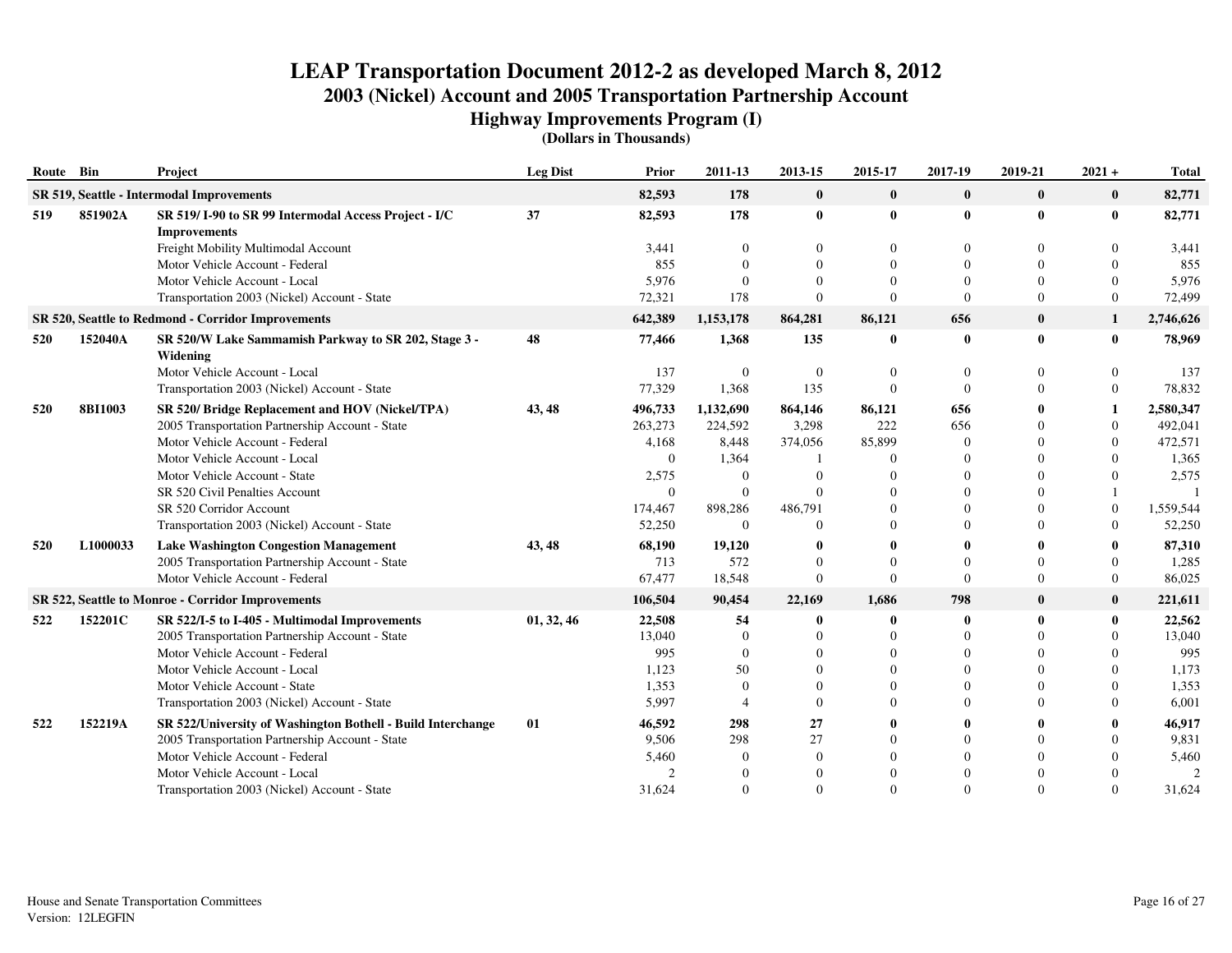# LEAP Transportation Document 2012-2 as developed March 8, 2012

## 2003 (Nickel) Account and 2005 Transportation Partnership Account

### Highway Improvements Program (I)

**(Dollars in Thousands)**

| Route | Bin | Project | Leg Dist | Prior | 2011-13 | 2013-15 | 2015-17 | 2017-19 | 2019-21 | 2021 + | Total |
|---|---|---|---|---|---|---|---|---|---|---|---|
| **SR 519, Seattle - Intermodal Improvements** | | | | **82,593** | **178** | **0** | **0** | **0** | **0** | **0** | **82,771** |
| **519** | **851902A** | **SR 519/ I-90 to SR 99 Intermodal Access Project - I/C Improvements** | **37** | **82,593** | **178** | **0** | **0** | **0** | **0** | **0** | **82,771** |
| | | Freight Mobility Multimodal Account | | 3,441 | 0 | 0 | 0 | 0 | 0 | 0 | 3,441 |
| | | Motor Vehicle Account - Federal | | 855 | 0 | 0 | 0 | 0 | 0 | 0 | 855 |
| | | Motor Vehicle Account - Local | | 5,976 | 0 | 0 | 0 | 0 | 0 | 0 | 5,976 |
| | | Transportation 2003 (Nickel) Account - State | | 72,321 | 178 | 0 | 0 | 0 | 0 | 0 | 72,499 |
| **SR 520, Seattle to Redmond - Corridor Improvements** | | | | **642,389** | **1,153,178** | **864,281** | **86,121** | **656** | **0** | **1** | **2,746,626** |
| **520** | **152040A** | **SR 520/W Lake Sammamish Parkway to SR 202, Stage 3 - Widening** | **48** | **77,466** | **1,368** | **135** | **0** | **0** | **0** | **0** | **78,969** |
| | | Motor Vehicle Account - Local | | 137 | 0 | 0 | 0 | 0 | 0 | 0 | 137 |
| | | Transportation 2003 (Nickel) Account - State | | 77,329 | 1,368 | 135 | 0 | 0 | 0 | 0 | 78,832 |
| **520** | **8BI1003** | **SR 520/ Bridge Replacement and HOV (Nickel/TPA)** | **43, 48** | **496,733** | **1,132,690** | **864,146** | **86,121** | **656** | **0** | **1** | **2,580,347** |
| | | 2005 Transportation Partnership Account - State | | 263,273 | 224,592 | 3,298 | 222 | 656 | 0 | 0 | 492,041 |
| | | Motor Vehicle Account - Federal | | 4,168 | 8,448 | 374,056 | 85,899 | 0 | 0 | 0 | 472,571 |
| | | Motor Vehicle Account - Local | | 0 | 1,364 | 1 | 0 | 0 | 0 | 0 | 1,365 |
| | | Motor Vehicle Account - State | | 2,575 | 0 | 0 | 0 | 0 | 0 | 0 | 2,575 |
| | | SR 520 Civil Penalties Account | | 0 | 0 | 0 | 0 | 0 | 0 | 1 | 1 |
| | | SR 520 Corridor Account | | 174,467 | 898,286 | 486,791 | 0 | 0 | 0 | 0 | 1,559,544 |
| | | Transportation 2003 (Nickel) Account - State | | 52,250 | 0 | 0 | 0 | 0 | 0 | 0 | 52,250 |
| **520** | **L1000033** | **Lake Washington Congestion Management** | **43, 48** | **68,190** | **19,120** | **0** | **0** | **0** | **0** | **0** | **87,310** |
| | | 2005 Transportation Partnership Account - State | | 713 | 572 | 0 | 0 | 0 | 0 | 0 | 1,285 |
| | | Motor Vehicle Account - Federal | | 67,477 | 18,548 | 0 | 0 | 0 | 0 | 0 | 86,025 |
| **SR 522, Seattle to Monroe - Corridor Improvements** | | | | **106,504** | **90,454** | **22,169** | **1,686** | **798** | **0** | **0** | **221,611** |
| **522** | **152201C** | **SR 522/I-5 to I-405 - Multimodal Improvements** | **01, 32, 46** | **22,508** | **54** | **0** | **0** | **0** | **0** | **0** | **22,562** |
| | | 2005 Transportation Partnership Account - State | | 13,040 | 0 | 0 | 0 | 0 | 0 | 0 | 13,040 |
| | | Motor Vehicle Account - Federal | | 995 | 0 | 0 | 0 | 0 | 0 | 0 | 995 |
| | | Motor Vehicle Account - Local | | 1,123 | 50 | 0 | 0 | 0 | 0 | 0 | 1,173 |
| | | Motor Vehicle Account - State | | 1,353 | 0 | 0 | 0 | 0 | 0 | 0 | 1,353 |
| | | Transportation 2003 (Nickel) Account - State | | 5,997 | 4 | 0 | 0 | 0 | 0 | 0 | 6,001 |
| **522** | **152219A** | **SR 522/University of Washington Bothell - Build Interchange** | **01** | **46,592** | **298** | **27** | **0** | **0** | **0** | **0** | **46,917** |
| | | 2005 Transportation Partnership Account - State | | 9,506 | 298 | 27 | 0 | 0 | 0 | 0 | 9,831 |
| | | Motor Vehicle Account - Federal | | 5,460 | 0 | 0 | 0 | 0 | 0 | 0 | 5,460 |
| | | Motor Vehicle Account - Local | | 2 | 0 | 0 | 0 | 0 | 0 | 0 | 2 |
| | | Transportation 2003 (Nickel) Account - State | | 31,624 | 0 | 0 | 0 | 0 | 0 | 0 | 31,624 |

House and Senate Transportation Committees
Version: 12LEGFIN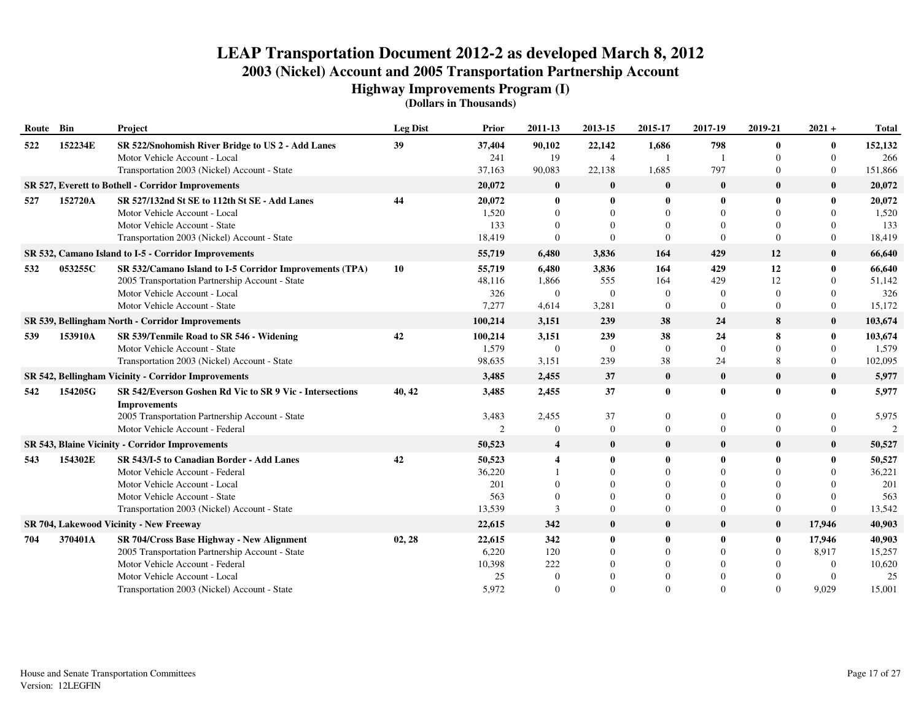# LEAP Transportation Document 2012-2 as developed March 8, 2012

## 2003 (Nickel) Account and 2005 Transportation Partnership Account

### Highway Improvements Program (I)

**(Dollars in Thousands)**

| Route | Bin | Project | Leg Dist | Prior | 2011-13 | 2013-15 | 2015-17 | 2017-19 | 2019-21 | 2021 + | Total |
|---|---|---|---|---|---|---|---|---|---|---|---|
| **522** | **152234E** | **SR 522/Snohomish River Bridge to US 2 - Add Lanes** | **39** | **37,404** | **90,102** | **22,142** | **1,686** | **798** | **0** | **0** | **152,132** |
| | | Motor Vehicle Account - Local | | 241 | 19 | 4 | 1 | 1 | 0 | 0 | 266 |
| | | Transportation 2003 (Nickel) Account - State | | 37,163 | 90,083 | 22,138 | 1,685 | 797 | 0 | 0 | 151,866 |
| **SR 527, Everett to Bothell - Corridor Improvements** | | | | **20,072** | **0** | **0** | **0** | **0** | **0** | **0** | **20,072** |
| **527** | **152720A** | **SR 527/132nd St SE to 112th St SE - Add Lanes** | **44** | **20,072** | **0** | **0** | **0** | **0** | **0** | **0** | **20,072** |
| | | Motor Vehicle Account - Local | | 1,520 | 0 | 0 | 0 | 0 | 0 | 0 | 1,520 |
| | | Motor Vehicle Account - State | | 133 | 0 | 0 | 0 | 0 | 0 | 0 | 133 |
| | | Transportation 2003 (Nickel) Account - State | | 18,419 | 0 | 0 | 0 | 0 | 0 | 0 | 18,419 |
| **SR 532, Camano Island to I-5 - Corridor Improvements** | | | | **55,719** | **6,480** | **3,836** | **164** | **429** | **12** | **0** | **66,640** |
| **532** | **053255C** | **SR 532/Camano Island to I-5 Corridor Improvements (TPA)** | **10** | **55,719** | **6,480** | **3,836** | **164** | **429** | **12** | **0** | **66,640** |
| | | 2005 Transportation Partnership Account - State | | 48,116 | 1,866 | 555 | 164 | 429 | 12 | 0 | 51,142 |
| | | Motor Vehicle Account - Local | | 326 | 0 | 0 | 0 | 0 | 0 | 0 | 326 |
| | | Motor Vehicle Account - State | | 7,277 | 4,614 | 3,281 | 0 | 0 | 0 | 0 | 15,172 |
| **SR 539, Bellingham North - Corridor Improvements** | | | | **100,214** | **3,151** | **239** | **38** | **24** | **8** | **0** | **103,674** |
| **539** | **153910A** | **SR 539/Tenmile Road to SR 546 - Widening** | **42** | **100,214** | **3,151** | **239** | **38** | **24** | **8** | **0** | **103,674** |
| | | Motor Vehicle Account - State | | 1,579 | 0 | 0 | 0 | 0 | 0 | 0 | 1,579 |
| | | Transportation 2003 (Nickel) Account - State | | 98,635 | 3,151 | 239 | 38 | 24 | 8 | 0 | 102,095 |
| **SR 542, Bellingham Vicinity - Corridor Improvements** | | | | **3,485** | **2,455** | **37** | **0** | **0** | **0** | **0** | **5,977** |
| **542** | **154205G** | **SR 542/Everson Goshen Rd Vic to SR 9 Vic - Intersections Improvements** | **40, 42** | **3,485** | **2,455** | **37** | **0** | **0** | **0** | **0** | **5,977** |
| | | 2005 Transportation Partnership Account - State | | 3,483 | 2,455 | 37 | 0 | 0 | 0 | 0 | 5,975 |
| | | Motor Vehicle Account - Federal | | 2 | 0 | 0 | 0 | 0 | 0 | 0 | 2 |
| **SR 543, Blaine Vicinity - Corridor Improvements** | | | | **50,523** | **4** | **0** | **0** | **0** | **0** | **0** | **50,527** |
| **543** | **154302E** | **SR 543/I-5 to Canadian Border - Add Lanes** | **42** | **50,523** | **4** | **0** | **0** | **0** | **0** | **0** | **50,527** |
| | | Motor Vehicle Account - Federal | | 36,220 | 1 | 0 | 0 | 0 | 0 | 0 | 36,221 |
| | | Motor Vehicle Account - Local | | 201 | 0 | 0 | 0 | 0 | 0 | 0 | 201 |
| | | Motor Vehicle Account - State | | 563 | 0 | 0 | 0 | 0 | 0 | 0 | 563 |
| | | Transportation 2003 (Nickel) Account - State | | 13,539 | 3 | 0 | 0 | 0 | 0 | 0 | 13,542 |
| **SR 704, Lakewood Vicinity - New Freeway** | | | | **22,615** | **342** | **0** | **0** | **0** | **0** | **17,946** | **40,903** |
| **704** | **370401A** | **SR 704/Cross Base Highway - New Alignment** | **02, 28** | **22,615** | **342** | **0** | **0** | **0** | **0** | **17,946** | **40,903** |
| | | 2005 Transportation Partnership Account - State | | 6,220 | 120 | 0 | 0 | 0 | 0 | 8,917 | 15,257 |
| | | Motor Vehicle Account - Federal | | 10,398 | 222 | 0 | 0 | 0 | 0 | 0 | 10,620 |
| | | Motor Vehicle Account - Local | | 25 | 0 | 0 | 0 | 0 | 0 | 0 | 25 |
| | | Transportation 2003 (Nickel) Account - State | | 5,972 | 0 | 0 | 0 | 0 | 0 | 9,029 | 15,001 |

House and Senate Transportation Committees
Version: 12LEGFIN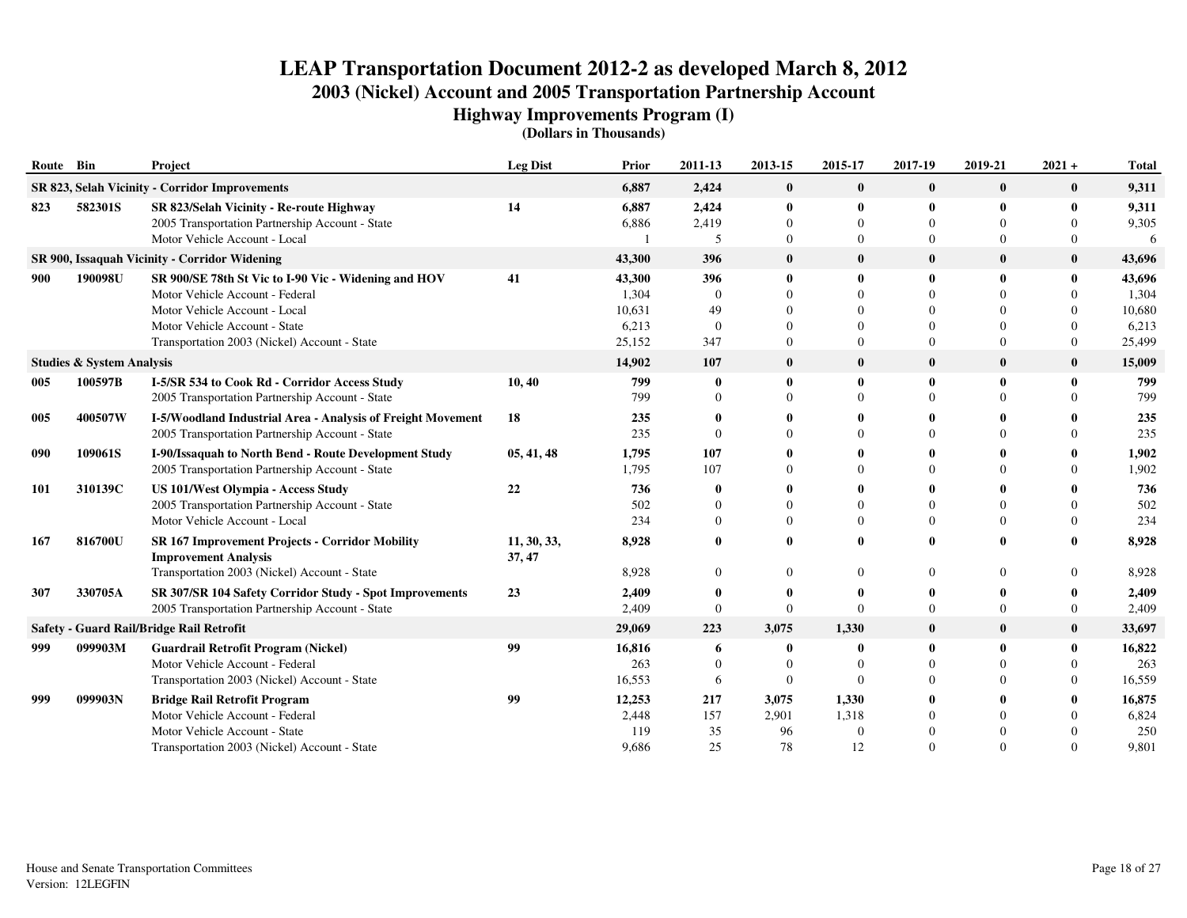# LEAP Transportation Document 2012-2 as developed March 8, 2012

## 2003 (Nickel) Account and 2005 Transportation Partnership Account

### Highway Improvements Program (I)

**(Dollars in Thousands)**

| Route | Bin | Project | Leg Dist | Prior | 2011-13 | 2013-15 | 2015-17 | 2017-19 | 2019-21 | 2021 + | Total |
|---|---|---|---|---|---|---|---|---|---|---|---|
| **SR 823, Selah Vicinity - Corridor Improvements** | | | | **6,887** | **2,424** | **0** | **0** | **0** | **0** | **0** | **9,311** |
| **823** | **582301S** | **SR 823/Selah Vicinity - Re-route Highway** | **14** | **6,887** | **2,424** | **0** | **0** | **0** | **0** | **0** | **9,311** |
| | | 2005 Transportation Partnership Account - State | | 6,886 | 2,419 | 0 | 0 | 0 | 0 | 0 | 9,305 |
| | | Motor Vehicle Account - Local | | 1 | 5 | 0 | 0 | 0 | 0 | 0 | 6 |
| **SR 900, Issaquah Vicinity - Corridor Widening** | | | | **43,300** | **396** | **0** | **0** | **0** | **0** | **0** | **43,696** |
| **900** | **190098U** | **SR 900/SE 78th St Vic to I-90 Vic - Widening and HOV** | **41** | **43,300** | **396** | **0** | **0** | **0** | **0** | **0** | **43,696** |
| | | Motor Vehicle Account - Federal | | 1,304 | 0 | 0 | 0 | 0 | 0 | 0 | 1,304 |
| | | Motor Vehicle Account - Local | | 10,631 | 49 | 0 | 0 | 0 | 0 | 0 | 10,680 |
| | | Motor Vehicle Account - State | | 6,213 | 0 | 0 | 0 | 0 | 0 | 0 | 6,213 |
| | | Transportation 2003 (Nickel) Account - State | | 25,152 | 347 | 0 | 0 | 0 | 0 | 0 | 25,499 |
| **Studies & System Analysis** | | | | **14,902** | **107** | **0** | **0** | **0** | **0** | **0** | **15,009** |
| **005** | **100597B** | **I-5/SR 534 to Cook Rd - Corridor Access Study** | **10, 40** | **799** | **0** | **0** | **0** | **0** | **0** | **0** | **799** |
| | | 2005 Transportation Partnership Account - State | | 799 | 0 | 0 | 0 | 0 | 0 | 0 | 799 |
| **005** | **400507W** | **I-5/Woodland Industrial Area - Analysis of Freight Movement** | **18** | **235** | **0** | **0** | **0** | **0** | **0** | **0** | **235** |
| | | 2005 Transportation Partnership Account - State | | 235 | 0 | 0 | 0 | 0 | 0 | 0 | 235 |
| **090** | **109061S** | **I-90/Issaquah to North Bend - Route Development Study** | **05, 41, 48** | **1,795** | **107** | **0** | **0** | **0** | **0** | **0** | **1,902** |
| | | 2005 Transportation Partnership Account - State | | 1,795 | 107 | 0 | 0 | 0 | 0 | 0 | 1,902 |
| **101** | **310139C** | **US 101/West Olympia - Access Study** | **22** | **736** | **0** | **0** | **0** | **0** | **0** | **0** | **736** |
| | | 2005 Transportation Partnership Account - State | | 502 | 0 | 0 | 0 | 0 | 0 | 0 | 502 |
| | | Motor Vehicle Account - Local | | 234 | 0 | 0 | 0 | 0 | 0 | 0 | 234 |
| **167** | **816700U** | **SR 167 Improvement Projects - Corridor Mobility Improvement Analysis** | **11, 30, 33, 37, 47** | **8,928** | **0** | **0** | **0** | **0** | **0** | **0** | **8,928** |
| | | Transportation 2003 (Nickel) Account - State | | 8,928 | 0 | 0 | 0 | 0 | 0 | 0 | 8,928 |
| **307** | **330705A** | **SR 307/SR 104 Safety Corridor Study - Spot Improvements** | **23** | **2,409** | **0** | **0** | **0** | **0** | **0** | **0** | **2,409** |
| | | 2005 Transportation Partnership Account - State | | 2,409 | 0 | 0 | 0 | 0 | 0 | 0 | 2,409 |
| **Safety - Guard Rail/Bridge Rail Retrofit** | | | | **29,069** | **223** | **3,075** | **1,330** | **0** | **0** | **0** | **33,697** |
| **999** | **099903M** | **Guardrail Retrofit Program (Nickel)** | **99** | **16,816** | **6** | **0** | **0** | **0** | **0** | **0** | **16,822** |
| | | Motor Vehicle Account - Federal | | 263 | 0 | 0 | 0 | 0 | 0 | 0 | 263 |
| | | Transportation 2003 (Nickel) Account - State | | 16,553 | 6 | 0 | 0 | 0 | 0 | 0 | 16,559 |
| **999** | **099903N** | **Bridge Rail Retrofit Program** | **99** | **12,253** | **217** | **3,075** | **1,330** | **0** | **0** | **0** | **16,875** |
| | | Motor Vehicle Account - Federal | | 2,448 | 157 | 2,901 | 1,318 | 0 | 0 | 0 | 6,824 |
| | | Motor Vehicle Account - State | | 119 | 35 | 96 | 0 | 0 | 0 | 0 | 250 |
| | | Transportation 2003 (Nickel) Account - State | | 9,686 | 25 | 78 | 12 | 0 | 0 | 0 | 9,801 |

House and Senate Transportation Committees
Version: 12LEGFIN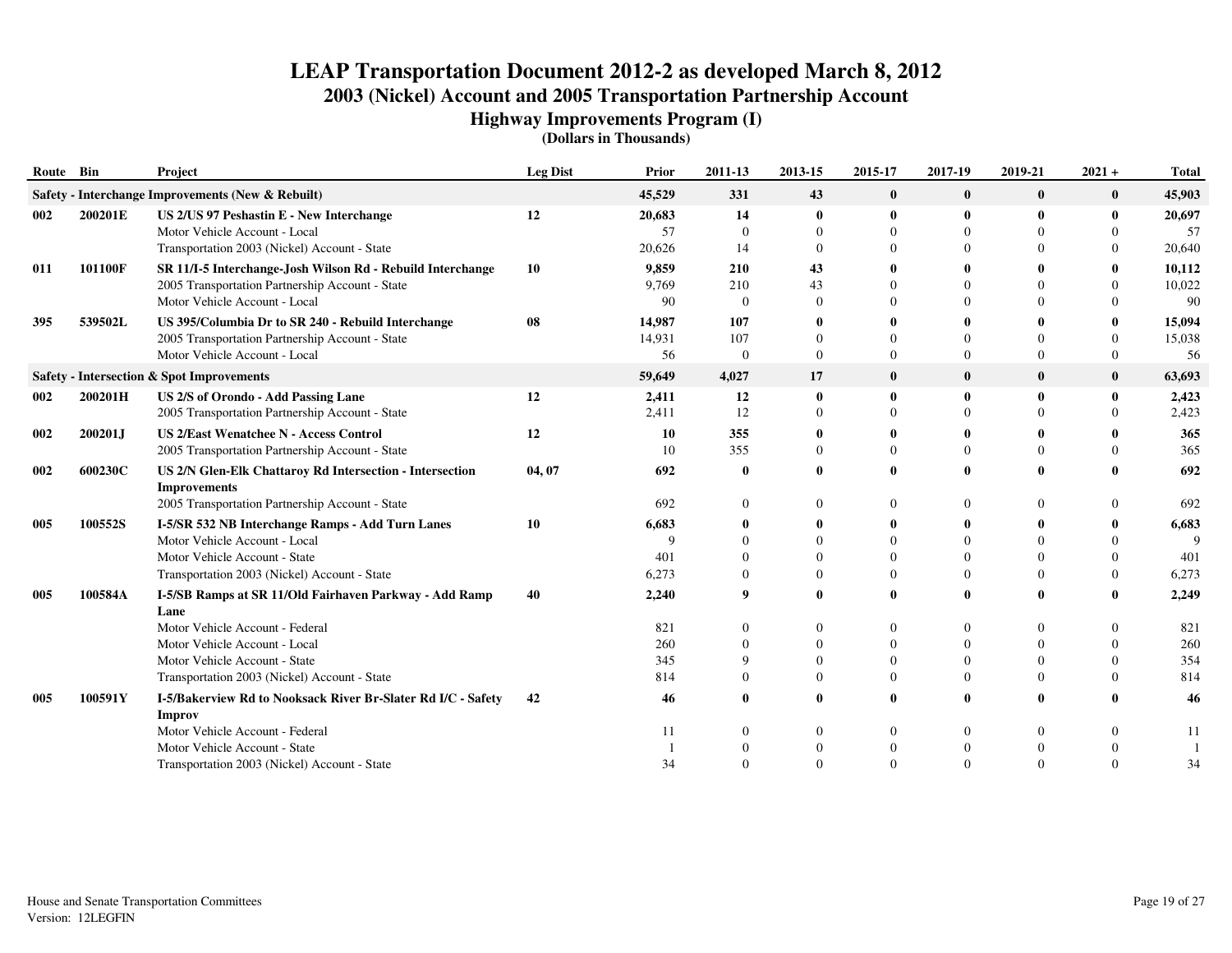# LEAP Transportation Document 2012-2 as developed March 8, 2012

## 2003 (Nickel) Account and 2005 Transportation Partnership Account

### Highway Improvements Program (I)

**(Dollars in Thousands)**

| Route | Bin | Project | Leg Dist | Prior | 2011-13 | 2013-15 | 2015-17 | 2017-19 | 2019-21 | 2021 + | Total |
|---|---|---|---|---|---|---|---|---|---|---|---|
| **Safety - Interchange Improvements (New & Rebuilt)** | | | | **45,529** | **331** | **43** | **0** | **0** | **0** | **0** | **45,903** |
| **002** | **200201E** | **US 2/US 97 Peshastin E - New Interchange** | **12** | **20,683** | **14** | **0** | **0** | **0** | **0** | **0** | **20,697** |
| | | Motor Vehicle Account - Local | | 57 | 0 | 0 | 0 | 0 | 0 | 0 | 57 |
| | | Transportation 2003 (Nickel) Account - State | | 20,626 | 14 | 0 | 0 | 0 | 0 | 0 | 20,640 |
| **011** | **101100F** | **SR 11/I-5 Interchange-Josh Wilson Rd - Rebuild Interchange** | **10** | **9,859** | **210** | **43** | **0** | **0** | **0** | **0** | **10,112** |
| | | 2005 Transportation Partnership Account - State | | 9,769 | 210 | 43 | 0 | 0 | 0 | 0 | 10,022 |
| | | Motor Vehicle Account - Local | | 90 | 0 | 0 | 0 | 0 | 0 | 0 | 90 |
| **395** | **539502L** | **US 395/Columbia Dr to SR 240 - Rebuild Interchange** | **08** | **14,987** | **107** | **0** | **0** | **0** | **0** | **0** | **15,094** |
| | | 2005 Transportation Partnership Account - State | | 14,931 | 107 | 0 | 0 | 0 | 0 | 0 | 15,038 |
| | | Motor Vehicle Account - Local | | 56 | 0 | 0 | 0 | 0 | 0 | 0 | 56 |
| **Safety - Intersection & Spot Improvements** | | | | **59,649** | **4,027** | **17** | **0** | **0** | **0** | **0** | **63,693** |
| **002** | **200201H** | **US 2/S of Orondo - Add Passing Lane** | **12** | **2,411** | **12** | **0** | **0** | **0** | **0** | **0** | **2,423** |
| | | 2005 Transportation Partnership Account - State | | 2,411 | 12 | 0 | 0 | 0 | 0 | 0 | 2,423 |
| **002** | **200201J** | **US 2/East Wenatchee N - Access Control** | **12** | **10** | **355** | **0** | **0** | **0** | **0** | **0** | **365** |
| | | 2005 Transportation Partnership Account - State | | 10 | 355 | 0 | 0 | 0 | 0 | 0 | 365 |
| **002** | **600230C** | **US 2/N Glen-Elk Chattaroy Rd Intersection - Intersection Improvements** | **04, 07** | **692** | **0** | **0** | **0** | **0** | **0** | **0** | **692** |
| | | 2005 Transportation Partnership Account - State | | 692 | 0 | 0 | 0 | 0 | 0 | 0 | 692 |
| **005** | **100552S** | **I-5/SR 532 NB Interchange Ramps - Add Turn Lanes** | **10** | **6,683** | **0** | **0** | **0** | **0** | **0** | **0** | **6,683** |
| | | Motor Vehicle Account - Local | | 9 | 0 | 0 | 0 | 0 | 0 | 0 | 9 |
| | | Motor Vehicle Account - State | | 401 | 0 | 0 | 0 | 0 | 0 | 0 | 401 |
| | | Transportation 2003 (Nickel) Account - State | | 6,273 | 0 | 0 | 0 | 0 | 0 | 0 | 6,273 |
| **005** | **100584A** | **I-5/SB Ramps at SR 11/Old Fairhaven Parkway - Add Ramp Lane** | **40** | **2,240** | **9** | **0** | **0** | **0** | **0** | **0** | **2,249** |
| | | Motor Vehicle Account - Federal | | 821 | 0 | 0 | 0 | 0 | 0 | 0 | 821 |
| | | Motor Vehicle Account - Local | | 260 | 0 | 0 | 0 | 0 | 0 | 0 | 260 |
| | | Motor Vehicle Account - State | | 345 | 9 | 0 | 0 | 0 | 0 | 0 | 354 |
| | | Transportation 2003 (Nickel) Account - State | | 814 | 0 | 0 | 0 | 0 | 0 | 0 | 814 |
| **005** | **100591Y** | **I-5/Bakerview Rd to Nooksack River Br-Slater Rd I/C - Safety Improv** | **42** | **46** | **0** | **0** | **0** | **0** | **0** | **0** | **46** |
| | | Motor Vehicle Account - Federal | | 11 | 0 | 0 | 0 | 0 | 0 | 0 | 11 |
| | | Motor Vehicle Account - State | | 1 | 0 | 0 | 0 | 0 | 0 | 0 | 1 |
| | | Transportation 2003 (Nickel) Account - State | | 34 | 0 | 0 | 0 | 0 | 0 | 0 | 34 |

House and Senate Transportation Committees
Version: 12LEGFIN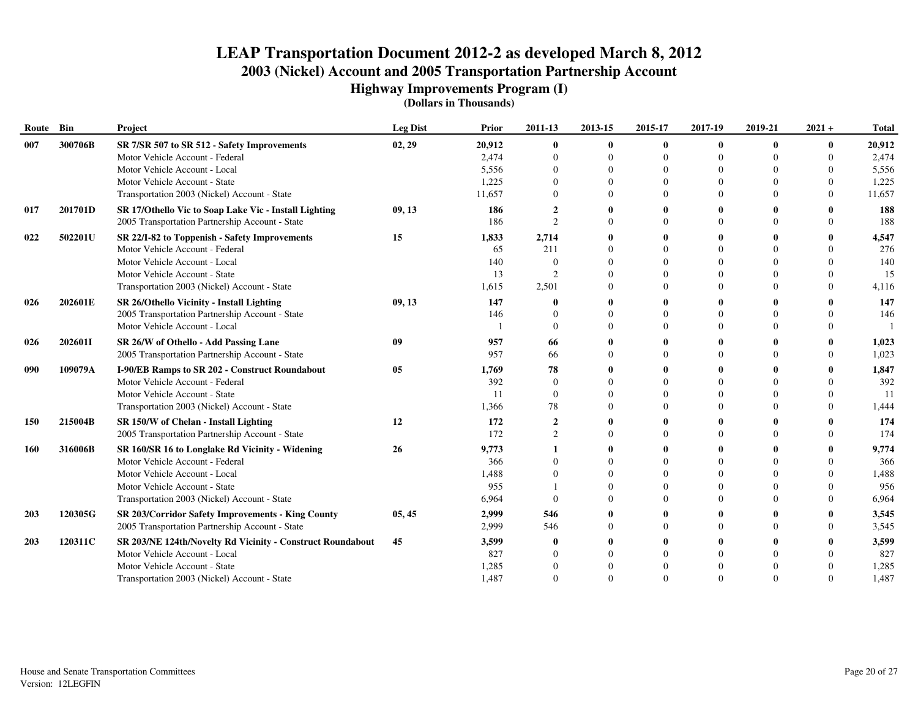# LEAP Transportation Document 2012-2 as developed March 8, 2012

## 2003 (Nickel) Account and 2005 Transportation Partnership Account

### Highway Improvements Program (I)

**(Dollars in Thousands)**

| Route | Bin | Project | Leg Dist | Prior | 2011-13 | 2013-15 | 2015-17 | 2017-19 | 2019-21 | 2021 + | Total |
|---|---|---|---|---|---|---|---|---|---|---|---|
| **007** | **300706B** | **SR 7/SR 507 to SR 512 - Safety Improvements** | **02, 29** | **20,912** | **0** | **0** | **0** | **0** | **0** | **0** | **20,912** |
| | | Motor Vehicle Account - Federal | | 2,474 | 0 | 0 | 0 | 0 | 0 | 0 | 2,474 |
| | | Motor Vehicle Account - Local | | 5,556 | 0 | 0 | 0 | 0 | 0 | 0 | 5,556 |
| | | Motor Vehicle Account - State | | 1,225 | 0 | 0 | 0 | 0 | 0 | 0 | 1,225 |
| | | Transportation 2003 (Nickel) Account - State | | 11,657 | 0 | 0 | 0 | 0 | 0 | 0 | 11,657 |
| **017** | **201701D** | **SR 17/Othello Vic to Soap Lake Vic - Install Lighting** | **09, 13** | **186** | **2** | **0** | **0** | **0** | **0** | **0** | **188** |
| | | 2005 Transportation Partnership Account - State | | 186 | 2 | 0 | 0 | 0 | 0 | 0 | 188 |
| **022** | **502201U** | **SR 22/I-82 to Toppenish - Safety Improvements** | **15** | **1,833** | **2,714** | **0** | **0** | **0** | **0** | **0** | **4,547** |
| | | Motor Vehicle Account - Federal | | 65 | 211 | 0 | 0 | 0 | 0 | 0 | 276 |
| | | Motor Vehicle Account - Local | | 140 | 0 | 0 | 0 | 0 | 0 | 0 | 140 |
| | | Motor Vehicle Account - State | | 13 | 2 | 0 | 0 | 0 | 0 | 0 | 15 |
| | | Transportation 2003 (Nickel) Account - State | | 1,615 | 2,501 | 0 | 0 | 0 | 0 | 0 | 4,116 |
| **026** | **202601E** | **SR 26/Othello Vicinity - Install Lighting** | **09, 13** | **147** | **0** | **0** | **0** | **0** | **0** | **0** | **147** |
| | | 2005 Transportation Partnership Account - State | | 146 | 0 | 0 | 0 | 0 | 0 | 0 | 146 |
| | | Motor Vehicle Account - Local | | 1 | 0 | 0 | 0 | 0 | 0 | 0 | 1 |
| **026** | **202601I** | **SR 26/W of Othello - Add Passing Lane** | **09** | **957** | **66** | **0** | **0** | **0** | **0** | **0** | **1,023** |
| | | 2005 Transportation Partnership Account - State | | 957 | 66 | 0 | 0 | 0 | 0 | 0 | 1,023 |
| **090** | **109079A** | **I-90/EB Ramps to SR 202 - Construct Roundabout** | **05** | **1,769** | **78** | **0** | **0** | **0** | **0** | **0** | **1,847** |
| | | Motor Vehicle Account - Federal | | 392 | 0 | 0 | 0 | 0 | 0 | 0 | 392 |
| | | Motor Vehicle Account - State | | 11 | 0 | 0 | 0 | 0 | 0 | 0 | 11 |
| | | Transportation 2003 (Nickel) Account - State | | 1,366 | 78 | 0 | 0 | 0 | 0 | 0 | 1,444 |
| **150** | **215004B** | **SR 150/W of Chelan - Install Lighting** | **12** | **172** | **2** | **0** | **0** | **0** | **0** | **0** | **174** |
| | | 2005 Transportation Partnership Account - State | | 172 | 2 | 0 | 0 | 0 | 0 | 0 | 174 |
| **160** | **316006B** | **SR 160/SR 16 to Longlake Rd Vicinity - Widening** | **26** | **9,773** | **1** | **0** | **0** | **0** | **0** | **0** | **9,774** |
| | | Motor Vehicle Account - Federal | | 366 | 0 | 0 | 0 | 0 | 0 | 0 | 366 |
| | | Motor Vehicle Account - Local | | 1,488 | 0 | 0 | 0 | 0 | 0 | 0 | 1,488 |
| | | Motor Vehicle Account - State | | 955 | 1 | 0 | 0 | 0 | 0 | 0 | 956 |
| | | Transportation 2003 (Nickel) Account - State | | 6,964 | 0 | 0 | 0 | 0 | 0 | 0 | 6,964 |
| **203** | **120305G** | **SR 203/Corridor Safety Improvements - King County** | **05, 45** | **2,999** | **546** | **0** | **0** | **0** | **0** | **0** | **3,545** |
| | | 2005 Transportation Partnership Account - State | | 2,999 | 546 | 0 | 0 | 0 | 0 | 0 | 3,545 |
| **203** | **120311C** | **SR 203/NE 124th/Novelty Rd Vicinity - Construct Roundabout** | **45** | **3,599** | **0** | **0** | **0** | **0** | **0** | **0** | **3,599** |
| | | Motor Vehicle Account - Local | | 827 | 0 | 0 | 0 | 0 | 0 | 0 | 827 |
| | | Motor Vehicle Account - State | | 1,285 | 0 | 0 | 0 | 0 | 0 | 0 | 1,285 |
| | | Transportation 2003 (Nickel) Account - State | | 1,487 | 0 | 0 | 0 | 0 | 0 | 0 | 1,487 |

House and Senate Transportation Committees
Version: 12LEGFIN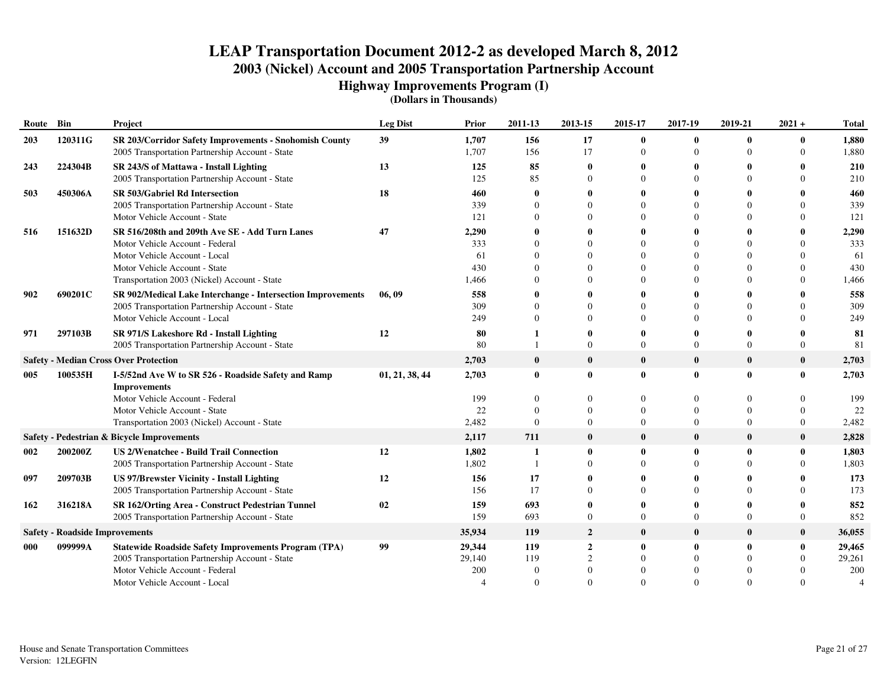# LEAP Transportation Document 2012-2 as developed March 8, 2012

## 2003 (Nickel) Account and 2005 Transportation Partnership Account

### Highway Improvements Program (I)

**(Dollars in Thousands)**

| Route | Bin | Project | Leg Dist | Prior | 2011-13 | 2013-15 | 2015-17 | 2017-19 | 2019-21 | 2021 + | Total |
|---|---|---|---|---|---|---|---|---|---|---|---|
| **203** | **120311G** | **SR 203/Corridor Safety Improvements - Snohomish County** | **39** | **1,707** | **156** | **17** | **0** | **0** | **0** | **0** | **1,880** |
| | | 2005 Transportation Partnership Account - State | | 1,707 | 156 | 17 | 0 | 0 | 0 | 0 | 1,880 |
| **243** | **224304B** | **SR 243/S of Mattawa - Install Lighting** | **13** | **125** | **85** | **0** | **0** | **0** | **0** | **0** | **210** |
| | | 2005 Transportation Partnership Account - State | | 125 | 85 | 0 | 0 | 0 | 0 | 0 | 210 |
| **503** | **450306A** | **SR 503/Gabriel Rd Intersection** | **18** | **460** | **0** | **0** | **0** | **0** | **0** | **0** | **460** |
| | | 2005 Transportation Partnership Account - State | | 339 | 0 | 0 | 0 | 0 | 0 | 0 | 339 |
| | | Motor Vehicle Account - State | | 121 | 0 | 0 | 0 | 0 | 0 | 0 | 121 |
| **516** | **151632D** | **SR 516/208th and 209th Ave SE - Add Turn Lanes** | **47** | **2,290** | **0** | **0** | **0** | **0** | **0** | **0** | **2,290** |
| | | Motor Vehicle Account - Federal | | 333 | 0 | 0 | 0 | 0 | 0 | 0 | 333 |
| | | Motor Vehicle Account - Local | | 61 | 0 | 0 | 0 | 0 | 0 | 0 | 61 |
| | | Motor Vehicle Account - State | | 430 | 0 | 0 | 0 | 0 | 0 | 0 | 430 |
| | | Transportation 2003 (Nickel) Account - State | | 1,466 | 0 | 0 | 0 | 0 | 0 | 0 | 1,466 |
| **902** | **690201C** | **SR 902/Medical Lake Interchange - Intersection Improvements** | **06, 09** | **558** | **0** | **0** | **0** | **0** | **0** | **0** | **558** |
| | | 2005 Transportation Partnership Account - State | | 309 | 0 | 0 | 0 | 0 | 0 | 0 | 309 |
| | | Motor Vehicle Account - Local | | 249 | 0 | 0 | 0 | 0 | 0 | 0 | 249 |
| **971** | **297103B** | **SR 971/S Lakeshore Rd - Install Lighting** | **12** | **80** | **1** | **0** | **0** | **0** | **0** | **0** | **81** |
| | | 2005 Transportation Partnership Account - State | | 80 | 1 | 0 | 0 | 0 | 0 | 0 | 81 |
| **Safety - Median Cross Over Protection** | | | | **2,703** | **0** | **0** | **0** | **0** | **0** | **0** | **2,703** |
| **005** | **100535H** | **I-5/52nd Ave W to SR 526 - Roadside Safety and Ramp Improvements** | **01, 21, 38, 44** | **2,703** | **0** | **0** | **0** | **0** | **0** | **0** | **2,703** |
| | | Motor Vehicle Account - Federal | | 199 | 0 | 0 | 0 | 0 | 0 | 0 | 199 |
| | | Motor Vehicle Account - State | | 22 | 0 | 0 | 0 | 0 | 0 | 0 | 22 |
| | | Transportation 2003 (Nickel) Account - State | | 2,482 | 0 | 0 | 0 | 0 | 0 | 0 | 2,482 |
| **Safety - Pedestrian & Bicycle Improvements** | | | | **2,117** | **711** | **0** | **0** | **0** | **0** | **0** | **2,828** |
| **002** | **200200Z** | **US 2/Wenatchee - Build Trail Connection** | **12** | **1,802** | **1** | **0** | **0** | **0** | **0** | **0** | **1,803** |
| | | 2005 Transportation Partnership Account - State | | 1,802 | 1 | 0 | 0 | 0 | 0 | 0 | 1,803 |
| **097** | **209703B** | **US 97/Brewster Vicinity - Install Lighting** | **12** | **156** | **17** | **0** | **0** | **0** | **0** | **0** | **173** |
| | | 2005 Transportation Partnership Account - State | | 156 | 17 | 0 | 0 | 0 | 0 | 0 | 173 |
| **162** | **316218A** | **SR 162/Orting Area - Construct Pedestrian Tunnel** | **02** | **159** | **693** | **0** | **0** | **0** | **0** | **0** | **852** |
| | | 2005 Transportation Partnership Account - State | | 159 | 693 | 0 | 0 | 0 | 0 | 0 | 852 |
| **Safety - Roadside Improvements** | | | | **35,934** | **119** | **2** | **0** | **0** | **0** | **0** | **36,055** |
| **000** | **099999A** | **Statewide Roadside Safety Improvements Program (TPA)** | **99** | **29,344** | **119** | **2** | **0** | **0** | **0** | **0** | **29,465** |
| | | 2005 Transportation Partnership Account - State | | 29,140 | 119 | 2 | 0 | 0 | 0 | 0 | 29,261 |
| | | Motor Vehicle Account - Federal | | 200 | 0 | 0 | 0 | 0 | 0 | 0 | 200 |
| | | Motor Vehicle Account - Local | | 4 | 0 | 0 | 0 | 0 | 0 | 0 | 4 |

House and Senate Transportation Committees
Version: 12LEGFIN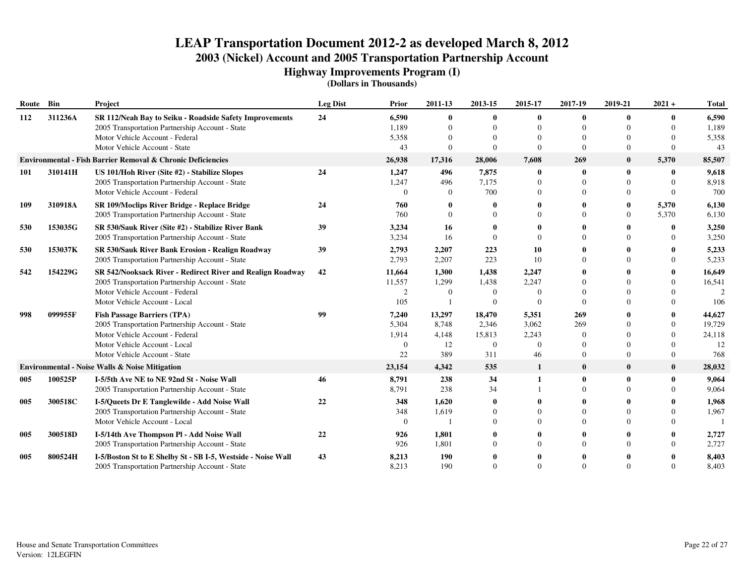# LEAP Transportation Document 2012-2 as developed March 8, 2012

## 2003 (Nickel) Account and 2005 Transportation Partnership Account

### Highway Improvements Program (I)

**(Dollars in Thousands)**

| Route | Bin | Project | Leg Dist | Prior | 2011-13 | 2013-15 | 2015-17 | 2017-19 | 2019-21 | 2021 + | Total |
|---|---|---|---|---|---|---|---|---|---|---|---|
| **112** | **311236A** | **SR 112/Neah Bay to Seiku - Roadside Safety Improvements** | **24** | **6,590** | **0** | **0** | **0** | **0** | **0** | **0** | **6,590** |
| | | 2005 Transportation Partnership Account - State | | 1,189 | 0 | 0 | 0 | 0 | 0 | 0 | 1,189 |
| | | Motor Vehicle Account - Federal | | 5,358 | 0 | 0 | 0 | 0 | 0 | 0 | 5,358 |
| | | Motor Vehicle Account - State | | 43 | 0 | 0 | 0 | 0 | 0 | 0 | 43 |
| **Environmental - Fish Barrier Removal & Chronic Deficiencies** | | | | **26,938** | **17,316** | **28,006** | **7,608** | **269** | **0** | **5,370** | **85,507** |
| **101** | **310141H** | **US 101/Hoh River (Site #2) - Stabilize Slopes** | **24** | **1,247** | **496** | **7,875** | **0** | **0** | **0** | **0** | **9,618** |
| | | 2005 Transportation Partnership Account - State | | 1,247 | 496 | 7,175 | 0 | 0 | 0 | 0 | 8,918 |
| | | Motor Vehicle Account - Federal | | 0 | 0 | 700 | 0 | 0 | 0 | 0 | 700 |
| **109** | **310918A** | **SR 109/Moclips River Bridge - Replace Bridge** | **24** | **760** | **0** | **0** | **0** | **0** | **0** | **5,370** | **6,130** |
| | | 2005 Transportation Partnership Account - State | | 760 | 0 | 0 | 0 | 0 | 0 | 5,370 | 6,130 |
| **530** | **153035G** | **SR 530/Sauk River (Site #2) - Stabilize River Bank** | **39** | **3,234** | **16** | **0** | **0** | **0** | **0** | **0** | **3,250** |
| | | 2005 Transportation Partnership Account - State | | 3,234 | 16 | 0 | 0 | 0 | 0 | 0 | 3,250 |
| **530** | **153037K** | **SR 530/Sauk River Bank Erosion - Realign Roadway** | **39** | **2,793** | **2,207** | **223** | **10** | **0** | **0** | **0** | **5,233** |
| | | 2005 Transportation Partnership Account - State | | 2,793 | 2,207 | 223 | 10 | 0 | 0 | 0 | 5,233 |
| **542** | **154229G** | **SR 542/Nooksack River - Redirect River and Realign Roadway** | **42** | **11,664** | **1,300** | **1,438** | **2,247** | **0** | **0** | **0** | **16,649** |
| | | 2005 Transportation Partnership Account - State | | 11,557 | 1,299 | 1,438 | 2,247 | 0 | 0 | 0 | 16,541 |
| | | Motor Vehicle Account - Federal | | 2 | 0 | 0 | 0 | 0 | 0 | 0 | 2 |
| | | Motor Vehicle Account - Local | | 105 | 1 | 0 | 0 | 0 | 0 | 0 | 106 |
| **998** | **099955F** | **Fish Passage Barriers (TPA)** | **99** | **7,240** | **13,297** | **18,470** | **5,351** | **269** | **0** | **0** | **44,627** |
| | | 2005 Transportation Partnership Account - State | | 5,304 | 8,748 | 2,346 | 3,062 | 269 | 0 | 0 | 19,729 |
| | | Motor Vehicle Account - Federal | | 1,914 | 4,148 | 15,813 | 2,243 | 0 | 0 | 0 | 24,118 |
| | | Motor Vehicle Account - Local | | 0 | 12 | 0 | 0 | 0 | 0 | 0 | 12 |
| | | Motor Vehicle Account - State | | 22 | 389 | 311 | 46 | 0 | 0 | 0 | 768 |
| **Environmental - Noise Walls & Noise Mitigation** | | | | **23,154** | **4,342** | **535** | **1** | **0** | **0** | **0** | **28,032** |
| **005** | **100525P** | **I-5/5th Ave NE to NE 92nd St - Noise Wall** | **46** | **8,791** | **238** | **34** | **1** | **0** | **0** | **0** | **9,064** |
| | | 2005 Transportation Partnership Account - State | | 8,791 | 238 | 34 | 1 | 0 | 0 | 0 | 9,064 |
| **005** | **300518C** | **I-5/Queets Dr E Tanglewilde - Add Noise Wall** | **22** | **348** | **1,620** | **0** | **0** | **0** | **0** | **0** | **1,968** |
| | | 2005 Transportation Partnership Account - State | | 348 | 1,619 | 0 | 0 | 0 | 0 | 0 | 1,967 |
| | | Motor Vehicle Account - Local | | 0 | 1 | 0 | 0 | 0 | 0 | 0 | 1 |
| **005** | **300518D** | **I-5/14th Ave Thompson Pl - Add Noise Wall** | **22** | **926** | **1,801** | **0** | **0** | **0** | **0** | **0** | **2,727** |
| | | 2005 Transportation Partnership Account - State | | 926 | 1,801 | 0 | 0 | 0 | 0 | 0 | 2,727 |
| **005** | **800524H** | **I-5/Boston St to E Shelby St - SB I-5, Westside - Noise Wall** | **43** | **8,213** | **190** | **0** | **0** | **0** | **0** | **0** | **8,403** |
| | | 2005 Transportation Partnership Account - State | | 8,213 | 190 | 0 | 0 | 0 | 0 | 0 | 8,403 |

House and Senate Transportation Committees
Version: 12LEGFIN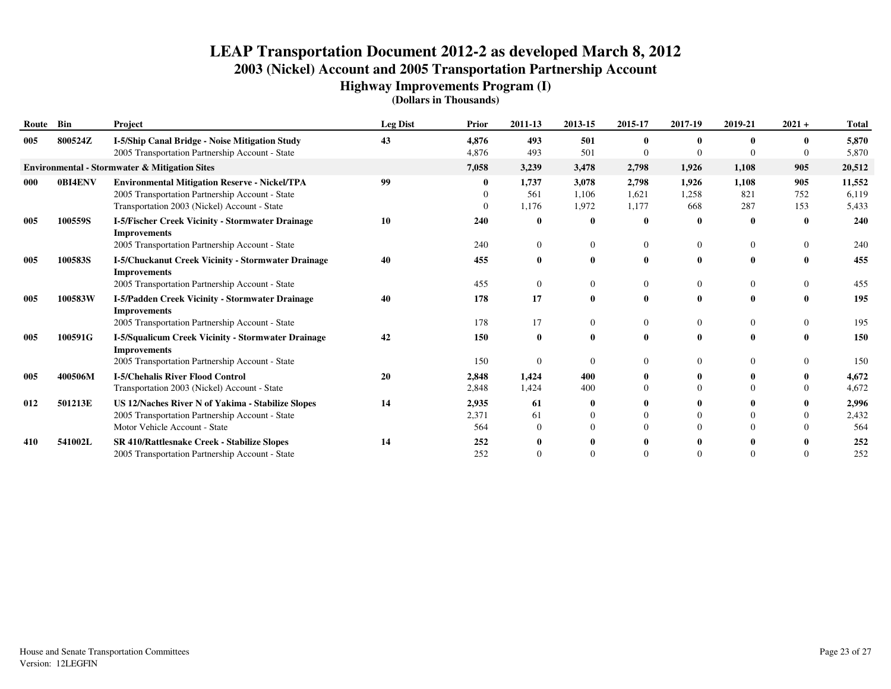# LEAP Transportation Document 2012-2 as developed March 8, 2012

## 2003 (Nickel) Account and 2005 Transportation Partnership Account

### Highway Improvements Program (I)

**(Dollars in Thousands)**

| Route | Bin | Project | Leg Dist | Prior | 2011-13 | 2013-15 | 2015-17 | 2017-19 | 2019-21 | 2021 + | Total |
|---|---|---|---|---|---|---|---|---|---|---|---|
| **005** | **800524Z** | **I-5/Ship Canal Bridge - Noise Mitigation Study** | **43** | **4,876** | **493** | **501** | **0** | **0** | **0** | **0** | **5,870** |
| | | 2005 Transportation Partnership Account - State | | 4,876 | 493 | 501 | 0 | 0 | 0 | 0 | 5,870 |
| **Environmental - Stormwater & Mitigation Sites** | | | | **7,058** | **3,239** | **3,478** | **2,798** | **1,926** | **1,108** | **905** | **20,512** |
| **000** | **0BI4ENV** | **Environmental Mitigation Reserve - Nickel/TPA** | **99** | **0** | **1,737** | **3,078** | **2,798** | **1,926** | **1,108** | **905** | **11,552** |
| | | 2005 Transportation Partnership Account - State | | 0 | 561 | 1,106 | 1,621 | 1,258 | 821 | 752 | 6,119 |
| | | Transportation 2003 (Nickel) Account - State | | 0 | 1,176 | 1,972 | 1,177 | 668 | 287 | 153 | 5,433 |
| **005** | **100559S** | **I-5/Fischer Creek Vicinity - Stormwater Drainage Improvements** | **10** | **240** | **0** | **0** | **0** | **0** | **0** | **0** | **240** |
| | | 2005 Transportation Partnership Account - State | | 240 | 0 | 0 | 0 | 0 | 0 | 0 | 240 |
| **005** | **100583S** | **I-5/Chuckanut Creek Vicinity - Stormwater Drainage Improvements** | **40** | **455** | **0** | **0** | **0** | **0** | **0** | **0** | **455** |
| | | 2005 Transportation Partnership Account - State | | 455 | 0 | 0 | 0 | 0 | 0 | 0 | 455 |
| **005** | **100583W** | **I-5/Padden Creek Vicinity - Stormwater Drainage Improvements** | **40** | **178** | **17** | **0** | **0** | **0** | **0** | **0** | **195** |
| | | 2005 Transportation Partnership Account - State | | 178 | 17 | 0 | 0 | 0 | 0 | 0 | 195 |
| **005** | **100591G** | **I-5/Squalicum Creek Vicinity - Stormwater Drainage Improvements** | **42** | **150** | **0** | **0** | **0** | **0** | **0** | **0** | **150** |
| | | 2005 Transportation Partnership Account - State | | 150 | 0 | 0 | 0 | 0 | 0 | 0 | 150 |
| **005** | **400506M** | **I-5/Chehalis River Flood Control** | **20** | **2,848** | **1,424** | **400** | **0** | **0** | **0** | **0** | **4,672** |
| | | Transportation 2003 (Nickel) Account - State | | 2,848 | 1,424 | 400 | 0 | 0 | 0 | 0 | 4,672 |
| **012** | **501213E** | **US 12/Naches River N of Yakima - Stabilize Slopes** | **14** | **2,935** | **61** | **0** | **0** | **0** | **0** | **0** | **2,996** |
| | | 2005 Transportation Partnership Account - State | | 2,371 | 61 | 0 | 0 | 0 | 0 | 0 | 2,432 |
| | | Motor Vehicle Account - State | | 564 | 0 | 0 | 0 | 0 | 0 | 0 | 564 |
| **410** | **541002L** | **SR 410/Rattlesnake Creek - Stabilize Slopes** | **14** | **252** | **0** | **0** | **0** | **0** | **0** | **0** | **252** |
| | | 2005 Transportation Partnership Account - State | | 252 | 0 | 0 | 0 | 0 | 0 | 0 | 252 |

House and Senate Transportation Committees
Version: 12LEGFIN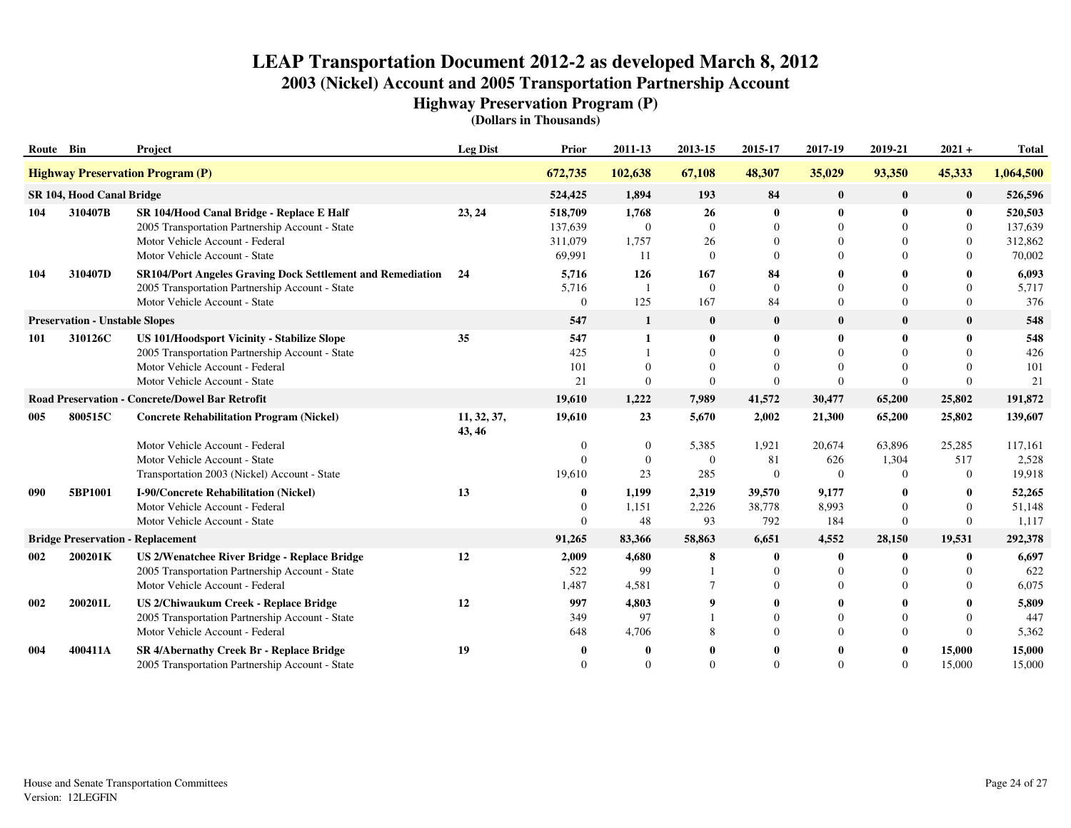# LEAP Transportation Document 2012-2 as developed March 8, 2012

## 2003 (Nickel) Account and 2005 Transportation Partnership Account

### Highway Preservation Program (P)

**(Dollars in Thousands)**

| Route | Bin | Project | Leg Dist | Prior | 2011-13 | 2013-15 | 2015-17 | 2017-19 | 2019-21 | 2021 + | Total |
|---|---|---|---|---|---|---|---|---|---|---|---|
| **Highway Preservation Program (P)** | | | | **672,735** | **102,638** | **67,108** | **48,307** | **35,029** | **93,350** | **45,333** | **1,064,500** |
| **SR 104, Hood Canal Bridge** | | | | **524,425** | **1,894** | **193** | **84** | **0** | **0** | **0** | **526,596** |
| **104** | **310407B** | **SR 104/Hood Canal Bridge - Replace E Half** | **23, 24** | **518,709** | **1,768** | **26** | **0** | **0** | **0** | **0** | **520,503** |
| | | 2005 Transportation Partnership Account - State | | 137,639 | 0 | 0 | 0 | 0 | 0 | 0 | 137,639 |
| | | Motor Vehicle Account - Federal | | 311,079 | 1,757 | 26 | 0 | 0 | 0 | 0 | 312,862 |
| | | Motor Vehicle Account - State | | 69,991 | 11 | 0 | 0 | 0 | 0 | 0 | 70,002 |
| **104** | **310407D** | **SR104/Port Angeles Graving Dock Settlement and Remediation** | **24** | **5,716** | **126** | **167** | **84** | **0** | **0** | **0** | **6,093** |
| | | 2005 Transportation Partnership Account - State | | 5,716 | 1 | 0 | 0 | 0 | 0 | 0 | 5,717 |
| | | Motor Vehicle Account - State | | 0 | 125 | 167 | 84 | 0 | 0 | 0 | 376 |
| **Preservation - Unstable Slopes** | | | | **547** | **1** | **0** | **0** | **0** | **0** | **0** | **548** |
| **101** | **310126C** | **US 101/Hoodsport Vicinity - Stabilize Slope** | **35** | **547** | **1** | **0** | **0** | **0** | **0** | **0** | **548** |
| | | 2005 Transportation Partnership Account - State | | 425 | 1 | 0 | 0 | 0 | 0 | 0 | 426 |
| | | Motor Vehicle Account - Federal | | 101 | 0 | 0 | 0 | 0 | 0 | 0 | 101 |
| | | Motor Vehicle Account - State | | 21 | 0 | 0 | 0 | 0 | 0 | 0 | 21 |
| **Road Preservation - Concrete/Dowel Bar Retrofit** | | | | **19,610** | **1,222** | **7,989** | **41,572** | **30,477** | **65,200** | **25,802** | **191,872** |
| **005** | **800515C** | **Concrete Rehabilitation Program (Nickel)** | **11, 32, 37, 43, 46** | **19,610** | **23** | **5,670** | **2,002** | **21,300** | **65,200** | **25,802** | **139,607** |
| | | Motor Vehicle Account - Federal | | 0 | 0 | 5,385 | 1,921 | 20,674 | 63,896 | 25,285 | 117,161 |
| | | Motor Vehicle Account - State | | 0 | 0 | 0 | 81 | 626 | 1,304 | 517 | 2,528 |
| | | Transportation 2003 (Nickel) Account - State | | 19,610 | 23 | 285 | 0 | 0 | 0 | 0 | 19,918 |
| **090** | **5BP1001** | **I-90/Concrete Rehabilitation (Nickel)** | **13** | **0** | **1,199** | **2,319** | **39,570** | **9,177** | **0** | **0** | **52,265** |
| | | Motor Vehicle Account - Federal | | 0 | 1,151 | 2,226 | 38,778 | 8,993 | 0 | 0 | 51,148 |
| | | Motor Vehicle Account - State | | 0 | 48 | 93 | 792 | 184 | 0 | 0 | 1,117 |
| **Bridge Preservation - Replacement** | | | | **91,265** | **83,366** | **58,863** | **6,651** | **4,552** | **28,150** | **19,531** | **292,378** |
| **002** | **200201K** | **US 2/Wenatchee River Bridge - Replace Bridge** | **12** | **2,009** | **4,680** | **8** | **0** | **0** | **0** | **0** | **6,697** |
| | | 2005 Transportation Partnership Account - State | | 522 | 99 | 1 | 0 | 0 | 0 | 0 | 622 |
| | | Motor Vehicle Account - Federal | | 1,487 | 4,581 | 7 | 0 | 0 | 0 | 0 | 6,075 |
| **002** | **200201L** | **US 2/Chiwaukum Creek - Replace Bridge** | **12** | **997** | **4,803** | **9** | **0** | **0** | **0** | **0** | **5,809** |
| | | 2005 Transportation Partnership Account - State | | 349 | 97 | 1 | 0 | 0 | 0 | 0 | 447 |
| | | Motor Vehicle Account - Federal | | 648 | 4,706 | 8 | 0 | 0 | 0 | 0 | 5,362 |
| **004** | **400411A** | **SR 4/Abernathy Creek Br - Replace Bridge** | **19** | **0** | **0** | **0** | **0** | **0** | **0** | **15,000** | **15,000** |
| | | 2005 Transportation Partnership Account - State | | 0 | 0 | 0 | 0 | 0 | 0 | 15,000 | 15,000 |

House and Senate Transportation Committees
Version: 12LEGFIN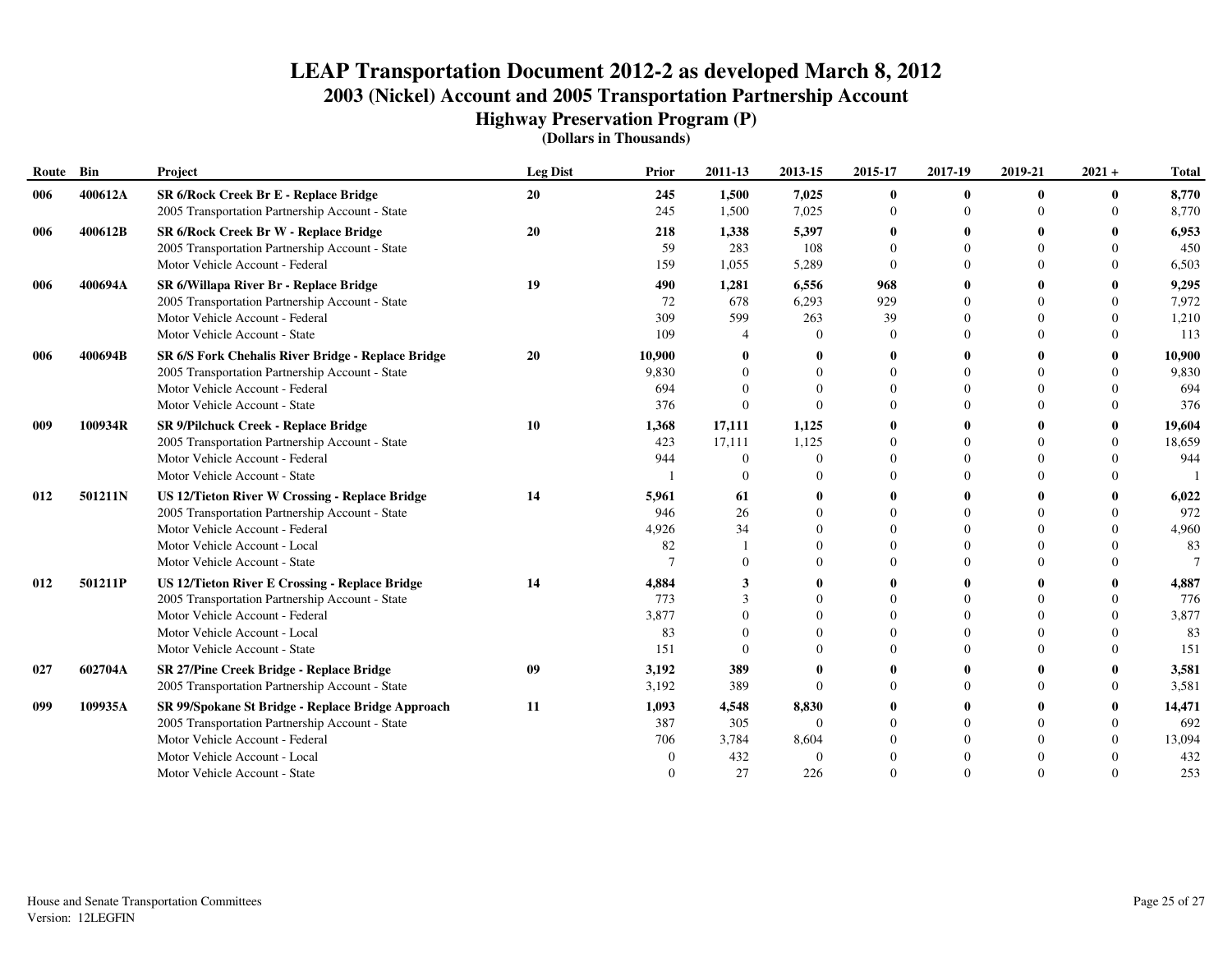# LEAP Transportation Document 2012-2 as developed March 8, 2012

## 2003 (Nickel) Account and 2005 Transportation Partnership Account

### Highway Preservation Program (P)

**(Dollars in Thousands)**

| Route | Bin | Project | Leg Dist | Prior | 2011-13 | 2013-15 | 2015-17 | 2017-19 | 2019-21 | 2021 + | Total |
|---|---|---|---|---|---|---|---|---|---|---|---|
| **006** | **400612A** | **SR 6/Rock Creek Br E - Replace Bridge** | **20** | **245** | **1,500** | **7,025** | **0** | **0** | **0** | **0** | **8,770** |
| | | 2005 Transportation Partnership Account - State | | 245 | 1,500 | 7,025 | 0 | 0 | 0 | 0 | 8,770 |
| **006** | **400612B** | **SR 6/Rock Creek Br W - Replace Bridge** | **20** | **218** | **1,338** | **5,397** | **0** | **0** | **0** | **0** | **6,953** |
| | | 2005 Transportation Partnership Account - State | | 59 | 283 | 108 | 0 | 0 | 0 | 0 | 450 |
| | | Motor Vehicle Account - Federal | | 159 | 1,055 | 5,289 | 0 | 0 | 0 | 0 | 6,503 |
| **006** | **400694A** | **SR 6/Willapa River Br - Replace Bridge** | **19** | **490** | **1,281** | **6,556** | **968** | **0** | **0** | **0** | **9,295** |
| | | 2005 Transportation Partnership Account - State | | 72 | 678 | 6,293 | 929 | 0 | 0 | 0 | 7,972 |
| | | Motor Vehicle Account - Federal | | 309 | 599 | 263 | 39 | 0 | 0 | 0 | 1,210 |
| | | Motor Vehicle Account - State | | 109 | 4 | 0 | 0 | 0 | 0 | 0 | 113 |
| **006** | **400694B** | **SR 6/S Fork Chehalis River Bridge - Replace Bridge** | **20** | **10,900** | **0** | **0** | **0** | **0** | **0** | **0** | **10,900** |
| | | 2005 Transportation Partnership Account - State | | 9,830 | 0 | 0 | 0 | 0 | 0 | 0 | 9,830 |
| | | Motor Vehicle Account - Federal | | 694 | 0 | 0 | 0 | 0 | 0 | 0 | 694 |
| | | Motor Vehicle Account - State | | 376 | 0 | 0 | 0 | 0 | 0 | 0 | 376 |
| **009** | **100934R** | **SR 9/Pilchuck Creek - Replace Bridge** | **10** | **1,368** | **17,111** | **1,125** | **0** | **0** | **0** | **0** | **19,604** |
| | | 2005 Transportation Partnership Account - State | | 423 | 17,111 | 1,125 | 0 | 0 | 0 | 0 | 18,659 |
| | | Motor Vehicle Account - Federal | | 944 | 0 | 0 | 0 | 0 | 0 | 0 | 944 |
| | | Motor Vehicle Account - State | | 1 | 0 | 0 | 0 | 0 | 0 | 0 | 1 |
| **012** | **501211N** | **US 12/Tieton River W Crossing - Replace Bridge** | **14** | **5,961** | **61** | **0** | **0** | **0** | **0** | **0** | **6,022** |
| | | 2005 Transportation Partnership Account - State | | 946 | 26 | 0 | 0 | 0 | 0 | 0 | 972 |
| | | Motor Vehicle Account - Federal | | 4,926 | 34 | 0 | 0 | 0 | 0 | 0 | 4,960 |
| | | Motor Vehicle Account - Local | | 82 | 1 | 0 | 0 | 0 | 0 | 0 | 83 |
| | | Motor Vehicle Account - State | | 7 | 0 | 0 | 0 | 0 | 0 | 0 | 7 |
| **012** | **501211P** | **US 12/Tieton River E Crossing - Replace Bridge** | **14** | **4,884** | **3** | **0** | **0** | **0** | **0** | **0** | **4,887** |
| | | 2005 Transportation Partnership Account - State | | 773 | 3 | 0 | 0 | 0 | 0 | 0 | 776 |
| | | Motor Vehicle Account - Federal | | 3,877 | 0 | 0 | 0 | 0 | 0 | 0 | 3,877 |
| | | Motor Vehicle Account - Local | | 83 | 0 | 0 | 0 | 0 | 0 | 0 | 83 |
| | | Motor Vehicle Account - State | | 151 | 0 | 0 | 0 | 0 | 0 | 0 | 151 |
| **027** | **602704A** | **SR 27/Pine Creek Bridge - Replace Bridge** | **09** | **3,192** | **389** | **0** | **0** | **0** | **0** | **0** | **3,581** |
| | | 2005 Transportation Partnership Account - State | | 3,192 | 389 | 0 | 0 | 0 | 0 | 0 | 3,581 |
| **099** | **109935A** | **SR 99/Spokane St Bridge - Replace Bridge Approach** | **11** | **1,093** | **4,548** | **8,830** | **0** | **0** | **0** | **0** | **14,471** |
| | | 2005 Transportation Partnership Account - State | | 387 | 305 | 0 | 0 | 0 | 0 | 0 | 692 |
| | | Motor Vehicle Account - Federal | | 706 | 3,784 | 8,604 | 0 | 0 | 0 | 0 | 13,094 |
| | | Motor Vehicle Account - Local | | 0 | 432 | 0 | 0 | 0 | 0 | 0 | 432 |
| | | Motor Vehicle Account - State | | 0 | 27 | 226 | 0 | 0 | 0 | 0 | 253 |

House and Senate Transportation Committees
Version: 12LEGFIN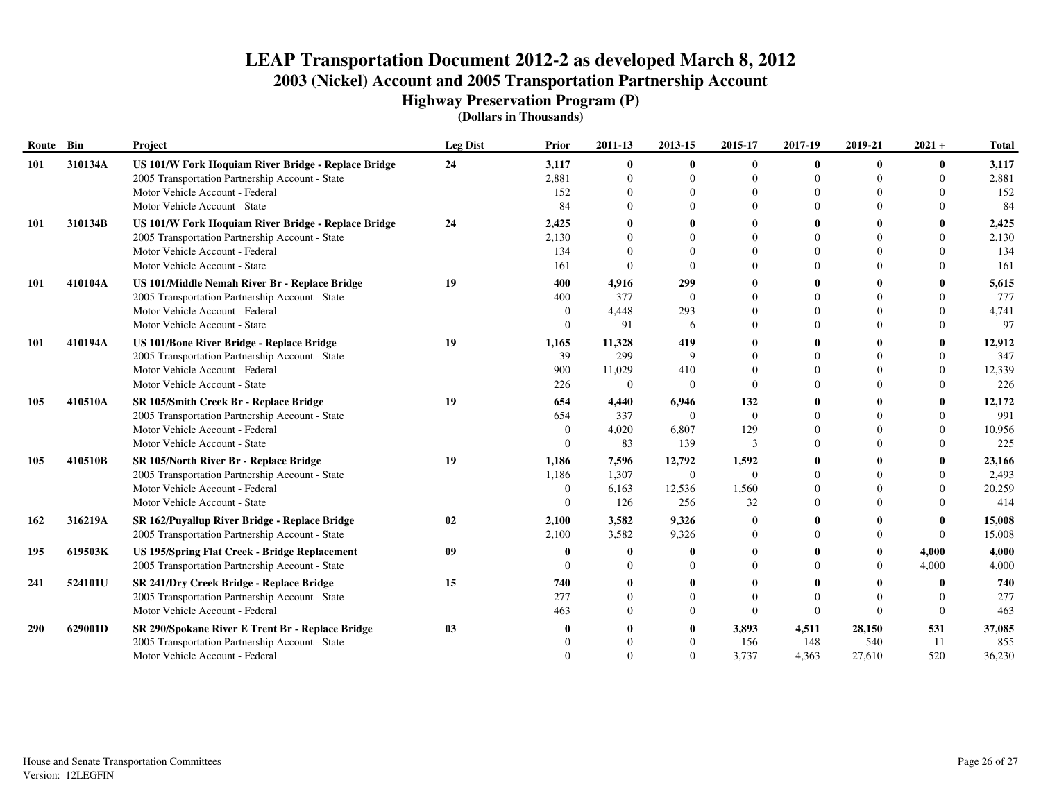# LEAP Transportation Document 2012-2 as developed March 8, 2012

## 2003 (Nickel) Account and 2005 Transportation Partnership Account

### Highway Preservation Program (P)

**(Dollars in Thousands)**

| Route | Bin | Project | Leg Dist | Prior | 2011-13 | 2013-15 | 2015-17 | 2017-19 | 2019-21 | 2021 + | Total |
|---|---|---|---|---|---|---|---|---|---|---|---|
| **101** | **310134A** | **US 101/W Fork Hoquiam River Bridge - Replace Bridge** | **24** | **3,117** | **0** | **0** | **0** | **0** | **0** | **0** | **3,117** |
| | | 2005 Transportation Partnership Account - State | | 2,881 | 0 | 0 | 0 | 0 | 0 | 0 | 2,881 |
| | | Motor Vehicle Account - Federal | | 152 | 0 | 0 | 0 | 0 | 0 | 0 | 152 |
| | | Motor Vehicle Account - State | | 84 | 0 | 0 | 0 | 0 | 0 | 0 | 84 |
| **101** | **310134B** | **US 101/W Fork Hoquiam River Bridge - Replace Bridge** | **24** | **2,425** | **0** | **0** | **0** | **0** | **0** | **0** | **2,425** |
| | | 2005 Transportation Partnership Account - State | | 2,130 | 0 | 0 | 0 | 0 | 0 | 0 | 2,130 |
| | | Motor Vehicle Account - Federal | | 134 | 0 | 0 | 0 | 0 | 0 | 0 | 134 |
| | | Motor Vehicle Account - State | | 161 | 0 | 0 | 0 | 0 | 0 | 0 | 161 |
| **101** | **410104A** | **US 101/Middle Nemah River Br - Replace Bridge** | **19** | **400** | **4,916** | **299** | **0** | **0** | **0** | **0** | **5,615** |
| | | 2005 Transportation Partnership Account - State | | 400 | 377 | 0 | 0 | 0 | 0 | 0 | 777 |
| | | Motor Vehicle Account - Federal | | 0 | 4,448 | 293 | 0 | 0 | 0 | 0 | 4,741 |
| | | Motor Vehicle Account - State | | 0 | 91 | 6 | 0 | 0 | 0 | 0 | 97 |
| **101** | **410194A** | **US 101/Bone River Bridge - Replace Bridge** | **19** | **1,165** | **11,328** | **419** | **0** | **0** | **0** | **0** | **12,912** |
| | | 2005 Transportation Partnership Account - State | | 39 | 299 | 9 | 0 | 0 | 0 | 0 | 347 |
| | | Motor Vehicle Account - Federal | | 900 | 11,029 | 410 | 0 | 0 | 0 | 0 | 12,339 |
| | | Motor Vehicle Account - State | | 226 | 0 | 0 | 0 | 0 | 0 | 0 | 226 |
| **105** | **410510A** | **SR 105/Smith Creek Br - Replace Bridge** | **19** | **654** | **4,440** | **6,946** | **132** | **0** | **0** | **0** | **12,172** |
| | | 2005 Transportation Partnership Account - State | | 654 | 337 | 0 | 0 | 0 | 0 | 0 | 991 |
| | | Motor Vehicle Account - Federal | | 0 | 4,020 | 6,807 | 129 | 0 | 0 | 0 | 10,956 |
| | | Motor Vehicle Account - State | | 0 | 83 | 139 | 3 | 0 | 0 | 0 | 225 |
| **105** | **410510B** | **SR 105/North River Br - Replace Bridge** | **19** | **1,186** | **7,596** | **12,792** | **1,592** | **0** | **0** | **0** | **23,166** |
| | | 2005 Transportation Partnership Account - State | | 1,186 | 1,307 | 0 | 0 | 0 | 0 | 0 | 2,493 |
| | | Motor Vehicle Account - Federal | | 0 | 6,163 | 12,536 | 1,560 | 0 | 0 | 0 | 20,259 |
| | | Motor Vehicle Account - State | | 0 | 126 | 256 | 32 | 0 | 0 | 0 | 414 |
| **162** | **316219A** | **SR 162/Puyallup River Bridge - Replace Bridge** | **02** | **2,100** | **3,582** | **9,326** | **0** | **0** | **0** | **0** | **15,008** |
| | | 2005 Transportation Partnership Account - State | | 2,100 | 3,582 | 9,326 | 0 | 0 | 0 | 0 | 15,008 |
| **195** | **619503K** | **US 195/Spring Flat Creek - Bridge Replacement** | **09** | **0** | **0** | **0** | **0** | **0** | **0** | **4,000** | **4,000** |
| | | 2005 Transportation Partnership Account - State | | 0 | 0 | 0 | 0 | 0 | 0 | 4,000 | 4,000 |
| **241** | **524101U** | **SR 241/Dry Creek Bridge - Replace Bridge** | **15** | **740** | **0** | **0** | **0** | **0** | **0** | **0** | **740** |
| | | 2005 Transportation Partnership Account - State | | 277 | 0 | 0 | 0 | 0 | 0 | 0 | 277 |
| | | Motor Vehicle Account - Federal | | 463 | 0 | 0 | 0 | 0 | 0 | 0 | 463 |
| **290** | **629001D** | **SR 290/Spokane River E Trent Br - Replace Bridge** | **03** | **0** | **0** | **0** | **3,893** | **4,511** | **28,150** | **531** | **37,085** |
| | | 2005 Transportation Partnership Account - State | | 0 | 0 | 0 | 156 | 148 | 540 | 11 | 855 |
| | | Motor Vehicle Account - Federal | | 0 | 0 | 0 | 3,737 | 4,363 | 27,610 | 520 | 36,230 |

House and Senate Transportation Committees
Version: 12LEGFIN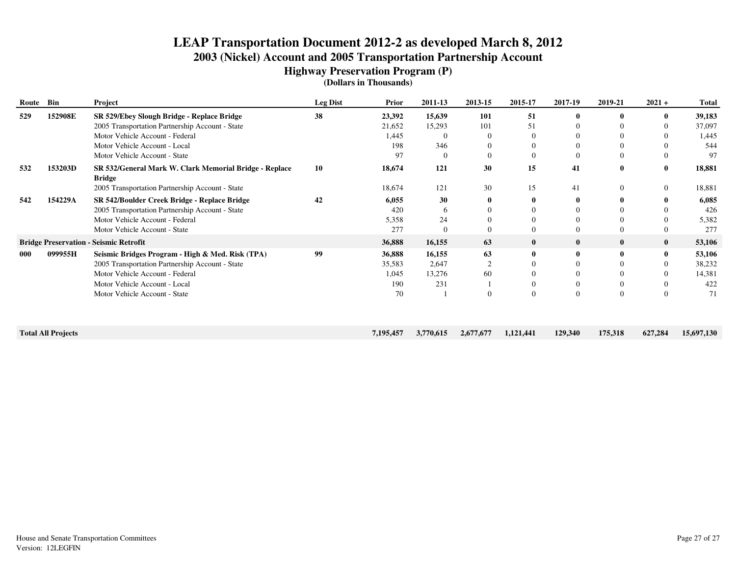# LEAP Transportation Document 2012-2 as developed March 8, 2012
## 2003 (Nickel) Account and 2005 Transportation Partnership Account
### Highway Preservation Program (P)
**(Dollars in Thousands)**

| Route | Bin | Project | Leg Dist | Prior | 2011-13 | 2013-15 | 2015-17 | 2017-19 | 2019-21 | 2021 + | Total |
|---|---|---|---|---|---|---|---|---|---|---|---|
| **529** | **152908E** | **SR 529/Ebey Slough Bridge - Replace Bridge** | **38** | **23,392** | **15,639** | **101** | **51** | **0** | **0** | **0** | **39,183** |
| | | 2005 Transportation Partnership Account - State | | 21,652 | 15,293 | 101 | 51 | 0 | 0 | 0 | 37,097 |
| | | Motor Vehicle Account - Federal | | 1,445 | 0 | 0 | 0 | 0 | 0 | 0 | 1,445 |
| | | Motor Vehicle Account - Local | | 198 | 346 | 0 | 0 | 0 | 0 | 0 | 544 |
| | | Motor Vehicle Account - State | | 97 | 0 | 0 | 0 | 0 | 0 | 0 | 97 |
| **532** | **153203D** | **SR 532/General Mark W. Clark Memorial Bridge - Replace Bridge** | **10** | **18,674** | **121** | **30** | **15** | **41** | **0** | **0** | **18,881** |
| | | 2005 Transportation Partnership Account - State | | 18,674 | 121 | 30 | 15 | 41 | 0 | 0 | 18,881 |
| **542** | **154229A** | **SR 542/Boulder Creek Bridge - Replace Bridge** | **42** | **6,055** | **30** | **0** | **0** | **0** | **0** | **0** | **6,085** |
| | | 2005 Transportation Partnership Account - State | | 420 | 6 | 0 | 0 | 0 | 0 | 0 | 426 |
| | | Motor Vehicle Account - Federal | | 5,358 | 24 | 0 | 0 | 0 | 0 | 0 | 5,382 |
| | | Motor Vehicle Account - State | | 277 | 0 | 0 | 0 | 0 | 0 | 0 | 277 |
| **Bridge Preservation - Seismic Retrofit** | | | | **36,888** | **16,155** | **63** | **0** | **0** | **0** | **0** | **53,106** |
| **000** | **099955H** | **Seismic Bridges Program - High & Med. Risk (TPA)** | **99** | **36,888** | **16,155** | **63** | **0** | **0** | **0** | **0** | **53,106** |
| | | 2005 Transportation Partnership Account - State | | 35,583 | 2,647 | 2 | 0 | 0 | 0 | 0 | 38,232 |
| | | Motor Vehicle Account - Federal | | 1,045 | 13,276 | 60 | 0 | 0 | 0 | 0 | 14,381 |
| | | Motor Vehicle Account - Local | | 190 | 231 | 1 | 0 | 0 | 0 | 0 | 422 |
| | | Motor Vehicle Account - State | | 70 | 1 | 0 | 0 | 0 | 0 | 0 | 71 |
| **Total All Projects** | | | | **7,195,457** | **3,770,615** | **2,677,677** | **1,121,441** | **129,340** | **175,318** | **627,284** | **15,697,130** |

House and Senate Transportation Committees
Version: 12LEGFIN